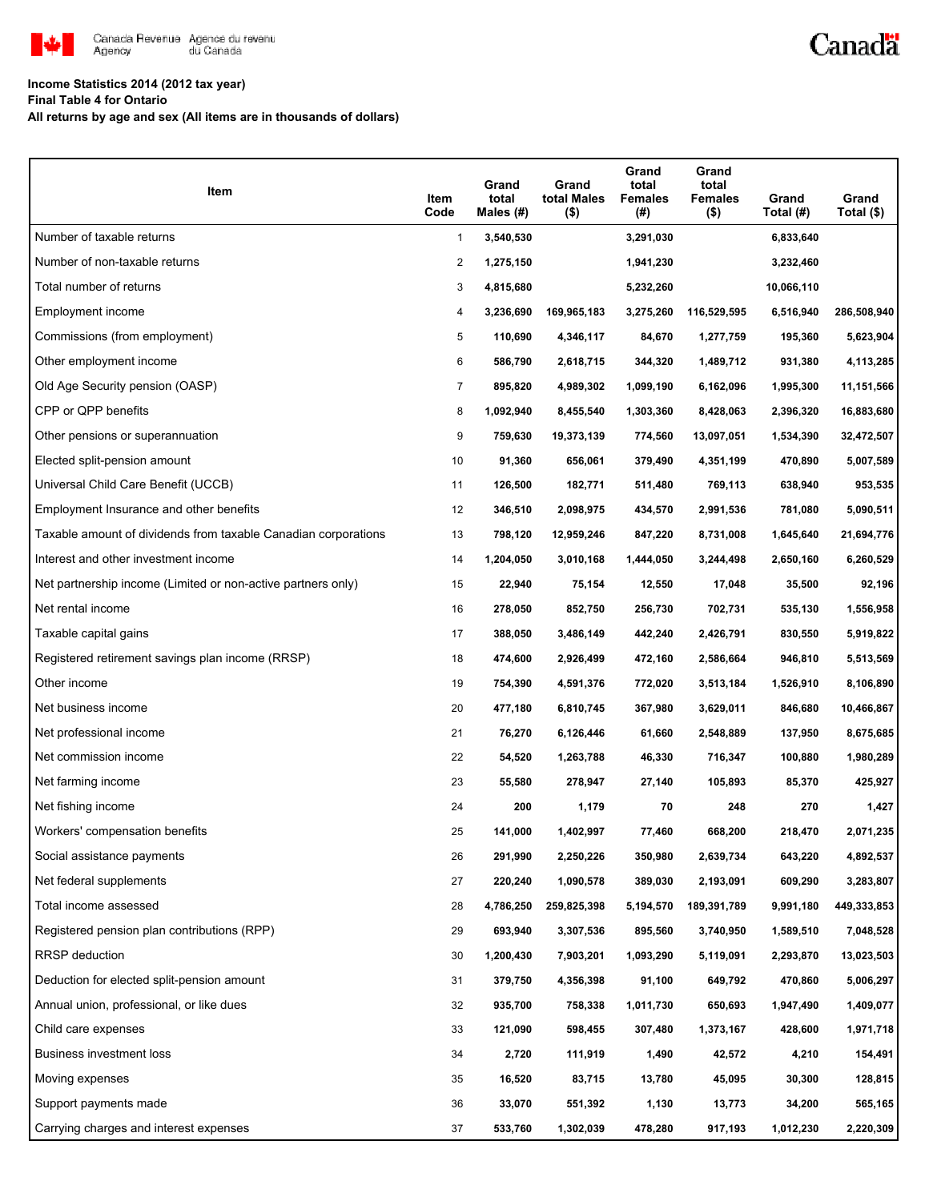Canada Revenue Agency / Agence du revenu du Canada

Canada

**Income Statistics 2014 (2012 tax year)**
**Final Table 4 for Ontario**
**All returns by age and sex (All items are in thousands of dollars)**

| Item | Item Code | Grand total Males (#) | Grand total Males ($) | Grand total Females (#) | Grand total Females ($) | Grand Total (#) | Grand Total ($) |
|---|---|---|---|---|---|---|---|
| Number of taxable returns | 1 | 3,540,530 | | 3,291,030 | | 6,833,640 | |
| Number of non-taxable returns | 2 | 1,275,150 | | 1,941,230 | | 3,232,460 | |
| Total number of returns | 3 | 4,815,680 | | 5,232,260 | | 10,066,110 | |
| Employment income | 4 | 3,236,690 | 169,965,183 | 3,275,260 | 116,529,595 | 6,516,940 | 286,508,940 |
| Commissions (from employment) | 5 | 110,690 | 4,346,117 | 84,670 | 1,277,759 | 195,360 | 5,623,904 |
| Other employment income | 6 | 586,790 | 2,618,715 | 344,320 | 1,489,712 | 931,380 | 4,113,285 |
| Old Age Security pension (OASP) | 7 | 895,820 | 4,989,302 | 1,099,190 | 6,162,096 | 1,995,300 | 11,151,566 |
| CPP or QPP benefits | 8 | 1,092,940 | 8,455,540 | 1,303,360 | 8,428,063 | 2,396,320 | 16,883,680 |
| Other pensions or superannuation | 9 | 759,630 | 19,373,139 | 774,560 | 13,097,051 | 1,534,390 | 32,472,507 |
| Elected split-pension amount | 10 | 91,360 | 656,061 | 379,490 | 4,351,199 | 470,890 | 5,007,589 |
| Universal Child Care Benefit (UCCB) | 11 | 126,500 | 182,771 | 511,480 | 769,113 | 638,940 | 953,535 |
| Employment Insurance and other benefits | 12 | 346,510 | 2,098,975 | 434,570 | 2,991,536 | 781,080 | 5,090,511 |
| Taxable amount of dividends from taxable Canadian corporations | 13 | 798,120 | 12,959,246 | 847,220 | 8,731,008 | 1,645,640 | 21,694,776 |
| Interest and other investment income | 14 | 1,204,050 | 3,010,168 | 1,444,050 | 3,244,498 | 2,650,160 | 6,260,529 |
| Net partnership income (Limited or non-active partners only) | 15 | 22,940 | 75,154 | 12,550 | 17,048 | 35,500 | 92,196 |
| Net rental income | 16 | 278,050 | 852,750 | 256,730 | 702,731 | 535,130 | 1,556,958 |
| Taxable capital gains | 17 | 388,050 | 3,486,149 | 442,240 | 2,426,791 | 830,550 | 5,919,822 |
| Registered retirement savings plan income (RRSP) | 18 | 474,600 | 2,926,499 | 472,160 | 2,586,664 | 946,810 | 5,513,569 |
| Other income | 19 | 754,390 | 4,591,376 | 772,020 | 3,513,184 | 1,526,910 | 8,106,890 |
| Net business income | 20 | 477,180 | 6,810,745 | 367,980 | 3,629,011 | 846,680 | 10,466,867 |
| Net professional income | 21 | 76,270 | 6,126,446 | 61,660 | 2,548,889 | 137,950 | 8,675,685 |
| Net commission income | 22 | 54,520 | 1,263,788 | 46,330 | 716,347 | 100,880 | 1,980,289 |
| Net farming income | 23 | 55,580 | 278,947 | 27,140 | 105,893 | 85,370 | 425,927 |
| Net fishing income | 24 | 200 | 1,179 | 70 | 248 | 270 | 1,427 |
| Workers' compensation benefits | 25 | 141,000 | 1,402,997 | 77,460 | 668,200 | 218,470 | 2,071,235 |
| Social assistance payments | 26 | 291,990 | 2,250,226 | 350,980 | 2,639,734 | 643,220 | 4,892,537 |
| Net federal supplements | 27 | 220,240 | 1,090,578 | 389,030 | 2,193,091 | 609,290 | 3,283,807 |
| Total income assessed | 28 | 4,786,250 | 259,825,398 | 5,194,570 | 189,391,789 | 9,991,180 | 449,333,853 |
| Registered pension plan contributions (RPP) | 29 | 693,940 | 3,307,536 | 895,560 | 3,740,950 | 1,589,510 | 7,048,528 |
| RRSP deduction | 30 | 1,200,430 | 7,903,201 | 1,093,290 | 5,119,091 | 2,293,870 | 13,023,503 |
| Deduction for elected split-pension amount | 31 | 379,750 | 4,356,398 | 91,100 | 649,792 | 470,860 | 5,006,297 |
| Annual union, professional, or like dues | 32 | 935,700 | 758,338 | 1,011,730 | 650,693 | 1,947,490 | 1,409,077 |
| Child care expenses | 33 | 121,090 | 598,455 | 307,480 | 1,373,167 | 428,600 | 1,971,718 |
| Business investment loss | 34 | 2,720 | 111,919 | 1,490 | 42,572 | 4,210 | 154,491 |
| Moving expenses | 35 | 16,520 | 83,715 | 13,780 | 45,095 | 30,300 | 128,815 |
| Support payments made | 36 | 33,070 | 551,392 | 1,130 | 13,773 | 34,200 | 565,165 |
| Carrying charges and interest expenses | 37 | 533,760 | 1,302,039 | 478,280 | 917,193 | 1,012,230 | 2,220,309 |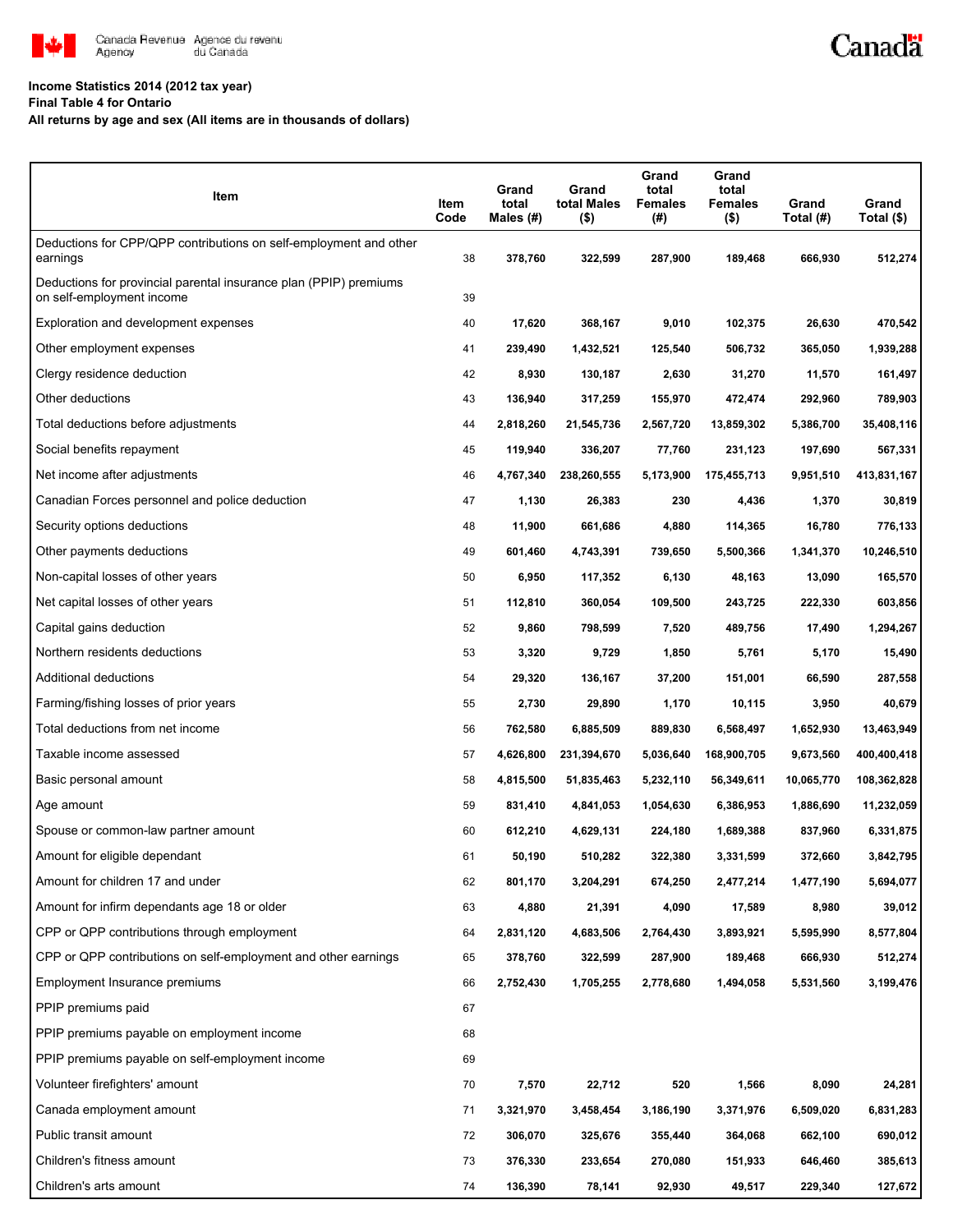Canada Revenue Agency / Agence du revenu du Canada

**Income Statistics 2014 (2012 tax year)**
**Final Table 4 for Ontario**
**All returns by age and sex (All items are in thousands of dollars)**

| Item | Item Code | Grand total Males (#) | Grand total Males ($) | Grand total Females (#) | Grand total Females ($) | Grand Total (#) | Grand Total ($) |
|---|---|---|---|---|---|---|---|
| Deductions for CPP/QPP contributions on self-employment and other earnings | 38 | 378,760 | 322,599 | 287,900 | 189,468 | 666,930 | 512,274 |
| Deductions for provincial parental insurance plan (PPIP) premiums on self-employment income | 39 | | | | | | |
| Exploration and development expenses | 40 | 17,620 | 368,167 | 9,010 | 102,375 | 26,630 | 470,542 |
| Other employment expenses | 41 | 239,490 | 1,432,521 | 125,540 | 506,732 | 365,050 | 1,939,288 |
| Clergy residence deduction | 42 | 8,930 | 130,187 | 2,630 | 31,270 | 11,570 | 161,497 |
| Other deductions | 43 | 136,940 | 317,259 | 155,970 | 472,474 | 292,960 | 789,903 |
| Total deductions before adjustments | 44 | 2,818,260 | 21,545,736 | 2,567,720 | 13,859,302 | 5,386,700 | 35,408,116 |
| Social benefits repayment | 45 | 119,940 | 336,207 | 77,760 | 231,123 | 197,690 | 567,331 |
| Net income after adjustments | 46 | 4,767,340 | 238,260,555 | 5,173,900 | 175,455,713 | 9,951,510 | 413,831,167 |
| Canadian Forces personnel and police deduction | 47 | 1,130 | 26,383 | 230 | 4,436 | 1,370 | 30,819 |
| Security options deductions | 48 | 11,900 | 661,686 | 4,880 | 114,365 | 16,780 | 776,133 |
| Other payments deductions | 49 | 601,460 | 4,743,391 | 739,650 | 5,500,366 | 1,341,370 | 10,246,510 |
| Non-capital losses of other years | 50 | 6,950 | 117,352 | 6,130 | 48,163 | 13,090 | 165,570 |
| Net capital losses of other years | 51 | 112,810 | 360,054 | 109,500 | 243,725 | 222,330 | 603,856 |
| Capital gains deduction | 52 | 9,860 | 798,599 | 7,520 | 489,756 | 17,490 | 1,294,267 |
| Northern residents deductions | 53 | 3,320 | 9,729 | 1,850 | 5,761 | 5,170 | 15,490 |
| Additional deductions | 54 | 29,320 | 136,167 | 37,200 | 151,001 | 66,590 | 287,558 |
| Farming/fishing losses of prior years | 55 | 2,730 | 29,890 | 1,170 | 10,115 | 3,950 | 40,679 |
| Total deductions from net income | 56 | 762,580 | 6,885,509 | 889,830 | 6,568,497 | 1,652,930 | 13,463,949 |
| Taxable income assessed | 57 | 4,626,800 | 231,394,670 | 5,036,640 | 168,900,705 | 9,673,560 | 400,400,418 |
| Basic personal amount | 58 | 4,815,500 | 51,835,463 | 5,232,110 | 56,349,611 | 10,065,770 | 108,362,828 |
| Age amount | 59 | 831,410 | 4,841,053 | 1,054,630 | 6,386,953 | 1,886,690 | 11,232,059 |
| Spouse or common-law partner amount | 60 | 612,210 | 4,629,131 | 224,180 | 1,689,388 | 837,960 | 6,331,875 |
| Amount for eligible dependant | 61 | 50,190 | 510,282 | 322,380 | 3,331,599 | 372,660 | 3,842,795 |
| Amount for children 17 and under | 62 | 801,170 | 3,204,291 | 674,250 | 2,477,214 | 1,477,190 | 5,694,077 |
| Amount for infirm dependants age 18 or older | 63 | 4,880 | 21,391 | 4,090 | 17,589 | 8,980 | 39,012 |
| CPP or QPP contributions through employment | 64 | 2,831,120 | 4,683,506 | 2,764,430 | 3,893,921 | 5,595,990 | 8,577,804 |
| CPP or QPP contributions on self-employment and other earnings | 65 | 378,760 | 322,599 | 287,900 | 189,468 | 666,930 | 512,274 |
| Employment Insurance premiums | 66 | 2,752,430 | 1,705,255 | 2,778,680 | 1,494,058 | 5,531,560 | 3,199,476 |
| PPIP premiums paid | 67 | | | | | | |
| PPIP premiums payable on employment income | 68 | | | | | | |
| PPIP premiums payable on self-employment income | 69 | | | | | | |
| Volunteer firefighters' amount | 70 | 7,570 | 22,712 | 520 | 1,566 | 8,090 | 24,281 |
| Canada employment amount | 71 | 3,321,970 | 3,458,454 | 3,186,190 | 3,371,976 | 6,509,020 | 6,831,283 |
| Public transit amount | 72 | 306,070 | 325,676 | 355,440 | 364,068 | 662,100 | 690,012 |
| Children's fitness amount | 73 | 376,330 | 233,654 | 270,080 | 151,933 | 646,460 | 385,613 |
| Children's arts amount | 74 | 136,390 | 78,141 | 92,930 | 49,517 | 229,340 | 127,672 |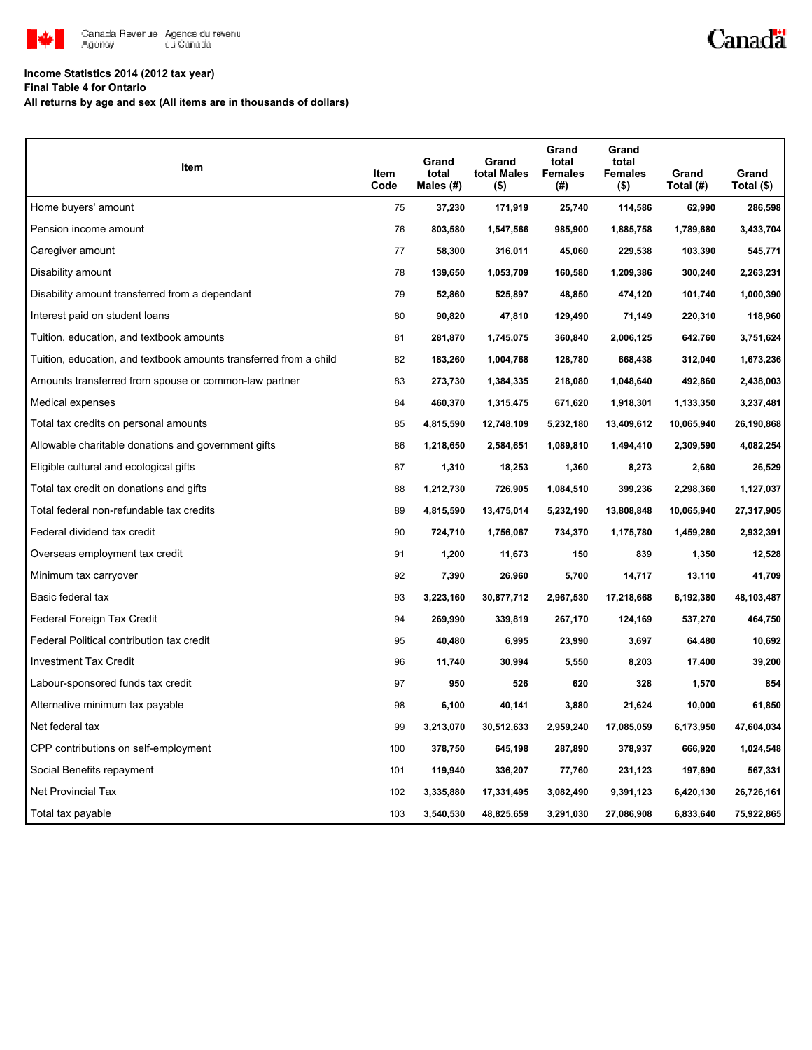**Income Statistics 2014 (2012 tax year)**
**Final Table 4 for Ontario**
**All returns by age and sex (All items are in thousands of dollars)**

| Item | Item Code | Grand total Males (#) | Grand total Males ($) | Grand total Females (#) | Grand total Females ($) | Grand Total (#) | Grand Total ($) |
|---|---|---|---|---|---|---|---|
| Home buyers' amount | 75 | 37,230 | 171,919 | 25,740 | 114,586 | 62,990 | 286,598 |
| Pension income amount | 76 | 803,580 | 1,547,566 | 985,900 | 1,885,758 | 1,789,680 | 3,433,704 |
| Caregiver amount | 77 | 58,300 | 316,011 | 45,060 | 229,538 | 103,390 | 545,771 |
| Disability amount | 78 | 139,650 | 1,053,709 | 160,580 | 1,209,386 | 300,240 | 2,263,231 |
| Disability amount transferred from a dependant | 79 | 52,860 | 525,897 | 48,850 | 474,120 | 101,740 | 1,000,390 |
| Interest paid on student loans | 80 | 90,820 | 47,810 | 129,490 | 71,149 | 220,310 | 118,960 |
| Tuition, education, and textbook amounts | 81 | 281,870 | 1,745,075 | 360,840 | 2,006,125 | 642,760 | 3,751,624 |
| Tuition, education, and textbook amounts transferred from a child | 82 | 183,260 | 1,004,768 | 128,780 | 668,438 | 312,040 | 1,673,236 |
| Amounts transferred from spouse or common-law partner | 83 | 273,730 | 1,384,335 | 218,080 | 1,048,640 | 492,860 | 2,438,003 |
| Medical expenses | 84 | 460,370 | 1,315,475 | 671,620 | 1,918,301 | 1,133,350 | 3,237,481 |
| Total tax credits on personal amounts | 85 | 4,815,590 | 12,748,109 | 5,232,180 | 13,409,612 | 10,065,940 | 26,190,868 |
| Allowable charitable donations and government gifts | 86 | 1,218,650 | 2,584,651 | 1,089,810 | 1,494,410 | 2,309,590 | 4,082,254 |
| Eligible cultural and ecological gifts | 87 | 1,310 | 18,253 | 1,360 | 8,273 | 2,680 | 26,529 |
| Total tax credit on donations and gifts | 88 | 1,212,730 | 726,905 | 1,084,510 | 399,236 | 2,298,360 | 1,127,037 |
| Total federal non-refundable tax credits | 89 | 4,815,590 | 13,475,014 | 5,232,190 | 13,808,848 | 10,065,940 | 27,317,905 |
| Federal dividend tax credit | 90 | 724,710 | 1,756,067 | 734,370 | 1,175,780 | 1,459,280 | 2,932,391 |
| Overseas employment tax credit | 91 | 1,200 | 11,673 | 150 | 839 | 1,350 | 12,528 |
| Minimum tax carryover | 92 | 7,390 | 26,960 | 5,700 | 14,717 | 13,110 | 41,709 |
| Basic federal tax | 93 | 3,223,160 | 30,877,712 | 2,967,530 | 17,218,668 | 6,192,380 | 48,103,487 |
| Federal Foreign Tax Credit | 94 | 269,990 | 339,819 | 267,170 | 124,169 | 537,270 | 464,750 |
| Federal Political contribution tax credit | 95 | 40,480 | 6,995 | 23,990 | 3,697 | 64,480 | 10,692 |
| Investment Tax Credit | 96 | 11,740 | 30,994 | 5,550 | 8,203 | 17,400 | 39,200 |
| Labour-sponsored funds tax credit | 97 | 950 | 526 | 620 | 328 | 1,570 | 854 |
| Alternative minimum tax payable | 98 | 6,100 | 40,141 | 3,880 | 21,624 | 10,000 | 61,850 |
| Net federal tax | 99 | 3,213,070 | 30,512,633 | 2,959,240 | 17,085,059 | 6,173,950 | 47,604,034 |
| CPP contributions on self-employment | 100 | 378,750 | 645,198 | 287,890 | 378,937 | 666,920 | 1,024,548 |
| Social Benefits repayment | 101 | 119,940 | 336,207 | 77,760 | 231,123 | 197,690 | 567,331 |
| Net Provincial Tax | 102 | 3,335,880 | 17,331,495 | 3,082,490 | 9,391,123 | 6,420,130 | 26,726,161 |
| Total tax payable | 103 | 3,540,530 | 48,825,659 | 3,291,030 | 27,086,908 | 6,833,640 | 75,922,865 |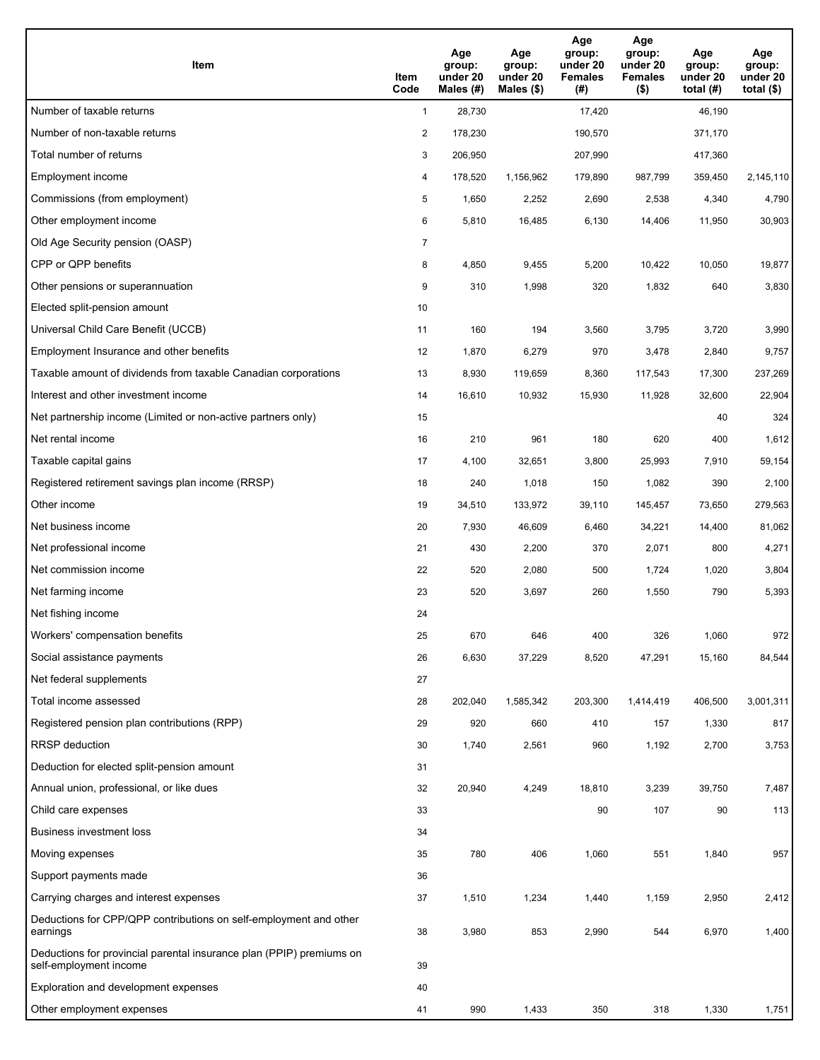| Item | Item Code | Age group: under 20 Males (#) | Age group: under 20 Males ($) | Age group: under 20 Females (#) | Age group: under 20 Females ($) | Age group: under 20 total (#) | Age group: under 20 total ($) |
|---|---|---|---|---|---|---|---|
| Number of taxable returns | 1 | 28,730 | | 17,420 | | 46,190 | |
| Number of non-taxable returns | 2 | 178,230 | | 190,570 | | 371,170 | |
| Total number of returns | 3 | 206,950 | | 207,990 | | 417,360 | |
| Employment income | 4 | 178,520 | 1,156,962 | 179,890 | 987,799 | 359,450 | 2,145,110 |
| Commissions (from employment) | 5 | 1,650 | 2,252 | 2,690 | 2,538 | 4,340 | 4,790 |
| Other employment income | 6 | 5,810 | 16,485 | 6,130 | 14,406 | 11,950 | 30,903 |
| Old Age Security pension (OASP) | 7 | | | | | | |
| CPP or QPP benefits | 8 | 4,850 | 9,455 | 5,200 | 10,422 | 10,050 | 19,877 |
| Other pensions or superannuation | 9 | 310 | 1,998 | 320 | 1,832 | 640 | 3,830 |
| Elected split-pension amount | 10 | | | | | | |
| Universal Child Care Benefit (UCCB) | 11 | 160 | 194 | 3,560 | 3,795 | 3,720 | 3,990 |
| Employment Insurance and other benefits | 12 | 1,870 | 6,279 | 970 | 3,478 | 2,840 | 9,757 |
| Taxable amount of dividends from taxable Canadian corporations | 13 | 8,930 | 119,659 | 8,360 | 117,543 | 17,300 | 237,269 |
| Interest and other investment income | 14 | 16,610 | 10,932 | 15,930 | 11,928 | 32,600 | 22,904 |
| Net partnership income (Limited or non-active partners only) | 15 | | | | | 40 | 324 |
| Net rental income | 16 | 210 | 961 | 180 | 620 | 400 | 1,612 |
| Taxable capital gains | 17 | 4,100 | 32,651 | 3,800 | 25,993 | 7,910 | 59,154 |
| Registered retirement savings plan income (RRSP) | 18 | 240 | 1,018 | 150 | 1,082 | 390 | 2,100 |
| Other income | 19 | 34,510 | 133,972 | 39,110 | 145,457 | 73,650 | 279,563 |
| Net business income | 20 | 7,930 | 46,609 | 6,460 | 34,221 | 14,400 | 81,062 |
| Net professional income | 21 | 430 | 2,200 | 370 | 2,071 | 800 | 4,271 |
| Net commission income | 22 | 520 | 2,080 | 500 | 1,724 | 1,020 | 3,804 |
| Net farming income | 23 | 520 | 3,697 | 260 | 1,550 | 790 | 5,393 |
| Net fishing income | 24 | | | | | | |
| Workers' compensation benefits | 25 | 670 | 646 | 400 | 326 | 1,060 | 972 |
| Social assistance payments | 26 | 6,630 | 37,229 | 8,520 | 47,291 | 15,160 | 84,544 |
| Net federal supplements | 27 | | | | | | |
| Total income assessed | 28 | 202,040 | 1,585,342 | 203,300 | 1,414,419 | 406,500 | 3,001,311 |
| Registered pension plan contributions (RPP) | 29 | 920 | 660 | 410 | 157 | 1,330 | 817 |
| RRSP deduction | 30 | 1,740 | 2,561 | 960 | 1,192 | 2,700 | 3,753 |
| Deduction for elected split-pension amount | 31 | | | | | | |
| Annual union, professional, or like dues | 32 | 20,940 | 4,249 | 18,810 | 3,239 | 39,750 | 7,487 |
| Child care expenses | 33 | | | 90 | 107 | 90 | 113 |
| Business investment loss | 34 | | | | | | |
| Moving expenses | 35 | 780 | 406 | 1,060 | 551 | 1,840 | 957 |
| Support payments made | 36 | | | | | | |
| Carrying charges and interest expenses | 37 | 1,510 | 1,234 | 1,440 | 1,159 | 2,950 | 2,412 |
| Deductions for CPP/QPP contributions on self-employment and other earnings | 38 | 3,980 | 853 | 2,990 | 544 | 6,970 | 1,400 |
| Deductions for provincial parental insurance plan (PPIP) premiums on self-employment income | 39 | | | | | | |
| Exploration and development expenses | 40 | | | | | | |
| Other employment expenses | 41 | 990 | 1,433 | 350 | 318 | 1,330 | 1,751 |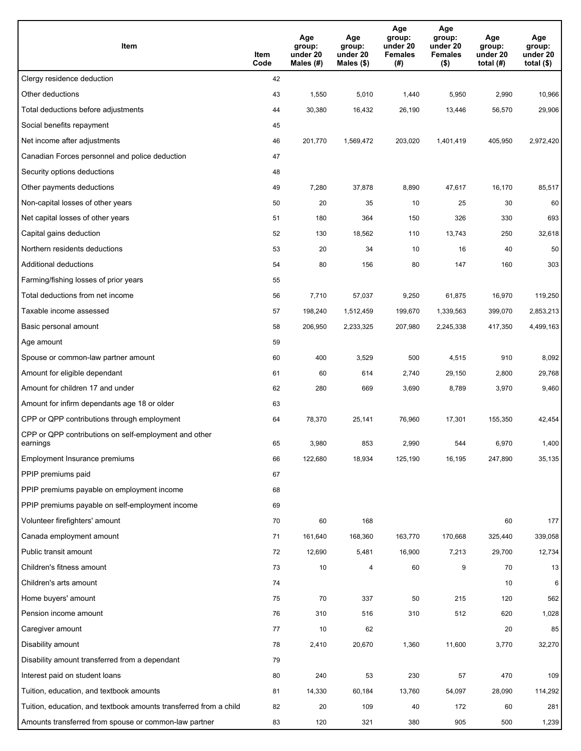| Item | Item Code | Age group: under 20 Males (#) | Age group: under 20 Males ($) | Age group: under 20 Females (#) | Age group: under 20 Females ($) | Age group: under 20 total (#) | Age group: under 20 total ($) |
|---|---|---|---|---|---|---|---|
| Clergy residence deduction | 42 | | | | | | |
| Other deductions | 43 | 1,550 | 5,010 | 1,440 | 5,950 | 2,990 | 10,966 |
| Total deductions before adjustments | 44 | 30,380 | 16,432 | 26,190 | 13,446 | 56,570 | 29,906 |
| Social benefits repayment | 45 | | | | | | |
| Net income after adjustments | 46 | 201,770 | 1,569,472 | 203,020 | 1,401,419 | 405,950 | 2,972,420 |
| Canadian Forces personnel and police deduction | 47 | | | | | | |
| Security options deductions | 48 | | | | | | |
| Other payments deductions | 49 | 7,280 | 37,878 | 8,890 | 47,617 | 16,170 | 85,517 |
| Non-capital losses of other years | 50 | 20 | 35 | 10 | 25 | 30 | 60 |
| Net capital losses of other years | 51 | 180 | 364 | 150 | 326 | 330 | 693 |
| Capital gains deduction | 52 | 130 | 18,562 | 110 | 13,743 | 250 | 32,618 |
| Northern residents deductions | 53 | 20 | 34 | 10 | 16 | 40 | 50 |
| Additional deductions | 54 | 80 | 156 | 80 | 147 | 160 | 303 |
| Farming/fishing losses of prior years | 55 | | | | | | |
| Total deductions from net income | 56 | 7,710 | 57,037 | 9,250 | 61,875 | 16,970 | 119,250 |
| Taxable income assessed | 57 | 198,240 | 1,512,459 | 199,670 | 1,339,563 | 399,070 | 2,853,213 |
| Basic personal amount | 58 | 206,950 | 2,233,325 | 207,980 | 2,245,338 | 417,350 | 4,499,163 |
| Age amount | 59 | | | | | | |
| Spouse or common-law partner amount | 60 | 400 | 3,529 | 500 | 4,515 | 910 | 8,092 |
| Amount for eligible dependant | 61 | 60 | 614 | 2,740 | 29,150 | 2,800 | 29,768 |
| Amount for children 17 and under | 62 | 280 | 669 | 3,690 | 8,789 | 3,970 | 9,460 |
| Amount for infirm dependants age 18 or older | 63 | | | | | | |
| CPP or QPP contributions through employment | 64 | 78,370 | 25,141 | 76,960 | 17,301 | 155,350 | 42,454 |
| CPP or QPP contributions on self-employment and other earnings | 65 | 3,980 | 853 | 2,990 | 544 | 6,970 | 1,400 |
| Employment Insurance premiums | 66 | 122,680 | 18,934 | 125,190 | 16,195 | 247,890 | 35,135 |
| PPIP premiums paid | 67 | | | | | | |
| PPIP premiums payable on employment income | 68 | | | | | | |
| PPIP premiums payable on self-employment income | 69 | | | | | | |
| Volunteer firefighters' amount | 70 | 60 | 168 | | | 60 | 177 |
| Canada employment amount | 71 | 161,640 | 168,360 | 163,770 | 170,668 | 325,440 | 339,058 |
| Public transit amount | 72 | 12,690 | 5,481 | 16,900 | 7,213 | 29,700 | 12,734 |
| Children's fitness amount | 73 | 10 | 4 | 60 | 9 | 70 | 13 |
| Children's arts amount | 74 | | | | | 10 | 6 |
| Home buyers' amount | 75 | 70 | 337 | 50 | 215 | 120 | 562 |
| Pension income amount | 76 | 310 | 516 | 310 | 512 | 620 | 1,028 |
| Caregiver amount | 77 | 10 | 62 | | | 20 | 85 |
| Disability amount | 78 | 2,410 | 20,670 | 1,360 | 11,600 | 3,770 | 32,270 |
| Disability amount transferred from a dependant | 79 | | | | | | |
| Interest paid on student loans | 80 | 240 | 53 | 230 | 57 | 470 | 109 |
| Tuition, education, and textbook amounts | 81 | 14,330 | 60,184 | 13,760 | 54,097 | 28,090 | 114,292 |
| Tuition, education, and textbook amounts transferred from a child | 82 | 20 | 109 | 40 | 172 | 60 | 281 |
| Amounts transferred from spouse or common-law partner | 83 | 120 | 321 | 380 | 905 | 500 | 1,239 |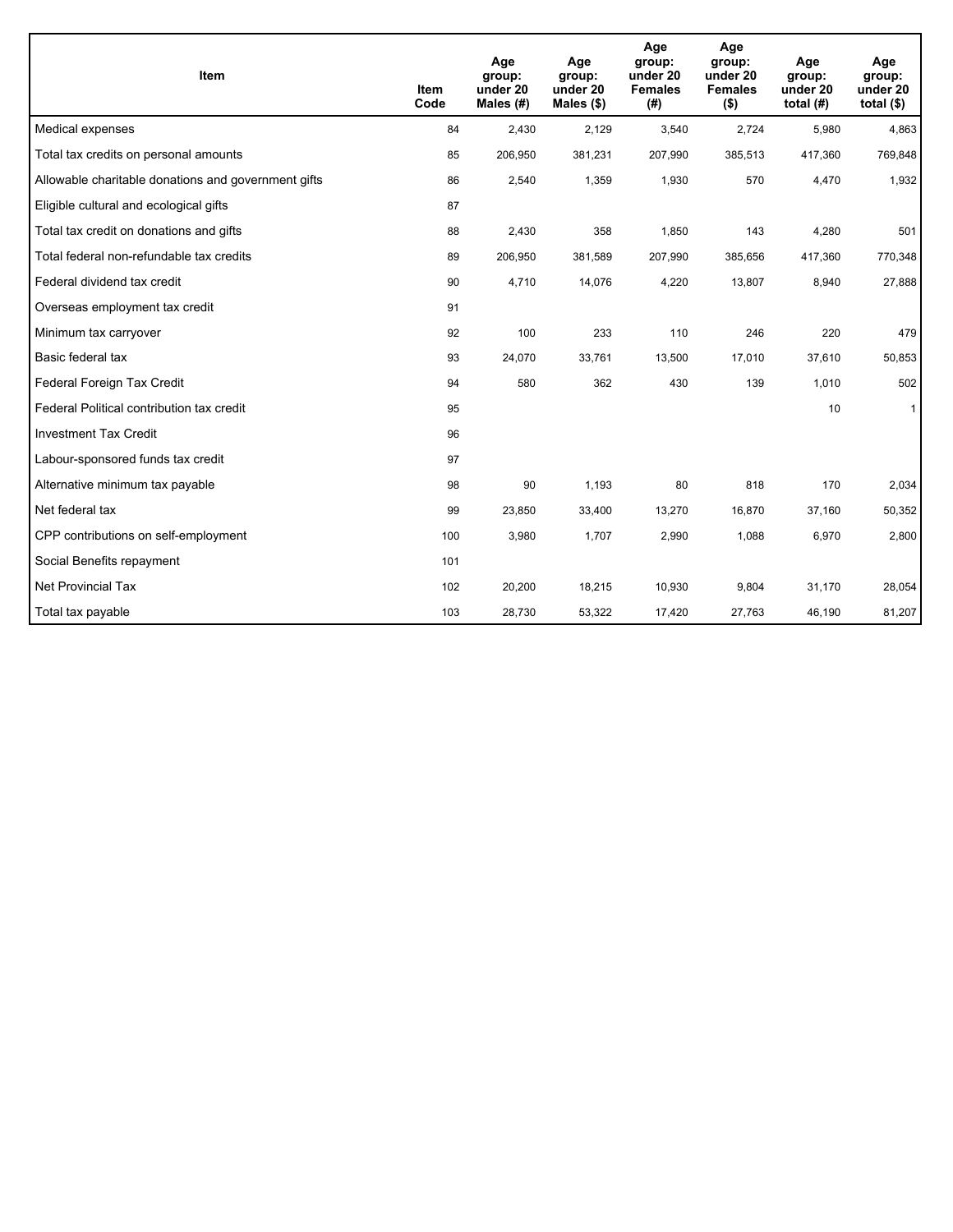| Item | Item Code | Age group: under 20 Males (#) | Age group: under 20 Males ($) | Age group: under 20 Females (#) | Age group: under 20 Females ($) | Age group: under 20 total (#) | Age group: under 20 total ($) |
|---|---|---|---|---|---|---|---|
| Medical expenses | 84 | 2,430 | 2,129 | 3,540 | 2,724 | 5,980 | 4,863 |
| Total tax credits on personal amounts | 85 | 206,950 | 381,231 | 207,990 | 385,513 | 417,360 | 769,848 |
| Allowable charitable donations and government gifts | 86 | 2,540 | 1,359 | 1,930 | 570 | 4,470 | 1,932 |
| Eligible cultural and ecological gifts | 87 | | | | | | |
| Total tax credit on donations and gifts | 88 | 2,430 | 358 | 1,850 | 143 | 4,280 | 501 |
| Total federal non-refundable tax credits | 89 | 206,950 | 381,589 | 207,990 | 385,656 | 417,360 | 770,348 |
| Federal dividend tax credit | 90 | 4,710 | 14,076 | 4,220 | 13,807 | 8,940 | 27,888 |
| Overseas employment tax credit | 91 | | | | | | |
| Minimum tax carryover | 92 | 100 | 233 | 110 | 246 | 220 | 479 |
| Basic federal tax | 93 | 24,070 | 33,761 | 13,500 | 17,010 | 37,610 | 50,853 |
| Federal Foreign Tax Credit | 94 | 580 | 362 | 430 | 139 | 1,010 | 502 |
| Federal Political contribution tax credit | 95 | | | | | 10 | 1 |
| Investment Tax Credit | 96 | | | | | | |
| Labour-sponsored funds tax credit | 97 | | | | | | |
| Alternative minimum tax payable | 98 | 90 | 1,193 | 80 | 818 | 170 | 2,034 |
| Net federal tax | 99 | 23,850 | 33,400 | 13,270 | 16,870 | 37,160 | 50,352 |
| CPP contributions on self-employment | 100 | 3,980 | 1,707 | 2,990 | 1,088 | 6,970 | 2,800 |
| Social Benefits repayment | 101 | | | | | | |
| Net Provincial Tax | 102 | 20,200 | 18,215 | 10,930 | 9,804 | 31,170 | 28,054 |
| Total tax payable | 103 | 28,730 | 53,322 | 17,420 | 27,763 | 46,190 | 81,207 |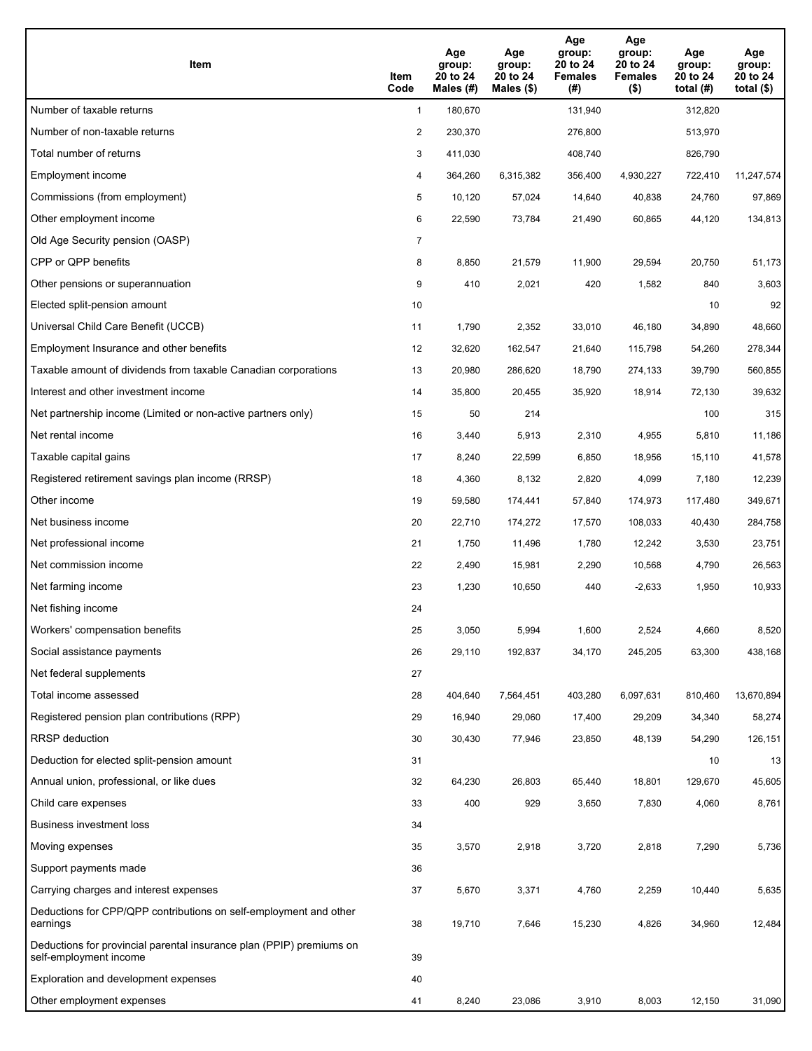| Item | Item Code | Age group: 20 to 24 Males (#) | Age group: 20 to 24 Males ($) | Age group: 20 to 24 Females (#) | Age group: 20 to 24 Females ($) | Age group: 20 to 24 total (#) | Age group: 20 to 24 total ($) |
|---|---|---|---|---|---|---|---|
| Number of taxable returns | 1 | 180,670 | | 131,940 | | 312,820 | |
| Number of non-taxable returns | 2 | 230,370 | | 276,800 | | 513,970 | |
| Total number of returns | 3 | 411,030 | | 408,740 | | 826,790 | |
| Employment income | 4 | 364,260 | 6,315,382 | 356,400 | 4,930,227 | 722,410 | 11,247,574 |
| Commissions (from employment) | 5 | 10,120 | 57,024 | 14,640 | 40,838 | 24,760 | 97,869 |
| Other employment income | 6 | 22,590 | 73,784 | 21,490 | 60,865 | 44,120 | 134,813 |
| Old Age Security pension (OASP) | 7 | | | | | | |
| CPP or QPP benefits | 8 | 8,850 | 21,579 | 11,900 | 29,594 | 20,750 | 51,173 |
| Other pensions or superannuation | 9 | 410 | 2,021 | 420 | 1,582 | 840 | 3,603 |
| Elected split-pension amount | 10 | | | | | 10 | 92 |
| Universal Child Care Benefit (UCCB) | 11 | 1,790 | 2,352 | 33,010 | 46,180 | 34,890 | 48,660 |
| Employment Insurance and other benefits | 12 | 32,620 | 162,547 | 21,640 | 115,798 | 54,260 | 278,344 |
| Taxable amount of dividends from taxable Canadian corporations | 13 | 20,980 | 286,620 | 18,790 | 274,133 | 39,790 | 560,855 |
| Interest and other investment income | 14 | 35,800 | 20,455 | 35,920 | 18,914 | 72,130 | 39,632 |
| Net partnership income (Limited or non-active partners only) | 15 | 50 | 214 | | | 100 | 315 |
| Net rental income | 16 | 3,440 | 5,913 | 2,310 | 4,955 | 5,810 | 11,186 |
| Taxable capital gains | 17 | 8,240 | 22,599 | 6,850 | 18,956 | 15,110 | 41,578 |
| Registered retirement savings plan income (RRSP) | 18 | 4,360 | 8,132 | 2,820 | 4,099 | 7,180 | 12,239 |
| Other income | 19 | 59,580 | 174,441 | 57,840 | 174,973 | 117,480 | 349,671 |
| Net business income | 20 | 22,710 | 174,272 | 17,570 | 108,033 | 40,430 | 284,758 |
| Net professional income | 21 | 1,750 | 11,496 | 1,780 | 12,242 | 3,530 | 23,751 |
| Net commission income | 22 | 2,490 | 15,981 | 2,290 | 10,568 | 4,790 | 26,563 |
| Net farming income | 23 | 1,230 | 10,650 | 440 | -2,633 | 1,950 | 10,933 |
| Net fishing income | 24 | | | | | | |
| Workers' compensation benefits | 25 | 3,050 | 5,994 | 1,600 | 2,524 | 4,660 | 8,520 |
| Social assistance payments | 26 | 29,110 | 192,837 | 34,170 | 245,205 | 63,300 | 438,168 |
| Net federal supplements | 27 | | | | | | |
| Total income assessed | 28 | 404,640 | 7,564,451 | 403,280 | 6,097,631 | 810,460 | 13,670,894 |
| Registered pension plan contributions (RPP) | 29 | 16,940 | 29,060 | 17,400 | 29,209 | 34,340 | 58,274 |
| RRSP deduction | 30 | 30,430 | 77,946 | 23,850 | 48,139 | 54,290 | 126,151 |
| Deduction for elected split-pension amount | 31 | | | | | 10 | 13 |
| Annual union, professional, or like dues | 32 | 64,230 | 26,803 | 65,440 | 18,801 | 129,670 | 45,605 |
| Child care expenses | 33 | 400 | 929 | 3,650 | 7,830 | 4,060 | 8,761 |
| Business investment loss | 34 | | | | | | |
| Moving expenses | 35 | 3,570 | 2,918 | 3,720 | 2,818 | 7,290 | 5,736 |
| Support payments made | 36 | | | | | | |
| Carrying charges and interest expenses | 37 | 5,670 | 3,371 | 4,760 | 2,259 | 10,440 | 5,635 |
| Deductions for CPP/QPP contributions on self-employment and other earnings | 38 | 19,710 | 7,646 | 15,230 | 4,826 | 34,960 | 12,484 |
| Deductions for provincial parental insurance plan (PPIP) premiums on self-employment income | 39 | | | | | | |
| Exploration and development expenses | 40 | | | | | | |
| Other employment expenses | 41 | 8,240 | 23,086 | 3,910 | 8,003 | 12,150 | 31,090 |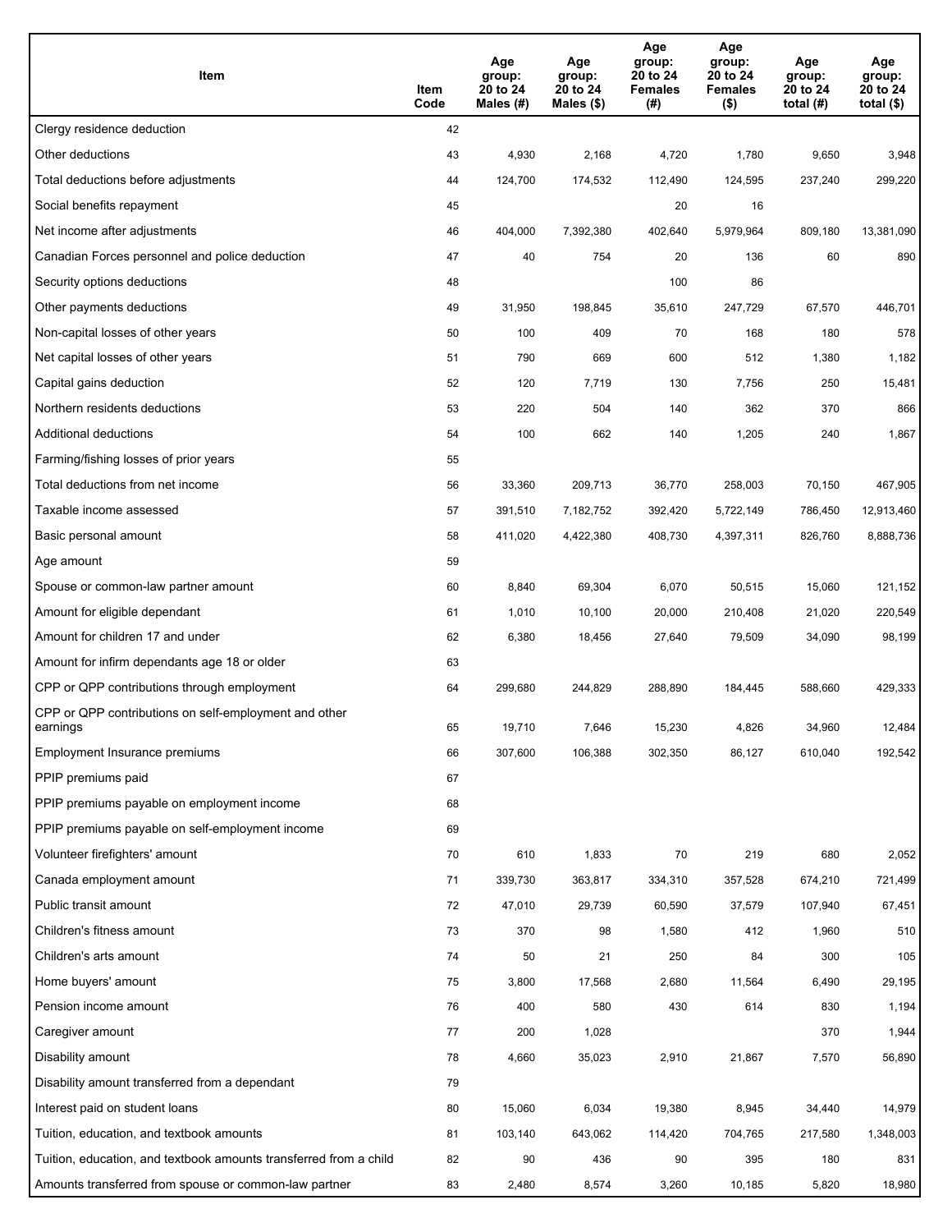| Item | Item Code | Age group: 20 to 24 Males (#) | Age group: 20 to 24 Males ($) | Age group: 20 to 24 Females (#) | Age group: 20 to 24 Females ($) | Age group: 20 to 24 total (#) | Age group: 20 to 24 total ($) |
|---|---|---|---|---|---|---|---|
| Clergy residence deduction | 42 | | | | | | |
| Other deductions | 43 | 4,930 | 2,168 | 4,720 | 1,780 | 9,650 | 3,948 |
| Total deductions before adjustments | 44 | 124,700 | 174,532 | 112,490 | 124,595 | 237,240 | 299,220 |
| Social benefits repayment | 45 | | | 20 | 16 | | |
| Net income after adjustments | 46 | 404,000 | 7,392,380 | 402,640 | 5,979,964 | 809,180 | 13,381,090 |
| Canadian Forces personnel and police deduction | 47 | 40 | 754 | 20 | 136 | 60 | 890 |
| Security options deductions | 48 | | | 100 | 86 | | |
| Other payments deductions | 49 | 31,950 | 198,845 | 35,610 | 247,729 | 67,570 | 446,701 |
| Non-capital losses of other years | 50 | 100 | 409 | 70 | 168 | 180 | 578 |
| Net capital losses of other years | 51 | 790 | 669 | 600 | 512 | 1,380 | 1,182 |
| Capital gains deduction | 52 | 120 | 7,719 | 130 | 7,756 | 250 | 15,481 |
| Northern residents deductions | 53 | 220 | 504 | 140 | 362 | 370 | 866 |
| Additional deductions | 54 | 100 | 662 | 140 | 1,205 | 240 | 1,867 |
| Farming/fishing losses of prior years | 55 | | | | | | |
| Total deductions from net income | 56 | 33,360 | 209,713 | 36,770 | 258,003 | 70,150 | 467,905 |
| Taxable income assessed | 57 | 391,510 | 7,182,752 | 392,420 | 5,722,149 | 786,450 | 12,913,460 |
| Basic personal amount | 58 | 411,020 | 4,422,380 | 408,730 | 4,397,311 | 826,760 | 8,888,736 |
| Age amount | 59 | | | | | | |
| Spouse or common-law partner amount | 60 | 8,840 | 69,304 | 6,070 | 50,515 | 15,060 | 121,152 |
| Amount for eligible dependant | 61 | 1,010 | 10,100 | 20,000 | 210,408 | 21,020 | 220,549 |
| Amount for children 17 and under | 62 | 6,380 | 18,456 | 27,640 | 79,509 | 34,090 | 98,199 |
| Amount for infirm dependants age 18 or older | 63 | | | | | | |
| CPP or QPP contributions through employment | 64 | 299,680 | 244,829 | 288,890 | 184,445 | 588,660 | 429,333 |
| CPP or QPP contributions on self-employment and other earnings | 65 | 19,710 | 7,646 | 15,230 | 4,826 | 34,960 | 12,484 |
| Employment Insurance premiums | 66 | 307,600 | 106,388 | 302,350 | 86,127 | 610,040 | 192,542 |
| PPIP premiums paid | 67 | | | | | | |
| PPIP premiums payable on employment income | 68 | | | | | | |
| PPIP premiums payable on self-employment income | 69 | | | | | | |
| Volunteer firefighters' amount | 70 | 610 | 1,833 | 70 | 219 | 680 | 2,052 |
| Canada employment amount | 71 | 339,730 | 363,817 | 334,310 | 357,528 | 674,210 | 721,499 |
| Public transit amount | 72 | 47,010 | 29,739 | 60,590 | 37,579 | 107,940 | 67,451 |
| Children's fitness amount | 73 | 370 | 98 | 1,580 | 412 | 1,960 | 510 |
| Children's arts amount | 74 | 50 | 21 | 250 | 84 | 300 | 105 |
| Home buyers' amount | 75 | 3,800 | 17,568 | 2,680 | 11,564 | 6,490 | 29,195 |
| Pension income amount | 76 | 400 | 580 | 430 | 614 | 830 | 1,194 |
| Caregiver amount | 77 | 200 | 1,028 | | | 370 | 1,944 |
| Disability amount | 78 | 4,660 | 35,023 | 2,910 | 21,867 | 7,570 | 56,890 |
| Disability amount transferred from a dependant | 79 | | | | | | |
| Interest paid on student loans | 80 | 15,060 | 6,034 | 19,380 | 8,945 | 34,440 | 14,979 |
| Tuition, education, and textbook amounts | 81 | 103,140 | 643,062 | 114,420 | 704,765 | 217,580 | 1,348,003 |
| Tuition, education, and textbook amounts transferred from a child | 82 | 90 | 436 | 90 | 395 | 180 | 831 |
| Amounts transferred from spouse or common-law partner | 83 | 2,480 | 8,574 | 3,260 | 10,185 | 5,820 | 18,980 |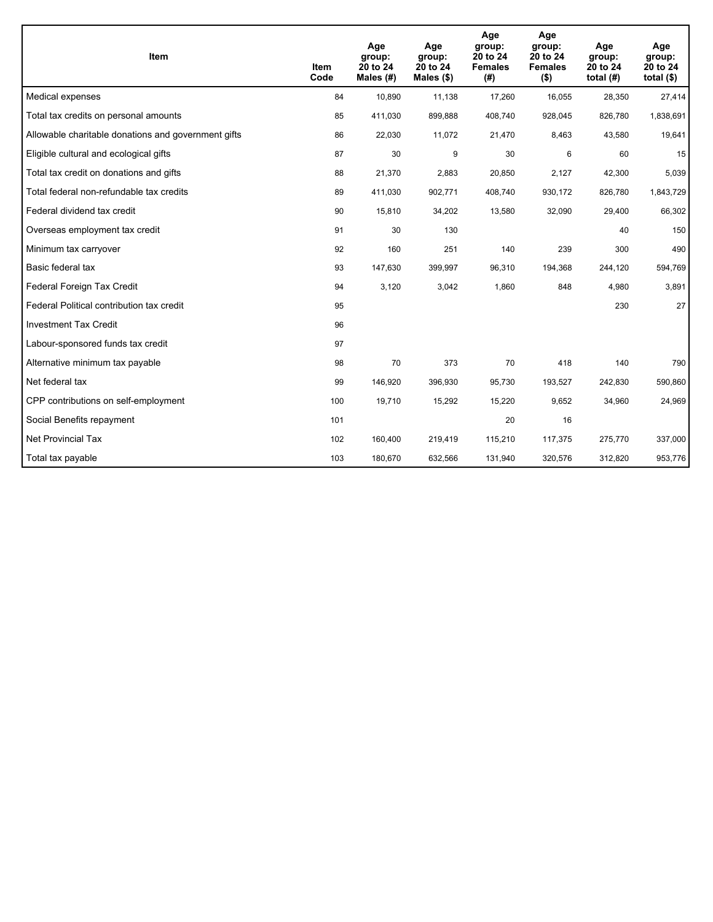| Item | Item Code | Age group: 20 to 24 Males (#) | Age group: 20 to 24 Males ($) | Age group: 20 to 24 Females (#) | Age group: 20 to 24 Females ($) | Age group: 20 to 24 total (#) | Age group: 20 to 24 total ($) |
|---|---|---|---|---|---|---|---|
| Medical expenses | 84 | 10,890 | 11,138 | 17,260 | 16,055 | 28,350 | 27,414 |
| Total tax credits on personal amounts | 85 | 411,030 | 899,888 | 408,740 | 928,045 | 826,780 | 1,838,691 |
| Allowable charitable donations and government gifts | 86 | 22,030 | 11,072 | 21,470 | 8,463 | 43,580 | 19,641 |
| Eligible cultural and ecological gifts | 87 | 30 | 9 | 30 | 6 | 60 | 15 |
| Total tax credit on donations and gifts | 88 | 21,370 | 2,883 | 20,850 | 2,127 | 42,300 | 5,039 |
| Total federal non-refundable tax credits | 89 | 411,030 | 902,771 | 408,740 | 930,172 | 826,780 | 1,843,729 |
| Federal dividend tax credit | 90 | 15,810 | 34,202 | 13,580 | 32,090 | 29,400 | 66,302 |
| Overseas employment tax credit | 91 | 30 | 130 | | | 40 | 150 |
| Minimum tax carryover | 92 | 160 | 251 | 140 | 239 | 300 | 490 |
| Basic federal tax | 93 | 147,630 | 399,997 | 96,310 | 194,368 | 244,120 | 594,769 |
| Federal Foreign Tax Credit | 94 | 3,120 | 3,042 | 1,860 | 848 | 4,980 | 3,891 |
| Federal Political contribution tax credit | 95 | | | | | 230 | 27 |
| Investment Tax Credit | 96 | | | | | | |
| Labour-sponsored funds tax credit | 97 | | | | | | |
| Alternative minimum tax payable | 98 | 70 | 373 | 70 | 418 | 140 | 790 |
| Net federal tax | 99 | 146,920 | 396,930 | 95,730 | 193,527 | 242,830 | 590,860 |
| CPP contributions on self-employment | 100 | 19,710 | 15,292 | 15,220 | 9,652 | 34,960 | 24,969 |
| Social Benefits repayment | 101 | | | 20 | 16 | | |
| Net Provincial Tax | 102 | 160,400 | 219,419 | 115,210 | 117,375 | 275,770 | 337,000 |
| Total tax payable | 103 | 180,670 | 632,566 | 131,940 | 320,576 | 312,820 | 953,776 |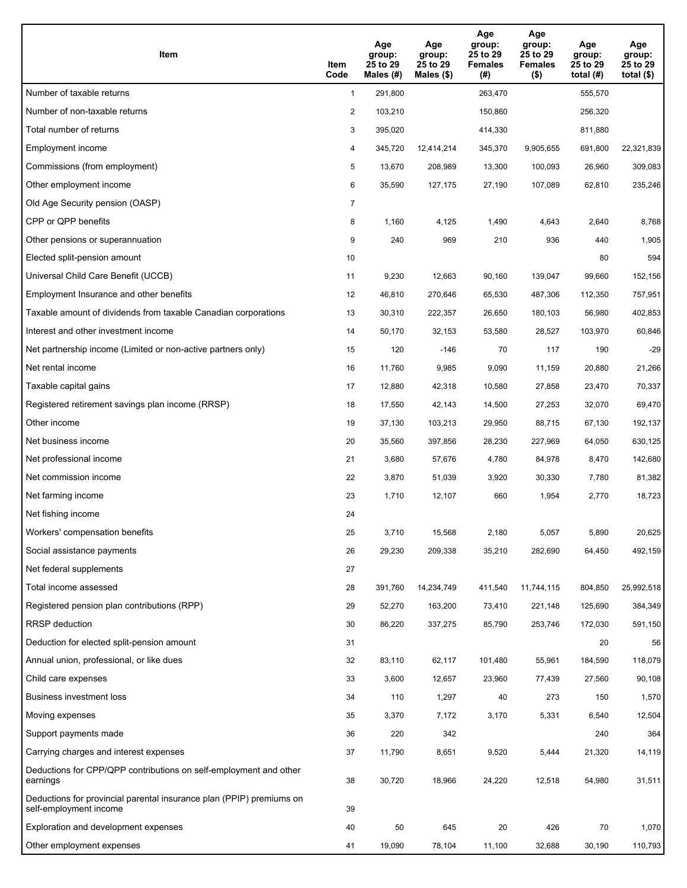| Item | Item Code | Age group: 25 to 29 Males (#) | Age group: 25 to 29 Males ($) | Age group: 25 to 29 Females (#) | Age group: 25 to 29 Females ($) | Age group: 25 to 29 total (#) | Age group: 25 to 29 total ($) |
|---|---|---|---|---|---|---|---|
| Number of taxable returns | 1 | 291,800 | | 263,470 | | 555,570 | |
| Number of non-taxable returns | 2 | 103,210 | | 150,860 | | 256,320 | |
| Total number of returns | 3 | 395,020 | | 414,330 | | 811,880 | |
| Employment income | 4 | 345,720 | 12,414,214 | 345,370 | 9,905,655 | 691,800 | 22,321,839 |
| Commissions (from employment) | 5 | 13,670 | 208,989 | 13,300 | 100,093 | 26,960 | 309,083 |
| Other employment income | 6 | 35,590 | 127,175 | 27,190 | 107,089 | 62,810 | 235,246 |
| Old Age Security pension (OASP) | 7 | | | | | | |
| CPP or QPP benefits | 8 | 1,160 | 4,125 | 1,490 | 4,643 | 2,640 | 8,768 |
| Other pensions or superannuation | 9 | 240 | 969 | 210 | 936 | 440 | 1,905 |
| Elected split-pension amount | 10 | | | | | 80 | 594 |
| Universal Child Care Benefit (UCCB) | 11 | 9,230 | 12,663 | 90,160 | 139,047 | 99,660 | 152,156 |
| Employment Insurance and other benefits | 12 | 46,810 | 270,646 | 65,530 | 487,306 | 112,350 | 757,951 |
| Taxable amount of dividends from taxable Canadian corporations | 13 | 30,310 | 222,357 | 26,650 | 180,103 | 56,980 | 402,853 |
| Interest and other investment income | 14 | 50,170 | 32,153 | 53,580 | 28,527 | 103,970 | 60,846 |
| Net partnership income (Limited or non-active partners only) | 15 | 120 | -146 | 70 | 117 | 190 | -29 |
| Net rental income | 16 | 11,760 | 9,985 | 9,090 | 11,159 | 20,880 | 21,266 |
| Taxable capital gains | 17 | 12,880 | 42,318 | 10,580 | 27,858 | 23,470 | 70,337 |
| Registered retirement savings plan income (RRSP) | 18 | 17,550 | 42,143 | 14,500 | 27,253 | 32,070 | 69,470 |
| Other income | 19 | 37,130 | 103,213 | 29,950 | 88,715 | 67,130 | 192,137 |
| Net business income | 20 | 35,560 | 397,856 | 28,230 | 227,969 | 64,050 | 630,125 |
| Net professional income | 21 | 3,680 | 57,676 | 4,780 | 84,978 | 8,470 | 142,680 |
| Net commission income | 22 | 3,870 | 51,039 | 3,920 | 30,330 | 7,780 | 81,382 |
| Net farming income | 23 | 1,710 | 12,107 | 660 | 1,954 | 2,770 | 18,723 |
| Net fishing income | 24 | | | | | | |
| Workers' compensation benefits | 25 | 3,710 | 15,568 | 2,180 | 5,057 | 5,890 | 20,625 |
| Social assistance payments | 26 | 29,230 | 209,338 | 35,210 | 282,690 | 64,450 | 492,159 |
| Net federal supplements | 27 | | | | | | |
| Total income assessed | 28 | 391,760 | 14,234,749 | 411,540 | 11,744,115 | 804,850 | 25,992,518 |
| Registered pension plan contributions (RPP) | 29 | 52,270 | 163,200 | 73,410 | 221,148 | 125,690 | 384,349 |
| RRSP deduction | 30 | 86,220 | 337,275 | 85,790 | 253,746 | 172,030 | 591,150 |
| Deduction for elected split-pension amount | 31 | | | | | 20 | 56 |
| Annual union, professional, or like dues | 32 | 83,110 | 62,117 | 101,480 | 55,961 | 184,590 | 118,079 |
| Child care expenses | 33 | 3,600 | 12,657 | 23,960 | 77,439 | 27,560 | 90,108 |
| Business investment loss | 34 | 110 | 1,297 | 40 | 273 | 150 | 1,570 |
| Moving expenses | 35 | 3,370 | 7,172 | 3,170 | 5,331 | 6,540 | 12,504 |
| Support payments made | 36 | 220 | 342 | | | 240 | 364 |
| Carrying charges and interest expenses | 37 | 11,790 | 8,651 | 9,520 | 5,444 | 21,320 | 14,119 |
| Deductions for CPP/QPP contributions on self-employment and other earnings | 38 | 30,720 | 18,966 | 24,220 | 12,518 | 54,980 | 31,511 |
| Deductions for provincial parental insurance plan (PPIP) premiums on self-employment income | 39 | | | | | | |
| Exploration and development expenses | 40 | 50 | 645 | 20 | 426 | 70 | 1,070 |
| Other employment expenses | 41 | 19,090 | 78,104 | 11,100 | 32,688 | 30,190 | 110,793 |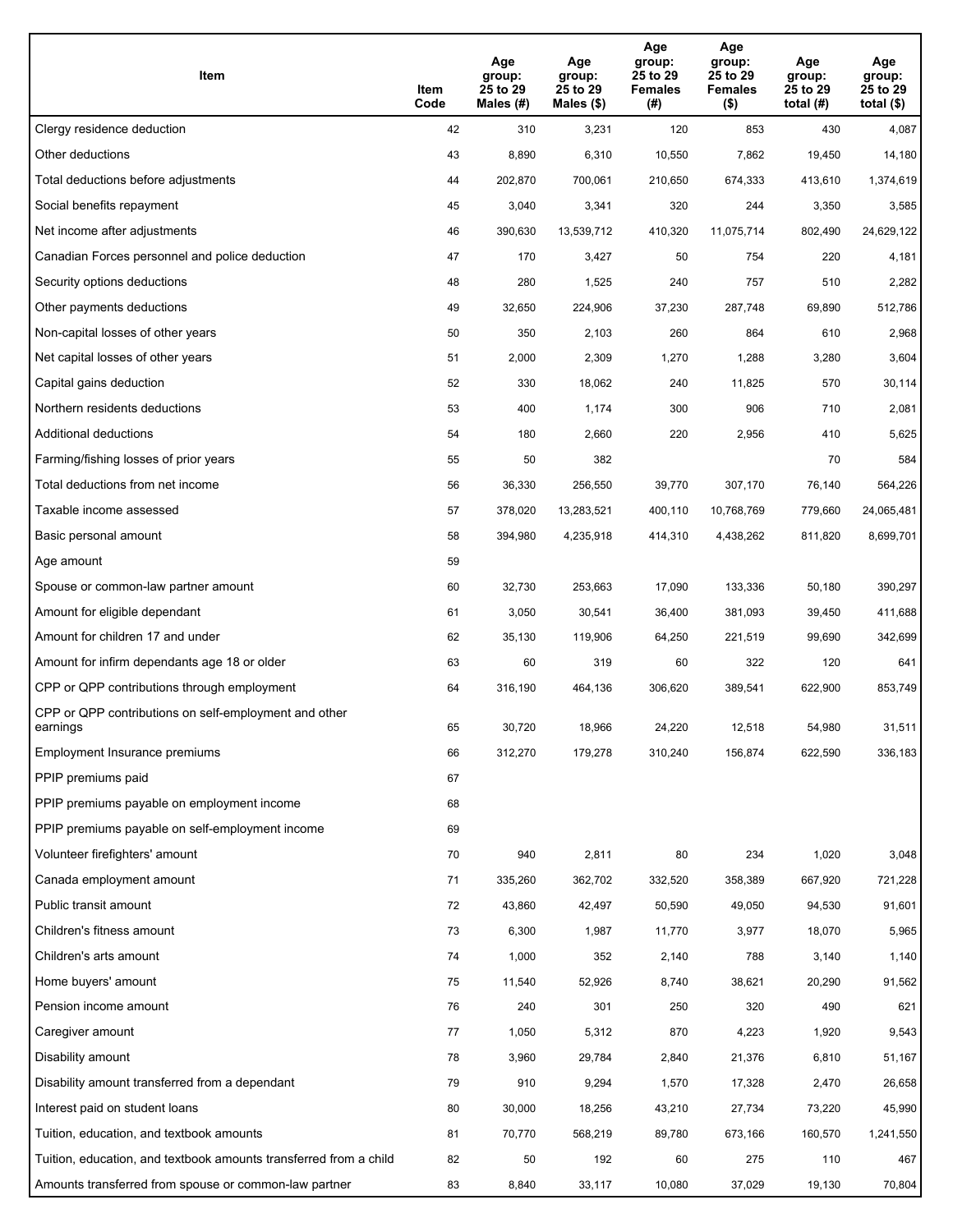| Item | Item Code | Age group: 25 to 29 Males (#) | Age group: 25 to 29 Males ($) | Age group: 25 to 29 Females (#) | Age group: 25 to 29 Females ($) | Age group: 25 to 29 total (#) | Age group: 25 to 29 total ($) |
|---|---|---|---|---|---|---|---|
| Clergy residence deduction | 42 | 310 | 3,231 | 120 | 853 | 430 | 4,087 |
| Other deductions | 43 | 8,890 | 6,310 | 10,550 | 7,862 | 19,450 | 14,180 |
| Total deductions before adjustments | 44 | 202,870 | 700,061 | 210,650 | 674,333 | 413,610 | 1,374,619 |
| Social benefits repayment | 45 | 3,040 | 3,341 | 320 | 244 | 3,350 | 3,585 |
| Net income after adjustments | 46 | 390,630 | 13,539,712 | 410,320 | 11,075,714 | 802,490 | 24,629,122 |
| Canadian Forces personnel and police deduction | 47 | 170 | 3,427 | 50 | 754 | 220 | 4,181 |
| Security options deductions | 48 | 280 | 1,525 | 240 | 757 | 510 | 2,282 |
| Other payments deductions | 49 | 32,650 | 224,906 | 37,230 | 287,748 | 69,890 | 512,786 |
| Non-capital losses of other years | 50 | 350 | 2,103 | 260 | 864 | 610 | 2,968 |
| Net capital losses of other years | 51 | 2,000 | 2,309 | 1,270 | 1,288 | 3,280 | 3,604 |
| Capital gains deduction | 52 | 330 | 18,062 | 240 | 11,825 | 570 | 30,114 |
| Northern residents deductions | 53 | 400 | 1,174 | 300 | 906 | 710 | 2,081 |
| Additional deductions | 54 | 180 | 2,660 | 220 | 2,956 | 410 | 5,625 |
| Farming/fishing losses of prior years | 55 | 50 | 382 | | | 70 | 584 |
| Total deductions from net income | 56 | 36,330 | 256,550 | 39,770 | 307,170 | 76,140 | 564,226 |
| Taxable income assessed | 57 | 378,020 | 13,283,521 | 400,110 | 10,768,769 | 779,660 | 24,065,481 |
| Basic personal amount | 58 | 394,980 | 4,235,918 | 414,310 | 4,438,262 | 811,820 | 8,699,701 |
| Age amount | 59 | | | | | | |
| Spouse or common-law partner amount | 60 | 32,730 | 253,663 | 17,090 | 133,336 | 50,180 | 390,297 |
| Amount for eligible dependant | 61 | 3,050 | 30,541 | 36,400 | 381,093 | 39,450 | 411,688 |
| Amount for children 17 and under | 62 | 35,130 | 119,906 | 64,250 | 221,519 | 99,690 | 342,699 |
| Amount for infirm dependants age 18 or older | 63 | 60 | 319 | 60 | 322 | 120 | 641 |
| CPP or QPP contributions through employment | 64 | 316,190 | 464,136 | 306,620 | 389,541 | 622,900 | 853,749 |
| CPP or QPP contributions on self-employment and other earnings | 65 | 30,720 | 18,966 | 24,220 | 12,518 | 54,980 | 31,511 |
| Employment Insurance premiums | 66 | 312,270 | 179,278 | 310,240 | 156,874 | 622,590 | 336,183 |
| PPIP premiums paid | 67 | | | | | | |
| PPIP premiums payable on employment income | 68 | | | | | | |
| PPIP premiums payable on self-employment income | 69 | | | | | | |
| Volunteer firefighters' amount | 70 | 940 | 2,811 | 80 | 234 | 1,020 | 3,048 |
| Canada employment amount | 71 | 335,260 | 362,702 | 332,520 | 358,389 | 667,920 | 721,228 |
| Public transit amount | 72 | 43,860 | 42,497 | 50,590 | 49,050 | 94,530 | 91,601 |
| Children's fitness amount | 73 | 6,300 | 1,987 | 11,770 | 3,977 | 18,070 | 5,965 |
| Children's arts amount | 74 | 1,000 | 352 | 2,140 | 788 | 3,140 | 1,140 |
| Home buyers' amount | 75 | 11,540 | 52,926 | 8,740 | 38,621 | 20,290 | 91,562 |
| Pension income amount | 76 | 240 | 301 | 250 | 320 | 490 | 621 |
| Caregiver amount | 77 | 1,050 | 5,312 | 870 | 4,223 | 1,920 | 9,543 |
| Disability amount | 78 | 3,960 | 29,784 | 2,840 | 21,376 | 6,810 | 51,167 |
| Disability amount transferred from a dependant | 79 | 910 | 9,294 | 1,570 | 17,328 | 2,470 | 26,658 |
| Interest paid on student loans | 80 | 30,000 | 18,256 | 43,210 | 27,734 | 73,220 | 45,990 |
| Tuition, education, and textbook amounts | 81 | 70,770 | 568,219 | 89,780 | 673,166 | 160,570 | 1,241,550 |
| Tuition, education, and textbook amounts transferred from a child | 82 | 50 | 192 | 60 | 275 | 110 | 467 |
| Amounts transferred from spouse or common-law partner | 83 | 8,840 | 33,117 | 10,080 | 37,029 | 19,130 | 70,804 |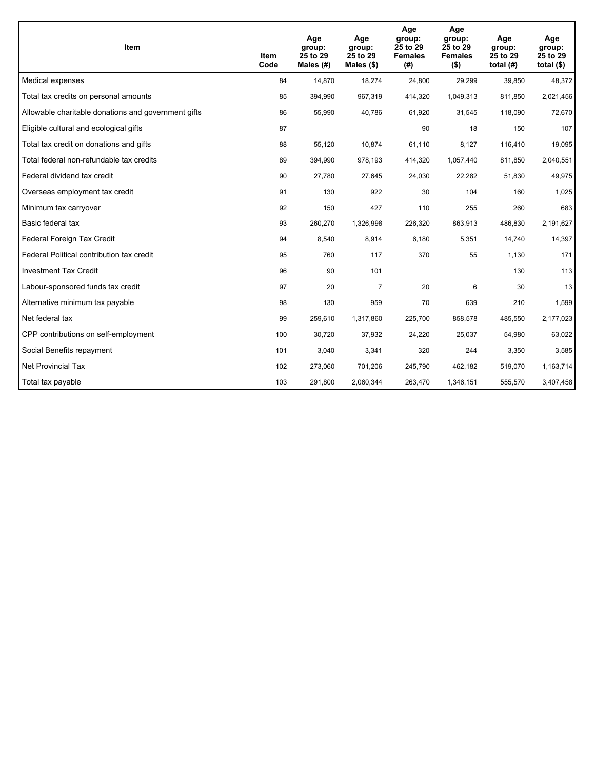| Item | Item Code | Age group: 25 to 29 Males (#) | Age group: 25 to 29 Males ($) | Age group: 25 to 29 Females (#) | Age group: 25 to 29 Females ($) | Age group: 25 to 29 total (#) | Age group: 25 to 29 total ($) |
|---|---|---|---|---|---|---|---|
| Medical expenses | 84 | 14,870 | 18,274 | 24,800 | 29,299 | 39,850 | 48,372 |
| Total tax credits on personal amounts | 85 | 394,990 | 967,319 | 414,320 | 1,049,313 | 811,850 | 2,021,456 |
| Allowable charitable donations and government gifts | 86 | 55,990 | 40,786 | 61,920 | 31,545 | 118,090 | 72,670 |
| Eligible cultural and ecological gifts | 87 | | | 90 | 18 | 150 | 107 |
| Total tax credit on donations and gifts | 88 | 55,120 | 10,874 | 61,110 | 8,127 | 116,410 | 19,095 |
| Total federal non-refundable tax credits | 89 | 394,990 | 978,193 | 414,320 | 1,057,440 | 811,850 | 2,040,551 |
| Federal dividend tax credit | 90 | 27,780 | 27,645 | 24,030 | 22,282 | 51,830 | 49,975 |
| Overseas employment tax credit | 91 | 130 | 922 | 30 | 104 | 160 | 1,025 |
| Minimum tax carryover | 92 | 150 | 427 | 110 | 255 | 260 | 683 |
| Basic federal tax | 93 | 260,270 | 1,326,998 | 226,320 | 863,913 | 486,830 | 2,191,627 |
| Federal Foreign Tax Credit | 94 | 8,540 | 8,914 | 6,180 | 5,351 | 14,740 | 14,397 |
| Federal Political contribution tax credit | 95 | 760 | 117 | 370 | 55 | 1,130 | 171 |
| Investment Tax Credit | 96 | 90 | 101 | | | 130 | 113 |
| Labour-sponsored funds tax credit | 97 | 20 | 7 | 20 | 6 | 30 | 13 |
| Alternative minimum tax payable | 98 | 130 | 959 | 70 | 639 | 210 | 1,599 |
| Net federal tax | 99 | 259,610 | 1,317,860 | 225,700 | 858,578 | 485,550 | 2,177,023 |
| CPP contributions on self-employment | 100 | 30,720 | 37,932 | 24,220 | 25,037 | 54,980 | 63,022 |
| Social Benefits repayment | 101 | 3,040 | 3,341 | 320 | 244 | 3,350 | 3,585 |
| Net Provincial Tax | 102 | 273,060 | 701,206 | 245,790 | 462,182 | 519,070 | 1,163,714 |
| Total tax payable | 103 | 291,800 | 2,060,344 | 263,470 | 1,346,151 | 555,570 | 3,407,458 |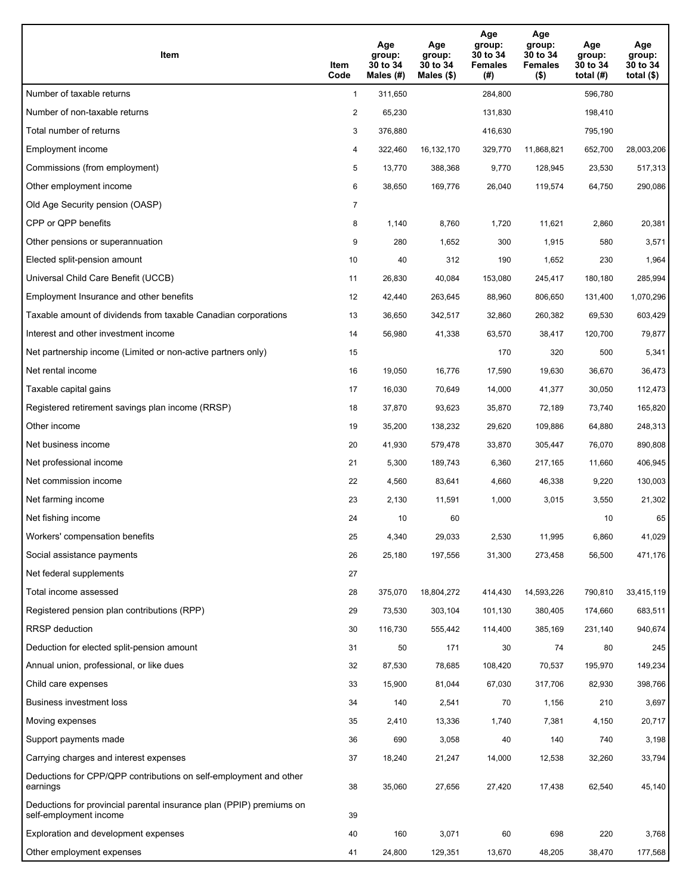| Item | Item Code | Age group: 30 to 34 Males (#) | Age group: 30 to 34 Males ($) | Age group: 30 to 34 Females (#) | Age group: 30 to 34 Females ($) | Age group: 30 to 34 total (#) | Age group: 30 to 34 total ($) |
|---|---|---|---|---|---|---|---|
| Number of taxable returns | 1 | 311,650 | | 284,800 | | 596,780 | |
| Number of non-taxable returns | 2 | 65,230 | | 131,830 | | 198,410 | |
| Total number of returns | 3 | 376,880 | | 416,630 | | 795,190 | |
| Employment income | 4 | 322,460 | 16,132,170 | 329,770 | 11,868,821 | 652,700 | 28,003,206 |
| Commissions (from employment) | 5 | 13,770 | 388,368 | 9,770 | 128,945 | 23,530 | 517,313 |
| Other employment income | 6 | 38,650 | 169,776 | 26,040 | 119,574 | 64,750 | 290,086 |
| Old Age Security pension (OASP) | 7 | | | | | | |
| CPP or QPP benefits | 8 | 1,140 | 8,760 | 1,720 | 11,621 | 2,860 | 20,381 |
| Other pensions or superannuation | 9 | 280 | 1,652 | 300 | 1,915 | 580 | 3,571 |
| Elected split-pension amount | 10 | 40 | 312 | 190 | 1,652 | 230 | 1,964 |
| Universal Child Care Benefit (UCCB) | 11 | 26,830 | 40,084 | 153,080 | 245,417 | 180,180 | 285,994 |
| Employment Insurance and other benefits | 12 | 42,440 | 263,645 | 88,960 | 806,650 | 131,400 | 1,070,296 |
| Taxable amount of dividends from taxable Canadian corporations | 13 | 36,650 | 342,517 | 32,860 | 260,382 | 69,530 | 603,429 |
| Interest and other investment income | 14 | 56,980 | 41,338 | 63,570 | 38,417 | 120,700 | 79,877 |
| Net partnership income (Limited or non-active partners only) | 15 | | | 170 | 320 | 500 | 5,341 |
| Net rental income | 16 | 19,050 | 16,776 | 17,590 | 19,630 | 36,670 | 36,473 |
| Taxable capital gains | 17 | 16,030 | 70,649 | 14,000 | 41,377 | 30,050 | 112,473 |
| Registered retirement savings plan income (RRSP) | 18 | 37,870 | 93,623 | 35,870 | 72,189 | 73,740 | 165,820 |
| Other income | 19 | 35,200 | 138,232 | 29,620 | 109,886 | 64,880 | 248,313 |
| Net business income | 20 | 41,930 | 579,478 | 33,870 | 305,447 | 76,070 | 890,808 |
| Net professional income | 21 | 5,300 | 189,743 | 6,360 | 217,165 | 11,660 | 406,945 |
| Net commission income | 22 | 4,560 | 83,641 | 4,660 | 46,338 | 9,220 | 130,003 |
| Net farming income | 23 | 2,130 | 11,591 | 1,000 | 3,015 | 3,550 | 21,302 |
| Net fishing income | 24 | 10 | 60 | | | 10 | 65 |
| Workers' compensation benefits | 25 | 4,340 | 29,033 | 2,530 | 11,995 | 6,860 | 41,029 |
| Social assistance payments | 26 | 25,180 | 197,556 | 31,300 | 273,458 | 56,500 | 471,176 |
| Net federal supplements | 27 | | | | | | |
| Total income assessed | 28 | 375,070 | 18,804,272 | 414,430 | 14,593,226 | 790,810 | 33,415,119 |
| Registered pension plan contributions (RPP) | 29 | 73,530 | 303,104 | 101,130 | 380,405 | 174,660 | 683,511 |
| RRSP deduction | 30 | 116,730 | 555,442 | 114,400 | 385,169 | 231,140 | 940,674 |
| Deduction for elected split-pension amount | 31 | 50 | 171 | 30 | 74 | 80 | 245 |
| Annual union, professional, or like dues | 32 | 87,530 | 78,685 | 108,420 | 70,537 | 195,970 | 149,234 |
| Child care expenses | 33 | 15,900 | 81,044 | 67,030 | 317,706 | 82,930 | 398,766 |
| Business investment loss | 34 | 140 | 2,541 | 70 | 1,156 | 210 | 3,697 |
| Moving expenses | 35 | 2,410 | 13,336 | 1,740 | 7,381 | 4,150 | 20,717 |
| Support payments made | 36 | 690 | 3,058 | 40 | 140 | 740 | 3,198 |
| Carrying charges and interest expenses | 37 | 18,240 | 21,247 | 14,000 | 12,538 | 32,260 | 33,794 |
| Deductions for CPP/QPP contributions on self-employment and other earnings | 38 | 35,060 | 27,656 | 27,420 | 17,438 | 62,540 | 45,140 |
| Deductions for provincial parental insurance plan (PPIP) premiums on self-employment income | 39 | | | | | | |
| Exploration and development expenses | 40 | 160 | 3,071 | 60 | 698 | 220 | 3,768 |
| Other employment expenses | 41 | 24,800 | 129,351 | 13,670 | 48,205 | 38,470 | 177,568 |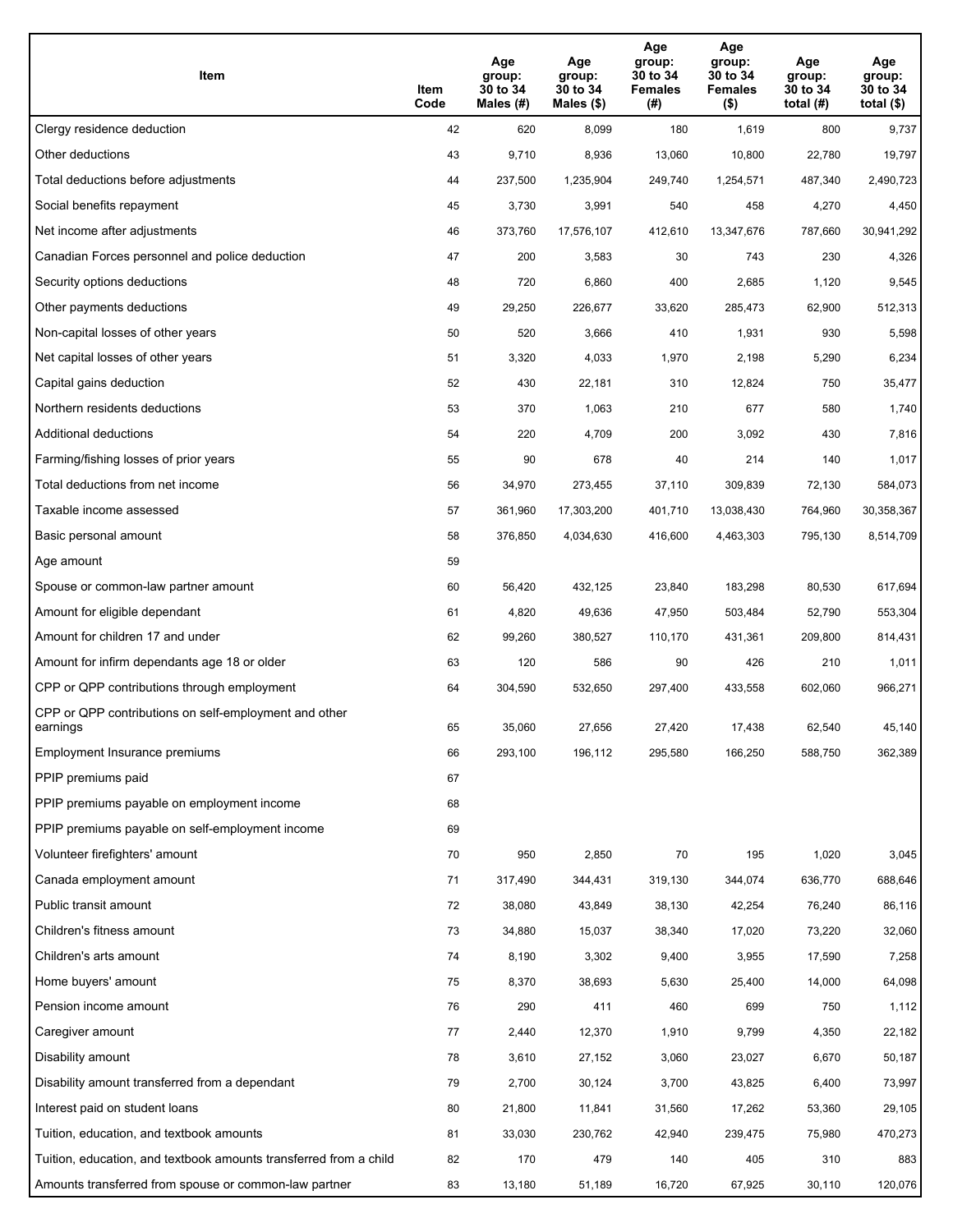| Item | Item Code | Age group: 30 to 34 Males (#) | Age group: 30 to 34 Males ($) | Age group: 30 to 34 Females (#) | Age group: 30 to 34 Females ($) | Age group: 30 to 34 total (#) | Age group: 30 to 34 total ($) |
|---|---|---|---|---|---|---|---|
| Clergy residence deduction | 42 | 620 | 8,099 | 180 | 1,619 | 800 | 9,737 |
| Other deductions | 43 | 9,710 | 8,936 | 13,060 | 10,800 | 22,780 | 19,797 |
| Total deductions before adjustments | 44 | 237,500 | 1,235,904 | 249,740 | 1,254,571 | 487,340 | 2,490,723 |
| Social benefits repayment | 45 | 3,730 | 3,991 | 540 | 458 | 4,270 | 4,450 |
| Net income after adjustments | 46 | 373,760 | 17,576,107 | 412,610 | 13,347,676 | 787,660 | 30,941,292 |
| Canadian Forces personnel and police deduction | 47 | 200 | 3,583 | 30 | 743 | 230 | 4,326 |
| Security options deductions | 48 | 720 | 6,860 | 400 | 2,685 | 1,120 | 9,545 |
| Other payments deductions | 49 | 29,250 | 226,677 | 33,620 | 285,473 | 62,900 | 512,313 |
| Non-capital losses of other years | 50 | 520 | 3,666 | 410 | 1,931 | 930 | 5,598 |
| Net capital losses of other years | 51 | 3,320 | 4,033 | 1,970 | 2,198 | 5,290 | 6,234 |
| Capital gains deduction | 52 | 430 | 22,181 | 310 | 12,824 | 750 | 35,477 |
| Northern residents deductions | 53 | 370 | 1,063 | 210 | 677 | 580 | 1,740 |
| Additional deductions | 54 | 220 | 4,709 | 200 | 3,092 | 430 | 7,816 |
| Farming/fishing losses of prior years | 55 | 90 | 678 | 40 | 214 | 140 | 1,017 |
| Total deductions from net income | 56 | 34,970 | 273,455 | 37,110 | 309,839 | 72,130 | 584,073 |
| Taxable income assessed | 57 | 361,960 | 17,303,200 | 401,710 | 13,038,430 | 764,960 | 30,358,367 |
| Basic personal amount | 58 | 376,850 | 4,034,630 | 416,600 | 4,463,303 | 795,130 | 8,514,709 |
| Age amount | 59 | | | | | | |
| Spouse or common-law partner amount | 60 | 56,420 | 432,125 | 23,840 | 183,298 | 80,530 | 617,694 |
| Amount for eligible dependant | 61 | 4,820 | 49,636 | 47,950 | 503,484 | 52,790 | 553,304 |
| Amount for children 17 and under | 62 | 99,260 | 380,527 | 110,170 | 431,361 | 209,800 | 814,431 |
| Amount for infirm dependants age 18 or older | 63 | 120 | 586 | 90 | 426 | 210 | 1,011 |
| CPP or QPP contributions through employment | 64 | 304,590 | 532,650 | 297,400 | 433,558 | 602,060 | 966,271 |
| CPP or QPP contributions on self-employment and other earnings | 65 | 35,060 | 27,656 | 27,420 | 17,438 | 62,540 | 45,140 |
| Employment Insurance premiums | 66 | 293,100 | 196,112 | 295,580 | 166,250 | 588,750 | 362,389 |
| PPIP premiums paid | 67 | | | | | | |
| PPIP premiums payable on employment income | 68 | | | | | | |
| PPIP premiums payable on self-employment income | 69 | | | | | | |
| Volunteer firefighters' amount | 70 | 950 | 2,850 | 70 | 195 | 1,020 | 3,045 |
| Canada employment amount | 71 | 317,490 | 344,431 | 319,130 | 344,074 | 636,770 | 688,646 |
| Public transit amount | 72 | 38,080 | 43,849 | 38,130 | 42,254 | 76,240 | 86,116 |
| Children's fitness amount | 73 | 34,880 | 15,037 | 38,340 | 17,020 | 73,220 | 32,060 |
| Children's arts amount | 74 | 8,190 | 3,302 | 9,400 | 3,955 | 17,590 | 7,258 |
| Home buyers' amount | 75 | 8,370 | 38,693 | 5,630 | 25,400 | 14,000 | 64,098 |
| Pension income amount | 76 | 290 | 411 | 460 | 699 | 750 | 1,112 |
| Caregiver amount | 77 | 2,440 | 12,370 | 1,910 | 9,799 | 4,350 | 22,182 |
| Disability amount | 78 | 3,610 | 27,152 | 3,060 | 23,027 | 6,670 | 50,187 |
| Disability amount transferred from a dependant | 79 | 2,700 | 30,124 | 3,700 | 43,825 | 6,400 | 73,997 |
| Interest paid on student loans | 80 | 21,800 | 11,841 | 31,560 | 17,262 | 53,360 | 29,105 |
| Tuition, education, and textbook amounts | 81 | 33,030 | 230,762 | 42,940 | 239,475 | 75,980 | 470,273 |
| Tuition, education, and textbook amounts transferred from a child | 82 | 170 | 479 | 140 | 405 | 310 | 883 |
| Amounts transferred from spouse or common-law partner | 83 | 13,180 | 51,189 | 16,720 | 67,925 | 30,110 | 120,076 |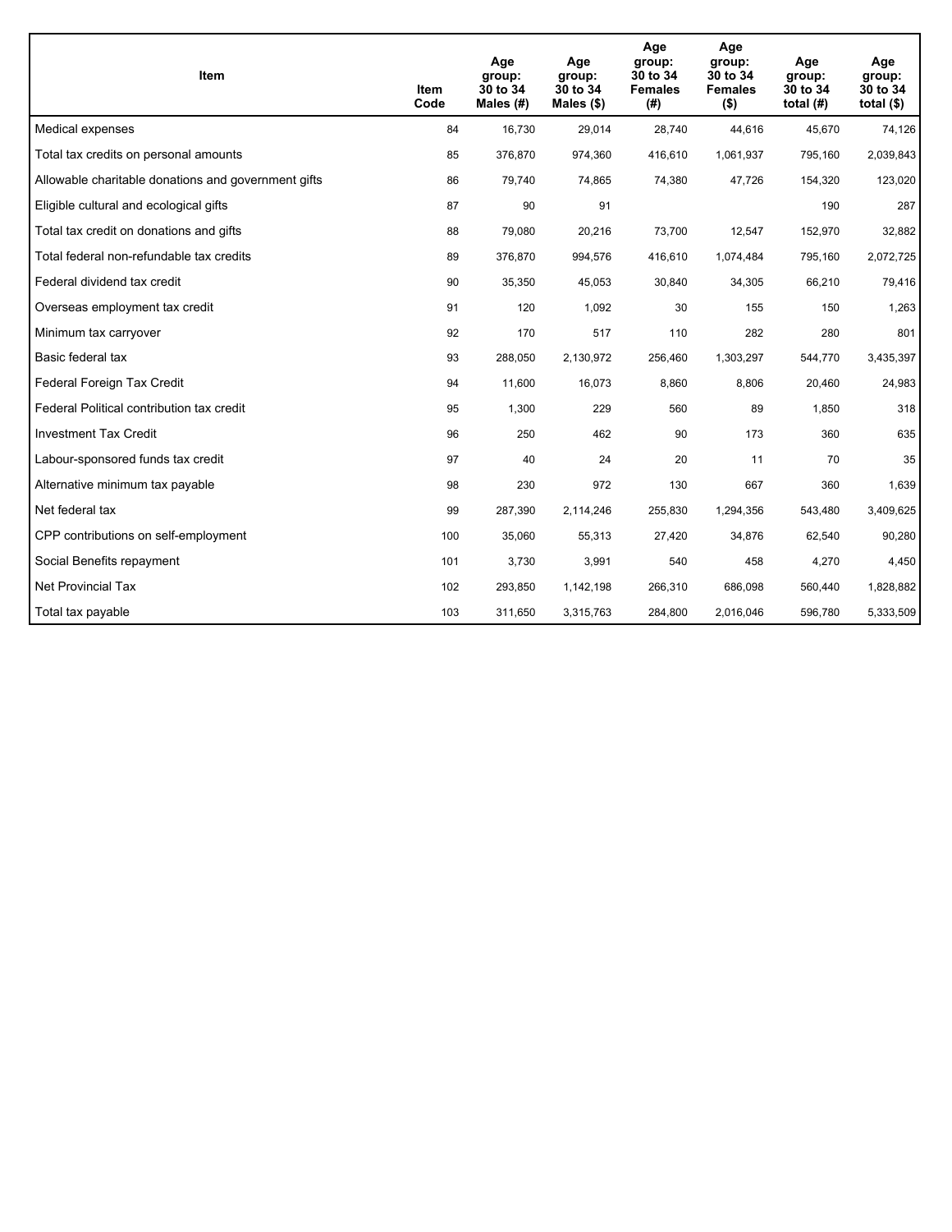| Item | Item Code | Age group: 30 to 34 Males (#) | Age group: 30 to 34 Males ($) | Age group: 30 to 34 Females (#) | Age group: 30 to 34 Females ($) | Age group: 30 to 34 total (#) | Age group: 30 to 34 total ($) |
|---|---|---|---|---|---|---|---|
| Medical expenses | 84 | 16,730 | 29,014 | 28,740 | 44,616 | 45,670 | 74,126 |
| Total tax credits on personal amounts | 85 | 376,870 | 974,360 | 416,610 | 1,061,937 | 795,160 | 2,039,843 |
| Allowable charitable donations and government gifts | 86 | 79,740 | 74,865 | 74,380 | 47,726 | 154,320 | 123,020 |
| Eligible cultural and ecological gifts | 87 | 90 | 91 | | | 190 | 287 |
| Total tax credit on donations and gifts | 88 | 79,080 | 20,216 | 73,700 | 12,547 | 152,970 | 32,882 |
| Total federal non-refundable tax credits | 89 | 376,870 | 994,576 | 416,610 | 1,074,484 | 795,160 | 2,072,725 |
| Federal dividend tax credit | 90 | 35,350 | 45,053 | 30,840 | 34,305 | 66,210 | 79,416 |
| Overseas employment tax credit | 91 | 120 | 1,092 | 30 | 155 | 150 | 1,263 |
| Minimum tax carryover | 92 | 170 | 517 | 110 | 282 | 280 | 801 |
| Basic federal tax | 93 | 288,050 | 2,130,972 | 256,460 | 1,303,297 | 544,770 | 3,435,397 |
| Federal Foreign Tax Credit | 94 | 11,600 | 16,073 | 8,860 | 8,806 | 20,460 | 24,983 |
| Federal Political contribution tax credit | 95 | 1,300 | 229 | 560 | 89 | 1,850 | 318 |
| Investment Tax Credit | 96 | 250 | 462 | 90 | 173 | 360 | 635 |
| Labour-sponsored funds tax credit | 97 | 40 | 24 | 20 | 11 | 70 | 35 |
| Alternative minimum tax payable | 98 | 230 | 972 | 130 | 667 | 360 | 1,639 |
| Net federal tax | 99 | 287,390 | 2,114,246 | 255,830 | 1,294,356 | 543,480 | 3,409,625 |
| CPP contributions on self-employment | 100 | 35,060 | 55,313 | 27,420 | 34,876 | 62,540 | 90,280 |
| Social Benefits repayment | 101 | 3,730 | 3,991 | 540 | 458 | 4,270 | 4,450 |
| Net Provincial Tax | 102 | 293,850 | 1,142,198 | 266,310 | 686,098 | 560,440 | 1,828,882 |
| Total tax payable | 103 | 311,650 | 3,315,763 | 284,800 | 2,016,046 | 596,780 | 5,333,509 |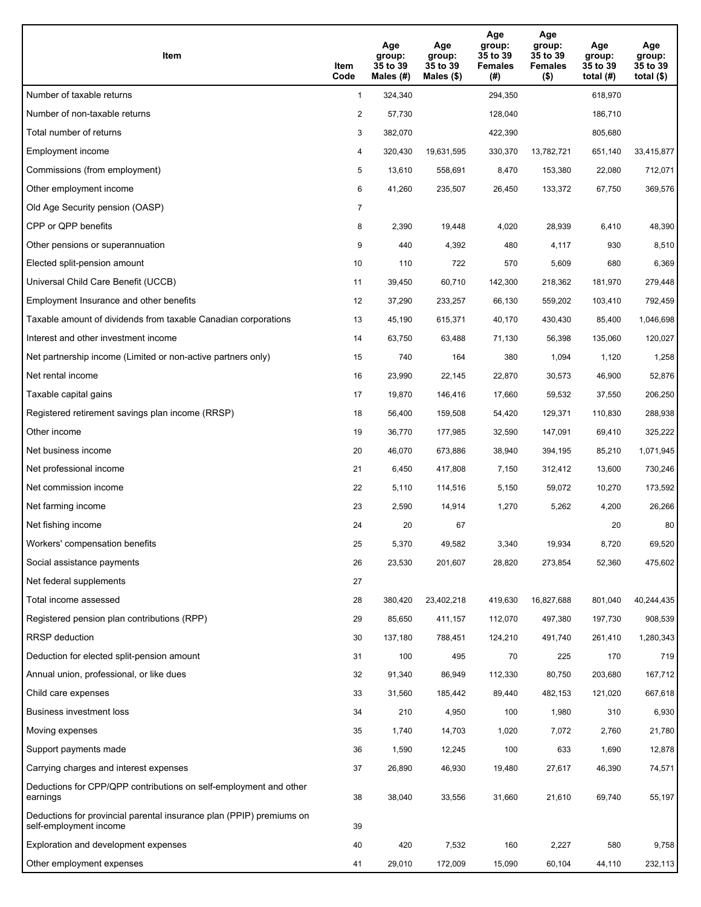| Item | Item Code | Age group: 35 to 39 Males (#) | Age group: 35 to 39 Males ($) | Age group: 35 to 39 Females (#) | Age group: 35 to 39 Females ($) | Age group: 35 to 39 total (#) | Age group: 35 to 39 total ($) |
|---|---|---|---|---|---|---|---|
| Number of taxable returns | 1 | 324,340 | | 294,350 | | 618,970 | |
| Number of non-taxable returns | 2 | 57,730 | | 128,040 | | 186,710 | |
| Total number of returns | 3 | 382,070 | | 422,390 | | 805,680 | |
| Employment income | 4 | 320,430 | 19,631,595 | 330,370 | 13,782,721 | 651,140 | 33,415,877 |
| Commissions (from employment) | 5 | 13,610 | 558,691 | 8,470 | 153,380 | 22,080 | 712,071 |
| Other employment income | 6 | 41,260 | 235,507 | 26,450 | 133,372 | 67,750 | 369,576 |
| Old Age Security pension (OASP) | 7 | | | | | | |
| CPP or QPP benefits | 8 | 2,390 | 19,448 | 4,020 | 28,939 | 6,410 | 48,390 |
| Other pensions or superannuation | 9 | 440 | 4,392 | 480 | 4,117 | 930 | 8,510 |
| Elected split-pension amount | 10 | 110 | 722 | 570 | 5,609 | 680 | 6,369 |
| Universal Child Care Benefit (UCCB) | 11 | 39,450 | 60,710 | 142,300 | 218,362 | 181,970 | 279,448 |
| Employment Insurance and other benefits | 12 | 37,290 | 233,257 | 66,130 | 559,202 | 103,410 | 792,459 |
| Taxable amount of dividends from taxable Canadian corporations | 13 | 45,190 | 615,371 | 40,170 | 430,430 | 85,400 | 1,046,698 |
| Interest and other investment income | 14 | 63,750 | 63,488 | 71,130 | 56,398 | 135,060 | 120,027 |
| Net partnership income (Limited or non-active partners only) | 15 | 740 | 164 | 380 | 1,094 | 1,120 | 1,258 |
| Net rental income | 16 | 23,990 | 22,145 | 22,870 | 30,573 | 46,900 | 52,876 |
| Taxable capital gains | 17 | 19,870 | 146,416 | 17,660 | 59,532 | 37,550 | 206,250 |
| Registered retirement savings plan income (RRSP) | 18 | 56,400 | 159,508 | 54,420 | 129,371 | 110,830 | 288,938 |
| Other income | 19 | 36,770 | 177,985 | 32,590 | 147,091 | 69,410 | 325,222 |
| Net business income | 20 | 46,070 | 673,886 | 38,940 | 394,195 | 85,210 | 1,071,945 |
| Net professional income | 21 | 6,450 | 417,808 | 7,150 | 312,412 | 13,600 | 730,246 |
| Net commission income | 22 | 5,110 | 114,516 | 5,150 | 59,072 | 10,270 | 173,592 |
| Net farming income | 23 | 2,590 | 14,914 | 1,270 | 5,262 | 4,200 | 26,266 |
| Net fishing income | 24 | 20 | 67 | | | 20 | 80 |
| Workers' compensation benefits | 25 | 5,370 | 49,582 | 3,340 | 19,934 | 8,720 | 69,520 |
| Social assistance payments | 26 | 23,530 | 201,607 | 28,820 | 273,854 | 52,360 | 475,602 |
| Net federal supplements | 27 | | | | | | |
| Total income assessed | 28 | 380,420 | 23,402,218 | 419,630 | 16,827,688 | 801,040 | 40,244,435 |
| Registered pension plan contributions (RPP) | 29 | 85,650 | 411,157 | 112,070 | 497,380 | 197,730 | 908,539 |
| RRSP deduction | 30 | 137,180 | 788,451 | 124,210 | 491,740 | 261,410 | 1,280,343 |
| Deduction for elected split-pension amount | 31 | 100 | 495 | 70 | 225 | 170 | 719 |
| Annual union, professional, or like dues | 32 | 91,340 | 86,949 | 112,330 | 80,750 | 203,680 | 167,712 |
| Child care expenses | 33 | 31,560 | 185,442 | 89,440 | 482,153 | 121,020 | 667,618 |
| Business investment loss | 34 | 210 | 4,950 | 100 | 1,980 | 310 | 6,930 |
| Moving expenses | 35 | 1,740 | 14,703 | 1,020 | 7,072 | 2,760 | 21,780 |
| Support payments made | 36 | 1,590 | 12,245 | 100 | 633 | 1,690 | 12,878 |
| Carrying charges and interest expenses | 37 | 26,890 | 46,930 | 19,480 | 27,617 | 46,390 | 74,571 |
| Deductions for CPP/QPP contributions on self-employment and other earnings | 38 | 38,040 | 33,556 | 31,660 | 21,610 | 69,740 | 55,197 |
| Deductions for provincial parental insurance plan (PPIP) premiums on self-employment income | 39 | | | | | | |
| Exploration and development expenses | 40 | 420 | 7,532 | 160 | 2,227 | 580 | 9,758 |
| Other employment expenses | 41 | 29,010 | 172,009 | 15,090 | 60,104 | 44,110 | 232,113 |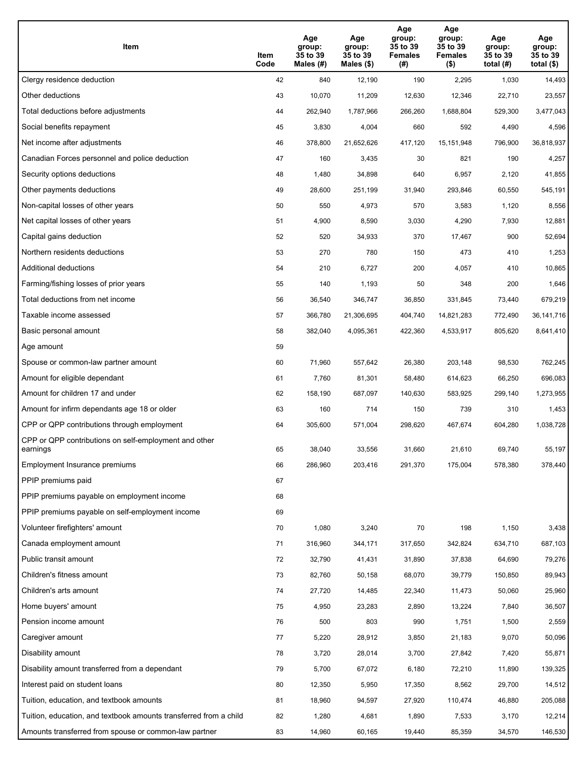| Item | Item Code | Age group: 35 to 39 Males (#) | Age group: 35 to 39 Males ($) | Age group: 35 to 39 Females (#) | Age group: 35 to 39 Females ($) | Age group: 35 to 39 total (#) | Age group: 35 to 39 total ($) |
|---|---|---|---|---|---|---|---|
| Clergy residence deduction | 42 | 840 | 12,190 | 190 | 2,295 | 1,030 | 14,493 |
| Other deductions | 43 | 10,070 | 11,209 | 12,630 | 12,346 | 22,710 | 23,557 |
| Total deductions before adjustments | 44 | 262,940 | 1,787,966 | 266,260 | 1,688,804 | 529,300 | 3,477,043 |
| Social benefits repayment | 45 | 3,830 | 4,004 | 660 | 592 | 4,490 | 4,596 |
| Net income after adjustments | 46 | 378,800 | 21,652,626 | 417,120 | 15,151,948 | 796,900 | 36,818,937 |
| Canadian Forces personnel and police deduction | 47 | 160 | 3,435 | 30 | 821 | 190 | 4,257 |
| Security options deductions | 48 | 1,480 | 34,898 | 640 | 6,957 | 2,120 | 41,855 |
| Other payments deductions | 49 | 28,600 | 251,199 | 31,940 | 293,846 | 60,550 | 545,191 |
| Non-capital losses of other years | 50 | 550 | 4,973 | 570 | 3,583 | 1,120 | 8,556 |
| Net capital losses of other years | 51 | 4,900 | 8,590 | 3,030 | 4,290 | 7,930 | 12,881 |
| Capital gains deduction | 52 | 520 | 34,933 | 370 | 17,467 | 900 | 52,694 |
| Northern residents deductions | 53 | 270 | 780 | 150 | 473 | 410 | 1,253 |
| Additional deductions | 54 | 210 | 6,727 | 200 | 4,057 | 410 | 10,865 |
| Farming/fishing losses of prior years | 55 | 140 | 1,193 | 50 | 348 | 200 | 1,646 |
| Total deductions from net income | 56 | 36,540 | 346,747 | 36,850 | 331,845 | 73,440 | 679,219 |
| Taxable income assessed | 57 | 366,780 | 21,306,695 | 404,740 | 14,821,283 | 772,490 | 36,141,716 |
| Basic personal amount | 58 | 382,040 | 4,095,361 | 422,360 | 4,533,917 | 805,620 | 8,641,410 |
| Age amount | 59 | | | | | | |
| Spouse or common-law partner amount | 60 | 71,960 | 557,642 | 26,380 | 203,148 | 98,530 | 762,245 |
| Amount for eligible dependant | 61 | 7,760 | 81,301 | 58,480 | 614,623 | 66,250 | 696,083 |
| Amount for children 17 and under | 62 | 158,190 | 687,097 | 140,630 | 583,925 | 299,140 | 1,273,955 |
| Amount for infirm dependants age 18 or older | 63 | 160 | 714 | 150 | 739 | 310 | 1,453 |
| CPP or QPP contributions through employment | 64 | 305,600 | 571,004 | 298,620 | 467,674 | 604,280 | 1,038,728 |
| CPP or QPP contributions on self-employment and other earnings | 65 | 38,040 | 33,556 | 31,660 | 21,610 | 69,740 | 55,197 |
| Employment Insurance premiums | 66 | 286,960 | 203,416 | 291,370 | 175,004 | 578,380 | 378,440 |
| PPIP premiums paid | 67 | | | | | | |
| PPIP premiums payable on employment income | 68 | | | | | | |
| PPIP premiums payable on self-employment income | 69 | | | | | | |
| Volunteer firefighters' amount | 70 | 1,080 | 3,240 | 70 | 198 | 1,150 | 3,438 |
| Canada employment amount | 71 | 316,960 | 344,171 | 317,650 | 342,824 | 634,710 | 687,103 |
| Public transit amount | 72 | 32,790 | 41,431 | 31,890 | 37,838 | 64,690 | 79,276 |
| Children's fitness amount | 73 | 82,760 | 50,158 | 68,070 | 39,779 | 150,850 | 89,943 |
| Children's arts amount | 74 | 27,720 | 14,485 | 22,340 | 11,473 | 50,060 | 25,960 |
| Home buyers' amount | 75 | 4,950 | 23,283 | 2,890 | 13,224 | 7,840 | 36,507 |
| Pension income amount | 76 | 500 | 803 | 990 | 1,751 | 1,500 | 2,559 |
| Caregiver amount | 77 | 5,220 | 28,912 | 3,850 | 21,183 | 9,070 | 50,096 |
| Disability amount | 78 | 3,720 | 28,014 | 3,700 | 27,842 | 7,420 | 55,871 |
| Disability amount transferred from a dependant | 79 | 5,700 | 67,072 | 6,180 | 72,210 | 11,890 | 139,325 |
| Interest paid on student loans | 80 | 12,350 | 5,950 | 17,350 | 8,562 | 29,700 | 14,512 |
| Tuition, education, and textbook amounts | 81 | 18,960 | 94,597 | 27,920 | 110,474 | 46,880 | 205,088 |
| Tuition, education, and textbook amounts transferred from a child | 82 | 1,280 | 4,681 | 1,890 | 7,533 | 3,170 | 12,214 |
| Amounts transferred from spouse or common-law partner | 83 | 14,960 | 60,165 | 19,440 | 85,359 | 34,570 | 146,530 |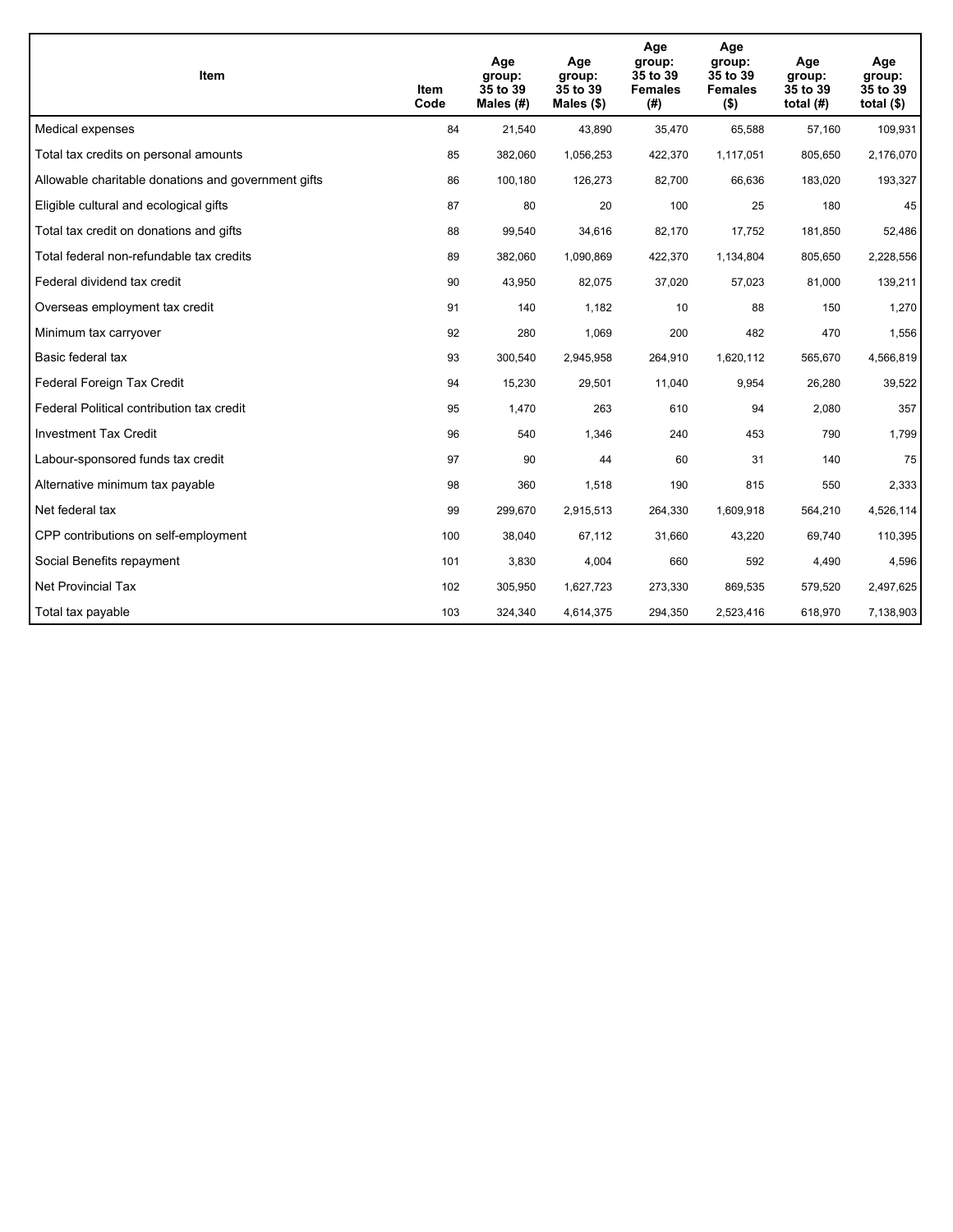| Item | Item Code | Age group: 35 to 39 Males (#) | Age group: 35 to 39 Males ($) | Age group: 35 to 39 Females (#) | Age group: 35 to 39 Females ($) | Age group: 35 to 39 total (#) | Age group: 35 to 39 total ($) |
|---|---|---|---|---|---|---|---|
| Medical expenses | 84 | 21,540 | 43,890 | 35,470 | 65,588 | 57,160 | 109,931 |
| Total tax credits on personal amounts | 85 | 382,060 | 1,056,253 | 422,370 | 1,117,051 | 805,650 | 2,176,070 |
| Allowable charitable donations and government gifts | 86 | 100,180 | 126,273 | 82,700 | 66,636 | 183,020 | 193,327 |
| Eligible cultural and ecological gifts | 87 | 80 | 20 | 100 | 25 | 180 | 45 |
| Total tax credit on donations and gifts | 88 | 99,540 | 34,616 | 82,170 | 17,752 | 181,850 | 52,486 |
| Total federal non-refundable tax credits | 89 | 382,060 | 1,090,869 | 422,370 | 1,134,804 | 805,650 | 2,228,556 |
| Federal dividend tax credit | 90 | 43,950 | 82,075 | 37,020 | 57,023 | 81,000 | 139,211 |
| Overseas employment tax credit | 91 | 140 | 1,182 | 10 | 88 | 150 | 1,270 |
| Minimum tax carryover | 92 | 280 | 1,069 | 200 | 482 | 470 | 1,556 |
| Basic federal tax | 93 | 300,540 | 2,945,958 | 264,910 | 1,620,112 | 565,670 | 4,566,819 |
| Federal Foreign Tax Credit | 94 | 15,230 | 29,501 | 11,040 | 9,954 | 26,280 | 39,522 |
| Federal Political contribution tax credit | 95 | 1,470 | 263 | 610 | 94 | 2,080 | 357 |
| Investment Tax Credit | 96 | 540 | 1,346 | 240 | 453 | 790 | 1,799 |
| Labour-sponsored funds tax credit | 97 | 90 | 44 | 60 | 31 | 140 | 75 |
| Alternative minimum tax payable | 98 | 360 | 1,518 | 190 | 815 | 550 | 2,333 |
| Net federal tax | 99 | 299,670 | 2,915,513 | 264,330 | 1,609,918 | 564,210 | 4,526,114 |
| CPP contributions on self-employment | 100 | 38,040 | 67,112 | 31,660 | 43,220 | 69,740 | 110,395 |
| Social Benefits repayment | 101 | 3,830 | 4,004 | 660 | 592 | 4,490 | 4,596 |
| Net Provincial Tax | 102 | 305,950 | 1,627,723 | 273,330 | 869,535 | 579,520 | 2,497,625 |
| Total tax payable | 103 | 324,340 | 4,614,375 | 294,350 | 2,523,416 | 618,970 | 7,138,903 |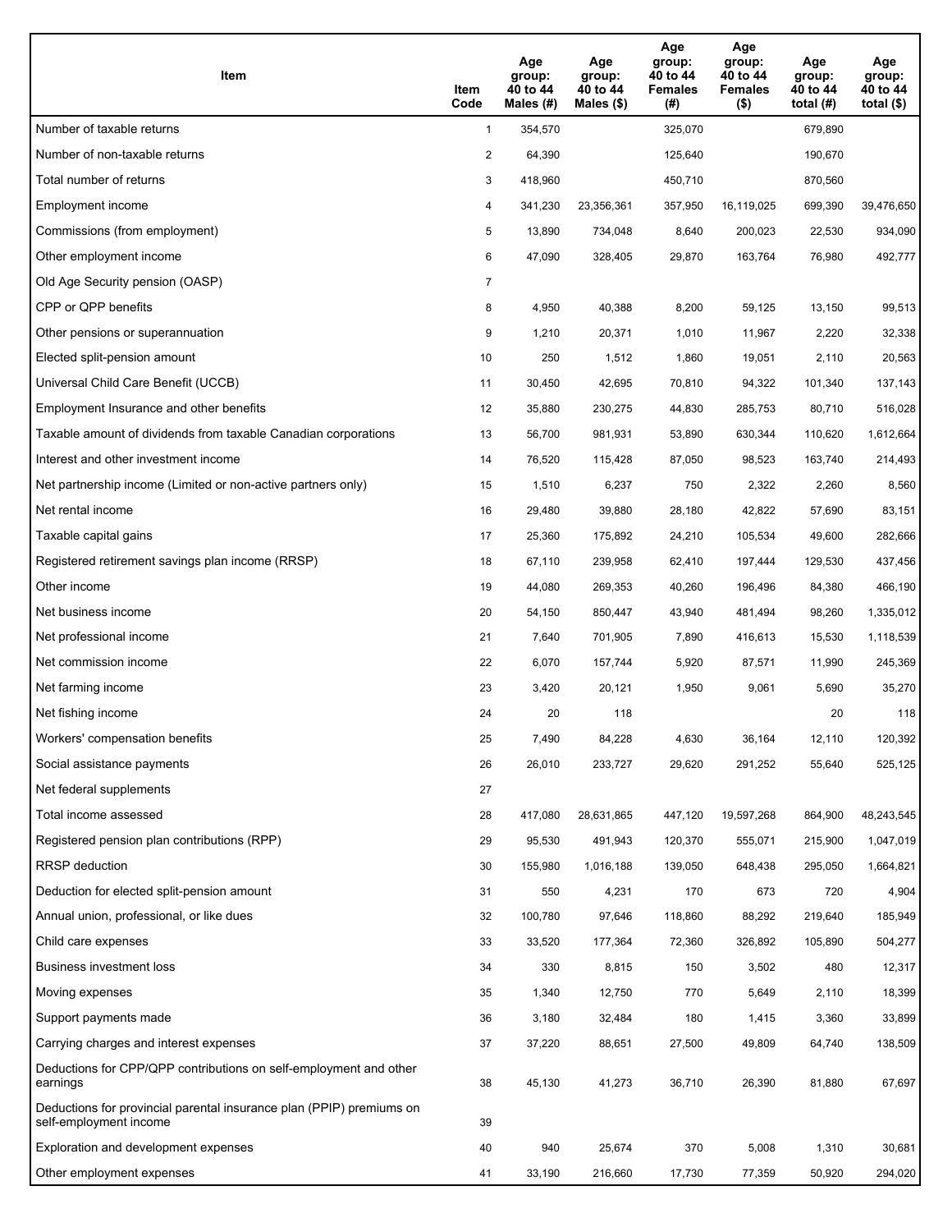| Item | Item Code | Age group: 40 to 44 Males (#) | Age group: 40 to 44 Males ($) | Age group: 40 to 44 Females (#) | Age group: 40 to 44 Females ($) | Age group: 40 to 44 total (#) | Age group: 40 to 44 total ($) |
|---|---|---|---|---|---|---|---|
| Number of taxable returns | 1 | 354,570 | | 325,070 | | 679,890 | |
| Number of non-taxable returns | 2 | 64,390 | | 125,640 | | 190,670 | |
| Total number of returns | 3 | 418,960 | | 450,710 | | 870,560 | |
| Employment income | 4 | 341,230 | 23,356,361 | 357,950 | 16,119,025 | 699,390 | 39,476,650 |
| Commissions (from employment) | 5 | 13,890 | 734,048 | 8,640 | 200,023 | 22,530 | 934,090 |
| Other employment income | 6 | 47,090 | 328,405 | 29,870 | 163,764 | 76,980 | 492,777 |
| Old Age Security pension (OASP) | 7 | | | | | | |
| CPP or QPP benefits | 8 | 4,950 | 40,388 | 8,200 | 59,125 | 13,150 | 99,513 |
| Other pensions or superannuation | 9 | 1,210 | 20,371 | 1,010 | 11,967 | 2,220 | 32,338 |
| Elected split-pension amount | 10 | 250 | 1,512 | 1,860 | 19,051 | 2,110 | 20,563 |
| Universal Child Care Benefit (UCCB) | 11 | 30,450 | 42,695 | 70,810 | 94,322 | 101,340 | 137,143 |
| Employment Insurance and other benefits | 12 | 35,880 | 230,275 | 44,830 | 285,753 | 80,710 | 516,028 |
| Taxable amount of dividends from taxable Canadian corporations | 13 | 56,700 | 981,931 | 53,890 | 630,344 | 110,620 | 1,612,664 |
| Interest and other investment income | 14 | 76,520 | 115,428 | 87,050 | 98,523 | 163,740 | 214,493 |
| Net partnership income (Limited or non-active partners only) | 15 | 1,510 | 6,237 | 750 | 2,322 | 2,260 | 8,560 |
| Net rental income | 16 | 29,480 | 39,880 | 28,180 | 42,822 | 57,690 | 83,151 |
| Taxable capital gains | 17 | 25,360 | 175,892 | 24,210 | 105,534 | 49,600 | 282,666 |
| Registered retirement savings plan income (RRSP) | 18 | 67,110 | 239,958 | 62,410 | 197,444 | 129,530 | 437,456 |
| Other income | 19 | 44,080 | 269,353 | 40,260 | 196,496 | 84,380 | 466,190 |
| Net business income | 20 | 54,150 | 850,447 | 43,940 | 481,494 | 98,260 | 1,335,012 |
| Net professional income | 21 | 7,640 | 701,905 | 7,890 | 416,613 | 15,530 | 1,118,539 |
| Net commission income | 22 | 6,070 | 157,744 | 5,920 | 87,571 | 11,990 | 245,369 |
| Net farming income | 23 | 3,420 | 20,121 | 1,950 | 9,061 | 5,690 | 35,270 |
| Net fishing income | 24 | 20 | 118 | | | 20 | 118 |
| Workers' compensation benefits | 25 | 7,490 | 84,228 | 4,630 | 36,164 | 12,110 | 120,392 |
| Social assistance payments | 26 | 26,010 | 233,727 | 29,620 | 291,252 | 55,640 | 525,125 |
| Net federal supplements | 27 | | | | | | |
| Total income assessed | 28 | 417,080 | 28,631,865 | 447,120 | 19,597,268 | 864,900 | 48,243,545 |
| Registered pension plan contributions (RPP) | 29 | 95,530 | 491,943 | 120,370 | 555,071 | 215,900 | 1,047,019 |
| RRSP deduction | 30 | 155,980 | 1,016,188 | 139,050 | 648,438 | 295,050 | 1,664,821 |
| Deduction for elected split-pension amount | 31 | 550 | 4,231 | 170 | 673 | 720 | 4,904 |
| Annual union, professional, or like dues | 32 | 100,780 | 97,646 | 118,860 | 88,292 | 219,640 | 185,949 |
| Child care expenses | 33 | 33,520 | 177,364 | 72,360 | 326,892 | 105,890 | 504,277 |
| Business investment loss | 34 | 330 | 8,815 | 150 | 3,502 | 480 | 12,317 |
| Moving expenses | 35 | 1,340 | 12,750 | 770 | 5,649 | 2,110 | 18,399 |
| Support payments made | 36 | 3,180 | 32,484 | 180 | 1,415 | 3,360 | 33,899 |
| Carrying charges and interest expenses | 37 | 37,220 | 88,651 | 27,500 | 49,809 | 64,740 | 138,509 |
| Deductions for CPP/QPP contributions on self-employment and other earnings | 38 | 45,130 | 41,273 | 36,710 | 26,390 | 81,880 | 67,697 |
| Deductions for provincial parental insurance plan (PPIP) premiums on self-employment income | 39 | | | | | | |
| Exploration and development expenses | 40 | 940 | 25,674 | 370 | 5,008 | 1,310 | 30,681 |
| Other employment expenses | 41 | 33,190 | 216,660 | 17,730 | 77,359 | 50,920 | 294,020 |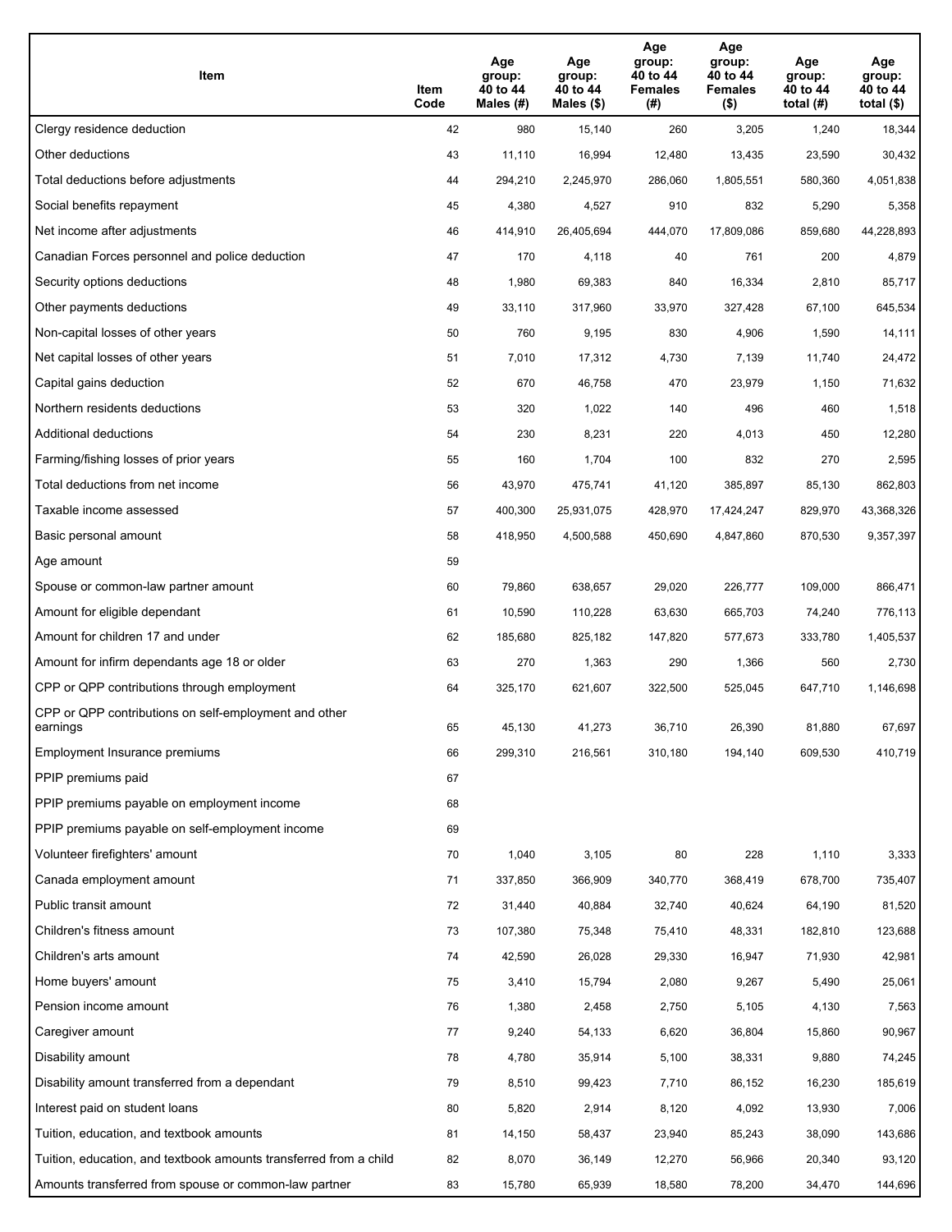| Item | Item Code | Age group: 40 to 44 Males (#) | Age group: 40 to 44 Males ($) | Age group: 40 to 44 Females (#) | Age group: 40 to 44 Females ($) | Age group: 40 to 44 total (#) | Age group: 40 to 44 total ($) |
|---|---|---|---|---|---|---|---|
| Clergy residence deduction | 42 | 980 | 15,140 | 260 | 3,205 | 1,240 | 18,344 |
| Other deductions | 43 | 11,110 | 16,994 | 12,480 | 13,435 | 23,590 | 30,432 |
| Total deductions before adjustments | 44 | 294,210 | 2,245,970 | 286,060 | 1,805,551 | 580,360 | 4,051,838 |
| Social benefits repayment | 45 | 4,380 | 4,527 | 910 | 832 | 5,290 | 5,358 |
| Net income after adjustments | 46 | 414,910 | 26,405,694 | 444,070 | 17,809,086 | 859,680 | 44,228,893 |
| Canadian Forces personnel and police deduction | 47 | 170 | 4,118 | 40 | 761 | 200 | 4,879 |
| Security options deductions | 48 | 1,980 | 69,383 | 840 | 16,334 | 2,810 | 85,717 |
| Other payments deductions | 49 | 33,110 | 317,960 | 33,970 | 327,428 | 67,100 | 645,534 |
| Non-capital losses of other years | 50 | 760 | 9,195 | 830 | 4,906 | 1,590 | 14,111 |
| Net capital losses of other years | 51 | 7,010 | 17,312 | 4,730 | 7,139 | 11,740 | 24,472 |
| Capital gains deduction | 52 | 670 | 46,758 | 470 | 23,979 | 1,150 | 71,632 |
| Northern residents deductions | 53 | 320 | 1,022 | 140 | 496 | 460 | 1,518 |
| Additional deductions | 54 | 230 | 8,231 | 220 | 4,013 | 450 | 12,280 |
| Farming/fishing losses of prior years | 55 | 160 | 1,704 | 100 | 832 | 270 | 2,595 |
| Total deductions from net income | 56 | 43,970 | 475,741 | 41,120 | 385,897 | 85,130 | 862,803 |
| Taxable income assessed | 57 | 400,300 | 25,931,075 | 428,970 | 17,424,247 | 829,970 | 43,368,326 |
| Basic personal amount | 58 | 418,950 | 4,500,588 | 450,690 | 4,847,860 | 870,530 | 9,357,397 |
| Age amount | 59 | | | | | | |
| Spouse or common-law partner amount | 60 | 79,860 | 638,657 | 29,020 | 226,777 | 109,000 | 866,471 |
| Amount for eligible dependant | 61 | 10,590 | 110,228 | 63,630 | 665,703 | 74,240 | 776,113 |
| Amount for children 17 and under | 62 | 185,680 | 825,182 | 147,820 | 577,673 | 333,780 | 1,405,537 |
| Amount for infirm dependants age 18 or older | 63 | 270 | 1,363 | 290 | 1,366 | 560 | 2,730 |
| CPP or QPP contributions through employment | 64 | 325,170 | 621,607 | 322,500 | 525,045 | 647,710 | 1,146,698 |
| CPP or QPP contributions on self-employment and other earnings | 65 | 45,130 | 41,273 | 36,710 | 26,390 | 81,880 | 67,697 |
| Employment Insurance premiums | 66 | 299,310 | 216,561 | 310,180 | 194,140 | 609,530 | 410,719 |
| PPIP premiums paid | 67 | | | | | | |
| PPIP premiums payable on employment income | 68 | | | | | | |
| PPIP premiums payable on self-employment income | 69 | | | | | | |
| Volunteer firefighters' amount | 70 | 1,040 | 3,105 | 80 | 228 | 1,110 | 3,333 |
| Canada employment amount | 71 | 337,850 | 366,909 | 340,770 | 368,419 | 678,700 | 735,407 |
| Public transit amount | 72 | 31,440 | 40,884 | 32,740 | 40,624 | 64,190 | 81,520 |
| Children's fitness amount | 73 | 107,380 | 75,348 | 75,410 | 48,331 | 182,810 | 123,688 |
| Children's arts amount | 74 | 42,590 | 26,028 | 29,330 | 16,947 | 71,930 | 42,981 |
| Home buyers' amount | 75 | 3,410 | 15,794 | 2,080 | 9,267 | 5,490 | 25,061 |
| Pension income amount | 76 | 1,380 | 2,458 | 2,750 | 5,105 | 4,130 | 7,563 |
| Caregiver amount | 77 | 9,240 | 54,133 | 6,620 | 36,804 | 15,860 | 90,967 |
| Disability amount | 78 | 4,780 | 35,914 | 5,100 | 38,331 | 9,880 | 74,245 |
| Disability amount transferred from a dependant | 79 | 8,510 | 99,423 | 7,710 | 86,152 | 16,230 | 185,619 |
| Interest paid on student loans | 80 | 5,820 | 2,914 | 8,120 | 4,092 | 13,930 | 7,006 |
| Tuition, education, and textbook amounts | 81 | 14,150 | 58,437 | 23,940 | 85,243 | 38,090 | 143,686 |
| Tuition, education, and textbook amounts transferred from a child | 82 | 8,070 | 36,149 | 12,270 | 56,966 | 20,340 | 93,120 |
| Amounts transferred from spouse or common-law partner | 83 | 15,780 | 65,939 | 18,580 | 78,200 | 34,470 | 144,696 |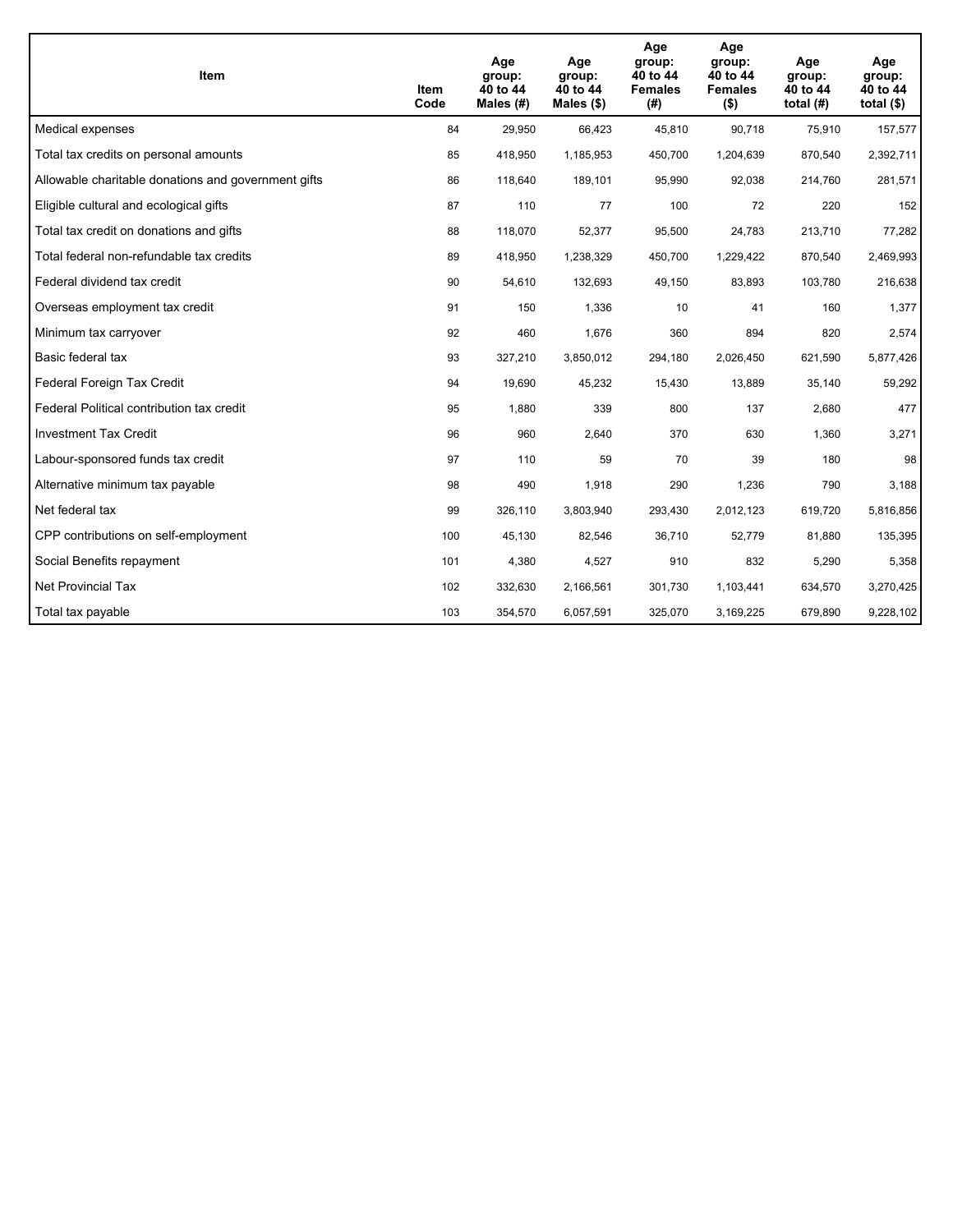| Item | Item Code | Age group: 40 to 44 Males (#) | Age group: 40 to 44 Males ($) | Age group: 40 to 44 Females (#) | Age group: 40 to 44 Females ($) | Age group: 40 to 44 total (#) | Age group: 40 to 44 total ($) |
|---|---|---|---|---|---|---|---|
| Medical expenses | 84 | 29,950 | 66,423 | 45,810 | 90,718 | 75,910 | 157,577 |
| Total tax credits on personal amounts | 85 | 418,950 | 1,185,953 | 450,700 | 1,204,639 | 870,540 | 2,392,711 |
| Allowable charitable donations and government gifts | 86 | 118,640 | 189,101 | 95,990 | 92,038 | 214,760 | 281,571 |
| Eligible cultural and ecological gifts | 87 | 110 | 77 | 100 | 72 | 220 | 152 |
| Total tax credit on donations and gifts | 88 | 118,070 | 52,377 | 95,500 | 24,783 | 213,710 | 77,282 |
| Total federal non-refundable tax credits | 89 | 418,950 | 1,238,329 | 450,700 | 1,229,422 | 870,540 | 2,469,993 |
| Federal dividend tax credit | 90 | 54,610 | 132,693 | 49,150 | 83,893 | 103,780 | 216,638 |
| Overseas employment tax credit | 91 | 150 | 1,336 | 10 | 41 | 160 | 1,377 |
| Minimum tax carryover | 92 | 460 | 1,676 | 360 | 894 | 820 | 2,574 |
| Basic federal tax | 93 | 327,210 | 3,850,012 | 294,180 | 2,026,450 | 621,590 | 5,877,426 |
| Federal Foreign Tax Credit | 94 | 19,690 | 45,232 | 15,430 | 13,889 | 35,140 | 59,292 |
| Federal Political contribution tax credit | 95 | 1,880 | 339 | 800 | 137 | 2,680 | 477 |
| Investment Tax Credit | 96 | 960 | 2,640 | 370 | 630 | 1,360 | 3,271 |
| Labour-sponsored funds tax credit | 97 | 110 | 59 | 70 | 39 | 180 | 98 |
| Alternative minimum tax payable | 98 | 490 | 1,918 | 290 | 1,236 | 790 | 3,188 |
| Net federal tax | 99 | 326,110 | 3,803,940 | 293,430 | 2,012,123 | 619,720 | 5,816,856 |
| CPP contributions on self-employment | 100 | 45,130 | 82,546 | 36,710 | 52,779 | 81,880 | 135,395 |
| Social Benefits repayment | 101 | 4,380 | 4,527 | 910 | 832 | 5,290 | 5,358 |
| Net Provincial Tax | 102 | 332,630 | 2,166,561 | 301,730 | 1,103,441 | 634,570 | 3,270,425 |
| Total tax payable | 103 | 354,570 | 6,057,591 | 325,070 | 3,169,225 | 679,890 | 9,228,102 |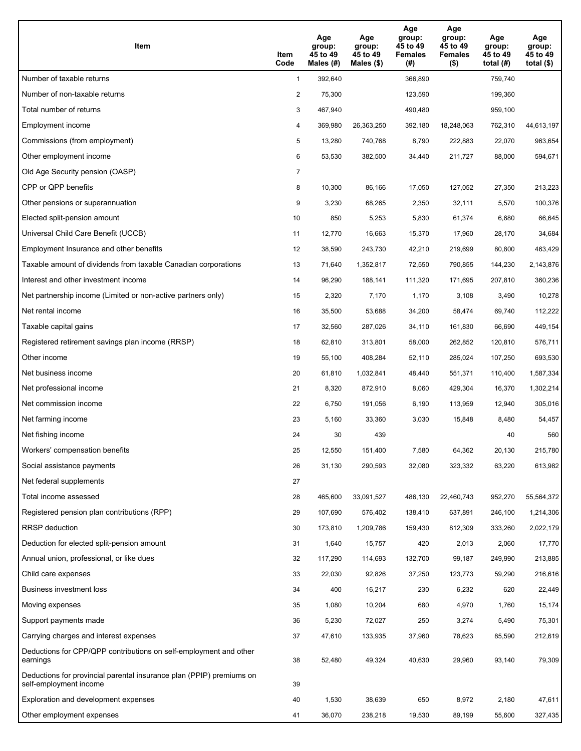| Item | Item Code | Age group: 45 to 49 Males (#) | Age group: 45 to 49 Males ($) | Age group: 45 to 49 Females (#) | Age group: 45 to 49 Females ($) | Age group: 45 to 49 total (#) | Age group: 45 to 49 total ($) |
|---|---|---|---|---|---|---|---|
| Number of taxable returns | 1 | 392,640 | | 366,890 | | 759,740 | |
| Number of non-taxable returns | 2 | 75,300 | | 123,590 | | 199,360 | |
| Total number of returns | 3 | 467,940 | | 490,480 | | 959,100 | |
| Employment income | 4 | 369,980 | 26,363,250 | 392,180 | 18,248,063 | 762,310 | 44,613,197 |
| Commissions (from employment) | 5 | 13,280 | 740,768 | 8,790 | 222,883 | 22,070 | 963,654 |
| Other employment income | 6 | 53,530 | 382,500 | 34,440 | 211,727 | 88,000 | 594,671 |
| Old Age Security pension (OASP) | 7 | | | | | | |
| CPP or QPP benefits | 8 | 10,300 | 86,166 | 17,050 | 127,052 | 27,350 | 213,223 |
| Other pensions or superannuation | 9 | 3,230 | 68,265 | 2,350 | 32,111 | 5,570 | 100,376 |
| Elected split-pension amount | 10 | 850 | 5,253 | 5,830 | 61,374 | 6,680 | 66,645 |
| Universal Child Care Benefit (UCCB) | 11 | 12,770 | 16,663 | 15,370 | 17,960 | 28,170 | 34,684 |
| Employment Insurance and other benefits | 12 | 38,590 | 243,730 | 42,210 | 219,699 | 80,800 | 463,429 |
| Taxable amount of dividends from taxable Canadian corporations | 13 | 71,640 | 1,352,817 | 72,550 | 790,855 | 144,230 | 2,143,876 |
| Interest and other investment income | 14 | 96,290 | 188,141 | 111,320 | 171,695 | 207,810 | 360,236 |
| Net partnership income (Limited or non-active partners only) | 15 | 2,320 | 7,170 | 1,170 | 3,108 | 3,490 | 10,278 |
| Net rental income | 16 | 35,500 | 53,688 | 34,200 | 58,474 | 69,740 | 112,222 |
| Taxable capital gains | 17 | 32,560 | 287,026 | 34,110 | 161,830 | 66,690 | 449,154 |
| Registered retirement savings plan income (RRSP) | 18 | 62,810 | 313,801 | 58,000 | 262,852 | 120,810 | 576,711 |
| Other income | 19 | 55,100 | 408,284 | 52,110 | 285,024 | 107,250 | 693,530 |
| Net business income | 20 | 61,810 | 1,032,841 | 48,440 | 551,371 | 110,400 | 1,587,334 |
| Net professional income | 21 | 8,320 | 872,910 | 8,060 | 429,304 | 16,370 | 1,302,214 |
| Net commission income | 22 | 6,750 | 191,056 | 6,190 | 113,959 | 12,940 | 305,016 |
| Net farming income | 23 | 5,160 | 33,360 | 3,030 | 15,848 | 8,480 | 54,457 |
| Net fishing income | 24 | 30 | 439 | | | 40 | 560 |
| Workers' compensation benefits | 25 | 12,550 | 151,400 | 7,580 | 64,362 | 20,130 | 215,780 |
| Social assistance payments | 26 | 31,130 | 290,593 | 32,080 | 323,332 | 63,220 | 613,982 |
| Net federal supplements | 27 | | | | | | |
| Total income assessed | 28 | 465,600 | 33,091,527 | 486,130 | 22,460,743 | 952,270 | 55,564,372 |
| Registered pension plan contributions (RPP) | 29 | 107,690 | 576,402 | 138,410 | 637,891 | 246,100 | 1,214,306 |
| RRSP deduction | 30 | 173,810 | 1,209,786 | 159,430 | 812,309 | 333,260 | 2,022,179 |
| Deduction for elected split-pension amount | 31 | 1,640 | 15,757 | 420 | 2,013 | 2,060 | 17,770 |
| Annual union, professional, or like dues | 32 | 117,290 | 114,693 | 132,700 | 99,187 | 249,990 | 213,885 |
| Child care expenses | 33 | 22,030 | 92,826 | 37,250 | 123,773 | 59,290 | 216,616 |
| Business investment loss | 34 | 400 | 16,217 | 230 | 6,232 | 620 | 22,449 |
| Moving expenses | 35 | 1,080 | 10,204 | 680 | 4,970 | 1,760 | 15,174 |
| Support payments made | 36 | 5,230 | 72,027 | 250 | 3,274 | 5,490 | 75,301 |
| Carrying charges and interest expenses | 37 | 47,610 | 133,935 | 37,960 | 78,623 | 85,590 | 212,619 |
| Deductions for CPP/QPP contributions on self-employment and other earnings | 38 | 52,480 | 49,324 | 40,630 | 29,960 | 93,140 | 79,309 |
| Deductions for provincial parental insurance plan (PPIP) premiums on self-employment income | 39 | | | | | | |
| Exploration and development expenses | 40 | 1,530 | 38,639 | 650 | 8,972 | 2,180 | 47,611 |
| Other employment expenses | 41 | 36,070 | 238,218 | 19,530 | 89,199 | 55,600 | 327,435 |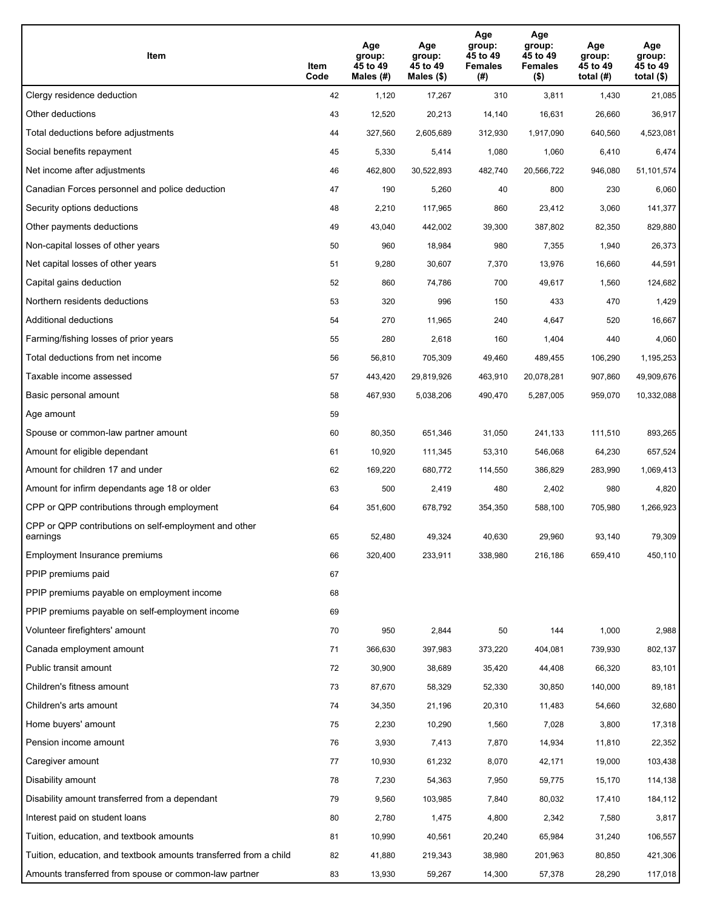| Item | Item Code | Age group: 45 to 49 Males (#) | Age group: 45 to 49 Males ($) | Age group: 45 to 49 Females (#) | Age group: 45 to 49 Females ($) | Age group: 45 to 49 total (#) | Age group: 45 to 49 total ($) |
|---|---|---|---|---|---|---|---|
| Clergy residence deduction | 42 | 1,120 | 17,267 | 310 | 3,811 | 1,430 | 21,085 |
| Other deductions | 43 | 12,520 | 20,213 | 14,140 | 16,631 | 26,660 | 36,917 |
| Total deductions before adjustments | 44 | 327,560 | 2,605,689 | 312,930 | 1,917,090 | 640,560 | 4,523,081 |
| Social benefits repayment | 45 | 5,330 | 5,414 | 1,080 | 1,060 | 6,410 | 6,474 |
| Net income after adjustments | 46 | 462,800 | 30,522,893 | 482,740 | 20,566,722 | 946,080 | 51,101,574 |
| Canadian Forces personnel and police deduction | 47 | 190 | 5,260 | 40 | 800 | 230 | 6,060 |
| Security options deductions | 48 | 2,210 | 117,965 | 860 | 23,412 | 3,060 | 141,377 |
| Other payments deductions | 49 | 43,040 | 442,002 | 39,300 | 387,802 | 82,350 | 829,880 |
| Non-capital losses of other years | 50 | 960 | 18,984 | 980 | 7,355 | 1,940 | 26,373 |
| Net capital losses of other years | 51 | 9,280 | 30,607 | 7,370 | 13,976 | 16,660 | 44,591 |
| Capital gains deduction | 52 | 860 | 74,786 | 700 | 49,617 | 1,560 | 124,682 |
| Northern residents deductions | 53 | 320 | 996 | 150 | 433 | 470 | 1,429 |
| Additional deductions | 54 | 270 | 11,965 | 240 | 4,647 | 520 | 16,667 |
| Farming/fishing losses of prior years | 55 | 280 | 2,618 | 160 | 1,404 | 440 | 4,060 |
| Total deductions from net income | 56 | 56,810 | 705,309 | 49,460 | 489,455 | 106,290 | 1,195,253 |
| Taxable income assessed | 57 | 443,420 | 29,819,926 | 463,910 | 20,078,281 | 907,860 | 49,909,676 |
| Basic personal amount | 58 | 467,930 | 5,038,206 | 490,470 | 5,287,005 | 959,070 | 10,332,088 |
| Age amount | 59 | | | | | | |
| Spouse or common-law partner amount | 60 | 80,350 | 651,346 | 31,050 | 241,133 | 111,510 | 893,265 |
| Amount for eligible dependant | 61 | 10,920 | 111,345 | 53,310 | 546,068 | 64,230 | 657,524 |
| Amount for children 17 and under | 62 | 169,220 | 680,772 | 114,550 | 386,829 | 283,990 | 1,069,413 |
| Amount for infirm dependants age 18 or older | 63 | 500 | 2,419 | 480 | 2,402 | 980 | 4,820 |
| CPP or QPP contributions through employment | 64 | 351,600 | 678,792 | 354,350 | 588,100 | 705,980 | 1,266,923 |
| CPP or QPP contributions on self-employment and other earnings | 65 | 52,480 | 49,324 | 40,630 | 29,960 | 93,140 | 79,309 |
| Employment Insurance premiums | 66 | 320,400 | 233,911 | 338,980 | 216,186 | 659,410 | 450,110 |
| PPIP premiums paid | 67 | | | | | | |
| PPIP premiums payable on employment income | 68 | | | | | | |
| PPIP premiums payable on self-employment income | 69 | | | | | | |
| Volunteer firefighters' amount | 70 | 950 | 2,844 | 50 | 144 | 1,000 | 2,988 |
| Canada employment amount | 71 | 366,630 | 397,983 | 373,220 | 404,081 | 739,930 | 802,137 |
| Public transit amount | 72 | 30,900 | 38,689 | 35,420 | 44,408 | 66,320 | 83,101 |
| Children's fitness amount | 73 | 87,670 | 58,329 | 52,330 | 30,850 | 140,000 | 89,181 |
| Children's arts amount | 74 | 34,350 | 21,196 | 20,310 | 11,483 | 54,660 | 32,680 |
| Home buyers' amount | 75 | 2,230 | 10,290 | 1,560 | 7,028 | 3,800 | 17,318 |
| Pension income amount | 76 | 3,930 | 7,413 | 7,870 | 14,934 | 11,810 | 22,352 |
| Caregiver amount | 77 | 10,930 | 61,232 | 8,070 | 42,171 | 19,000 | 103,438 |
| Disability amount | 78 | 7,230 | 54,363 | 7,950 | 59,775 | 15,170 | 114,138 |
| Disability amount transferred from a dependant | 79 | 9,560 | 103,985 | 7,840 | 80,032 | 17,410 | 184,112 |
| Interest paid on student loans | 80 | 2,780 | 1,475 | 4,800 | 2,342 | 7,580 | 3,817 |
| Tuition, education, and textbook amounts | 81 | 10,990 | 40,561 | 20,240 | 65,984 | 31,240 | 106,557 |
| Tuition, education, and textbook amounts transferred from a child | 82 | 41,880 | 219,343 | 38,980 | 201,963 | 80,850 | 421,306 |
| Amounts transferred from spouse or common-law partner | 83 | 13,930 | 59,267 | 14,300 | 57,378 | 28,290 | 117,018 |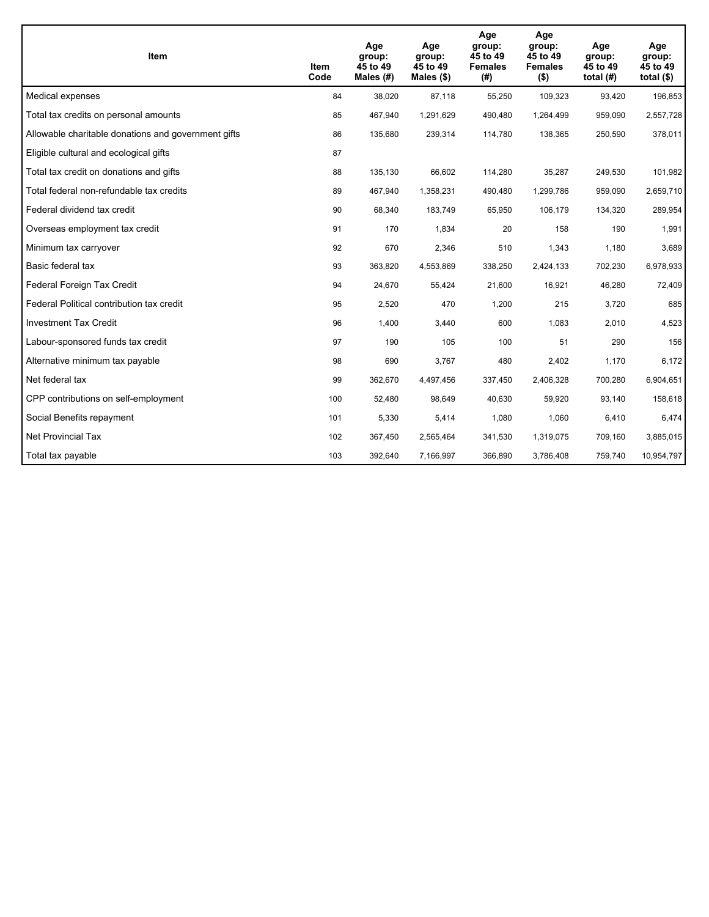| Item | Item Code | Age group: 45 to 49 Males (#) | Age group: 45 to 49 Males ($) | Age group: 45 to 49 Females (#) | Age group: 45 to 49 Females ($) | Age group: 45 to 49 total (#) | Age group: 45 to 49 total ($) |
|---|---|---|---|---|---|---|---|
| Medical expenses | 84 | 38,020 | 87,118 | 55,250 | 109,323 | 93,420 | 196,853 |
| Total tax credits on personal amounts | 85 | 467,940 | 1,291,629 | 490,480 | 1,264,499 | 959,090 | 2,557,728 |
| Allowable charitable donations and government gifts | 86 | 135,680 | 239,314 | 114,780 | 138,365 | 250,590 | 378,011 |
| Eligible cultural and ecological gifts | 87 | | | | | | |
| Total tax credit on donations and gifts | 88 | 135,130 | 66,602 | 114,280 | 35,287 | 249,530 | 101,982 |
| Total federal non-refundable tax credits | 89 | 467,940 | 1,358,231 | 490,480 | 1,299,786 | 959,090 | 2,659,710 |
| Federal dividend tax credit | 90 | 68,340 | 183,749 | 65,950 | 106,179 | 134,320 | 289,954 |
| Overseas employment tax credit | 91 | 170 | 1,834 | 20 | 158 | 190 | 1,991 |
| Minimum tax carryover | 92 | 670 | 2,346 | 510 | 1,343 | 1,180 | 3,689 |
| Basic federal tax | 93 | 363,820 | 4,553,869 | 338,250 | 2,424,133 | 702,230 | 6,978,933 |
| Federal Foreign Tax Credit | 94 | 24,670 | 55,424 | 21,600 | 16,921 | 46,280 | 72,409 |
| Federal Political contribution tax credit | 95 | 2,520 | 470 | 1,200 | 215 | 3,720 | 685 |
| Investment Tax Credit | 96 | 1,400 | 3,440 | 600 | 1,083 | 2,010 | 4,523 |
| Labour-sponsored funds tax credit | 97 | 190 | 105 | 100 | 51 | 290 | 156 |
| Alternative minimum tax payable | 98 | 690 | 3,767 | 480 | 2,402 | 1,170 | 6,172 |
| Net federal tax | 99 | 362,670 | 4,497,456 | 337,450 | 2,406,328 | 700,280 | 6,904,651 |
| CPP contributions on self-employment | 100 | 52,480 | 98,649 | 40,630 | 59,920 | 93,140 | 158,618 |
| Social Benefits repayment | 101 | 5,330 | 5,414 | 1,080 | 1,060 | 6,410 | 6,474 |
| Net Provincial Tax | 102 | 367,450 | 2,565,464 | 341,530 | 1,319,075 | 709,160 | 3,885,015 |
| Total tax payable | 103 | 392,640 | 7,166,997 | 366,890 | 3,786,408 | 759,740 | 10,954,797 |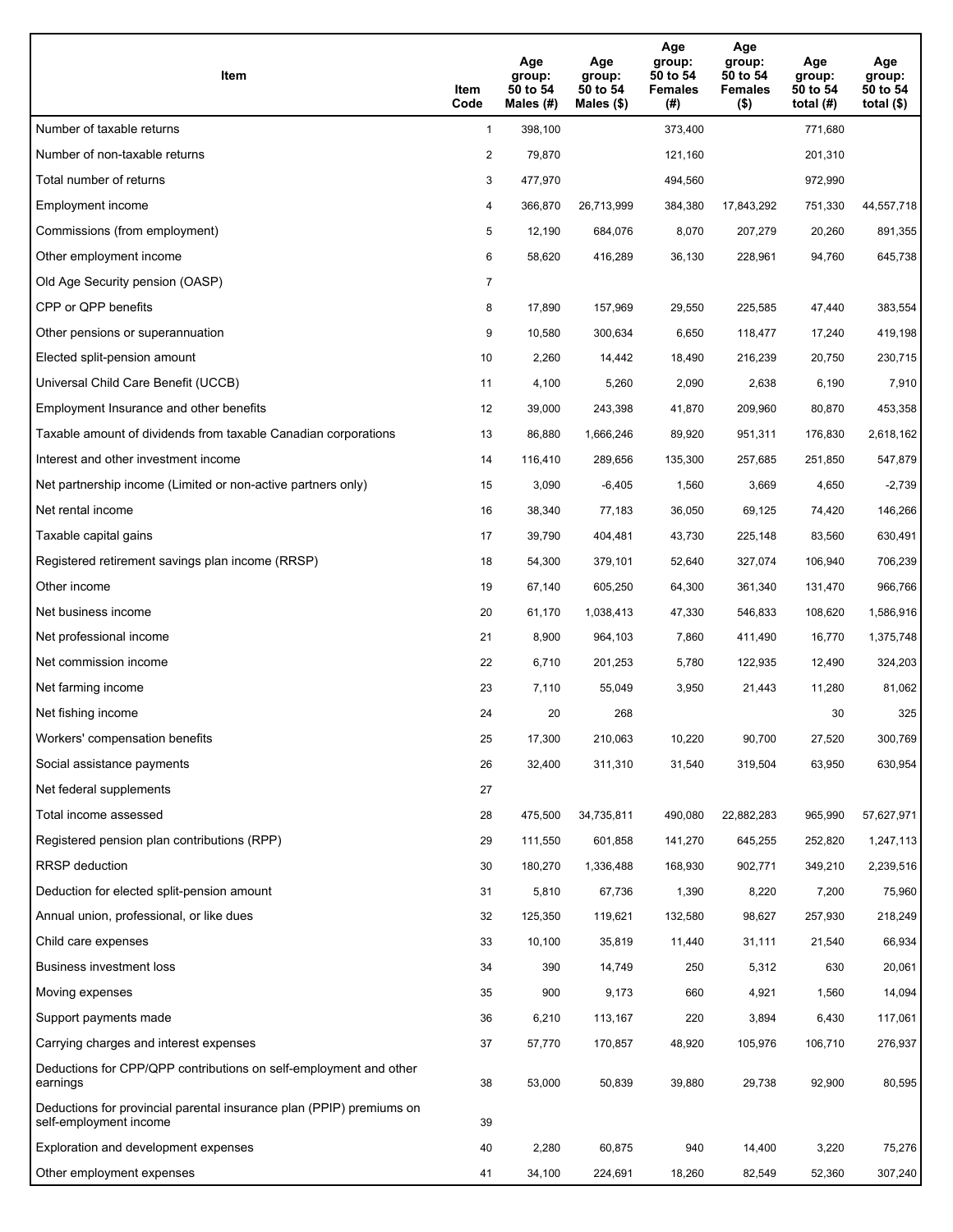| Item | Item Code | Age group: 50 to 54 Males (#) | Age group: 50 to 54 Males ($) | Age group: 50 to 54 Females (#) | Age group: 50 to 54 Females ($) | Age group: 50 to 54 total (#) | Age group: 50 to 54 total ($) |
|---|---|---|---|---|---|---|---|
| Number of taxable returns | 1 | 398,100 | | 373,400 | | 771,680 | |
| Number of non-taxable returns | 2 | 79,870 | | 121,160 | | 201,310 | |
| Total number of returns | 3 | 477,970 | | 494,560 | | 972,990 | |
| Employment income | 4 | 366,870 | 26,713,999 | 384,380 | 17,843,292 | 751,330 | 44,557,718 |
| Commissions (from employment) | 5 | 12,190 | 684,076 | 8,070 | 207,279 | 20,260 | 891,355 |
| Other employment income | 6 | 58,620 | 416,289 | 36,130 | 228,961 | 94,760 | 645,738 |
| Old Age Security pension (OASP) | 7 | | | | | | |
| CPP or QPP benefits | 8 | 17,890 | 157,969 | 29,550 | 225,585 | 47,440 | 383,554 |
| Other pensions or superannuation | 9 | 10,580 | 300,634 | 6,650 | 118,477 | 17,240 | 419,198 |
| Elected split-pension amount | 10 | 2,260 | 14,442 | 18,490 | 216,239 | 20,750 | 230,715 |
| Universal Child Care Benefit (UCCB) | 11 | 4,100 | 5,260 | 2,090 | 2,638 | 6,190 | 7,910 |
| Employment Insurance and other benefits | 12 | 39,000 | 243,398 | 41,870 | 209,960 | 80,870 | 453,358 |
| Taxable amount of dividends from taxable Canadian corporations | 13 | 86,880 | 1,666,246 | 89,920 | 951,311 | 176,830 | 2,618,162 |
| Interest and other investment income | 14 | 116,410 | 289,656 | 135,300 | 257,685 | 251,850 | 547,879 |
| Net partnership income (Limited or non-active partners only) | 15 | 3,090 | -6,405 | 1,560 | 3,669 | 4,650 | -2,739 |
| Net rental income | 16 | 38,340 | 77,183 | 36,050 | 69,125 | 74,420 | 146,266 |
| Taxable capital gains | 17 | 39,790 | 404,481 | 43,730 | 225,148 | 83,560 | 630,491 |
| Registered retirement savings plan income (RRSP) | 18 | 54,300 | 379,101 | 52,640 | 327,074 | 106,940 | 706,239 |
| Other income | 19 | 67,140 | 605,250 | 64,300 | 361,340 | 131,470 | 966,766 |
| Net business income | 20 | 61,170 | 1,038,413 | 47,330 | 546,833 | 108,620 | 1,586,916 |
| Net professional income | 21 | 8,900 | 964,103 | 7,860 | 411,490 | 16,770 | 1,375,748 |
| Net commission income | 22 | 6,710 | 201,253 | 5,780 | 122,935 | 12,490 | 324,203 |
| Net farming income | 23 | 7,110 | 55,049 | 3,950 | 21,443 | 11,280 | 81,062 |
| Net fishing income | 24 | 20 | 268 | | | 30 | 325 |
| Workers' compensation benefits | 25 | 17,300 | 210,063 | 10,220 | 90,700 | 27,520 | 300,769 |
| Social assistance payments | 26 | 32,400 | 311,310 | 31,540 | 319,504 | 63,950 | 630,954 |
| Net federal supplements | 27 | | | | | | |
| Total income assessed | 28 | 475,500 | 34,735,811 | 490,080 | 22,882,283 | 965,990 | 57,627,971 |
| Registered pension plan contributions (RPP) | 29 | 111,550 | 601,858 | 141,270 | 645,255 | 252,820 | 1,247,113 |
| RRSP deduction | 30 | 180,270 | 1,336,488 | 168,930 | 902,771 | 349,210 | 2,239,516 |
| Deduction for elected split-pension amount | 31 | 5,810 | 67,736 | 1,390 | 8,220 | 7,200 | 75,960 |
| Annual union, professional, or like dues | 32 | 125,350 | 119,621 | 132,580 | 98,627 | 257,930 | 218,249 |
| Child care expenses | 33 | 10,100 | 35,819 | 11,440 | 31,111 | 21,540 | 66,934 |
| Business investment loss | 34 | 390 | 14,749 | 250 | 5,312 | 630 | 20,061 |
| Moving expenses | 35 | 900 | 9,173 | 660 | 4,921 | 1,560 | 14,094 |
| Support payments made | 36 | 6,210 | 113,167 | 220 | 3,894 | 6,430 | 117,061 |
| Carrying charges and interest expenses | 37 | 57,770 | 170,857 | 48,920 | 105,976 | 106,710 | 276,937 |
| Deductions for CPP/QPP contributions on self-employment and other earnings | 38 | 53,000 | 50,839 | 39,880 | 29,738 | 92,900 | 80,595 |
| Deductions for provincial parental insurance plan (PPIP) premiums on self-employment income | 39 | | | | | | |
| Exploration and development expenses | 40 | 2,280 | 60,875 | 940 | 14,400 | 3,220 | 75,276 |
| Other employment expenses | 41 | 34,100 | 224,691 | 18,260 | 82,549 | 52,360 | 307,240 |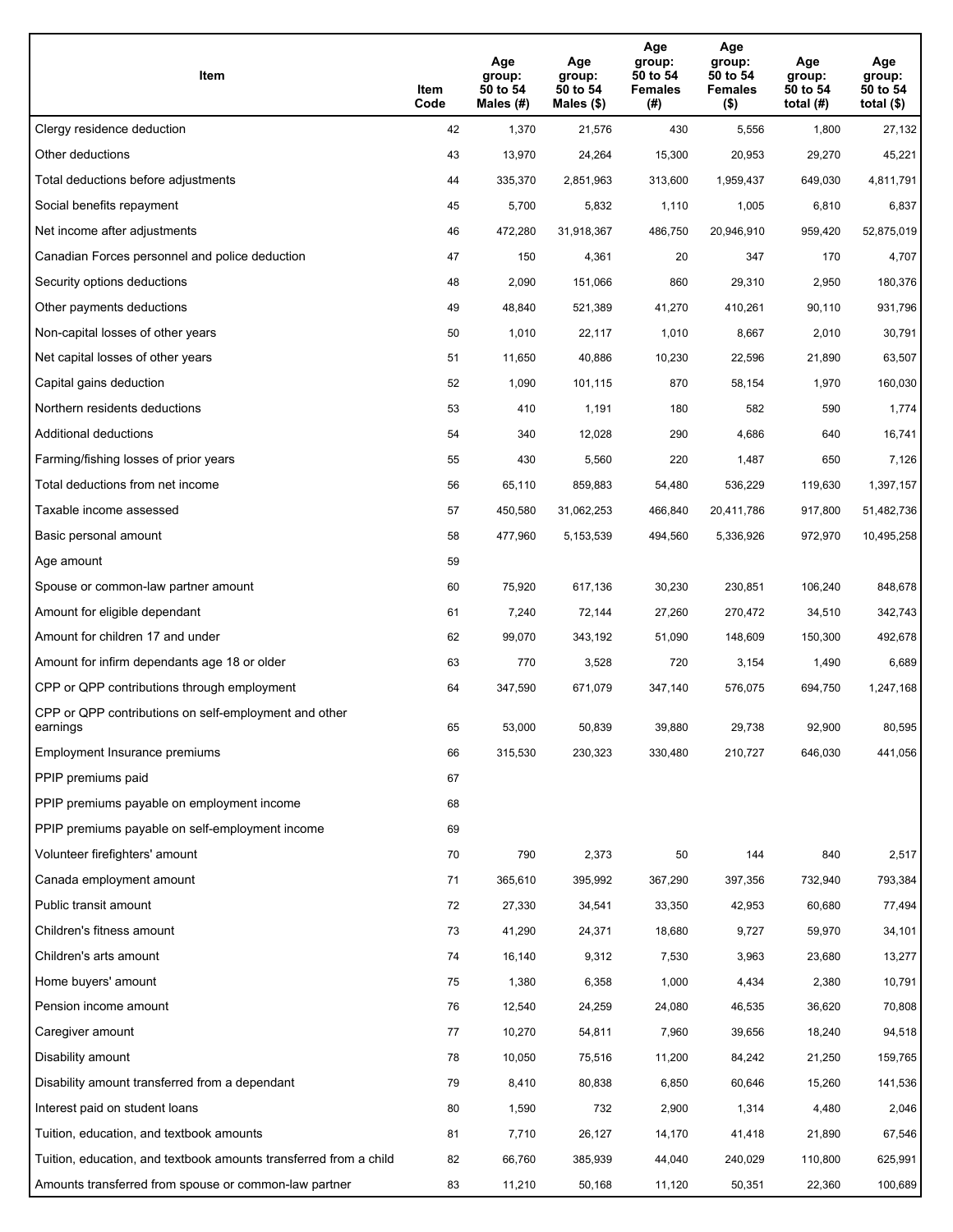| Item | Item Code | Age group: 50 to 54 Males (#) | Age group: 50 to 54 Males ($) | Age group: 50 to 54 Females (#) | Age group: 50 to 54 Females ($) | Age group: 50 to 54 total (#) | Age group: 50 to 54 total ($) |
|---|---|---|---|---|---|---|---|
| Clergy residence deduction | 42 | 1,370 | 21,576 | 430 | 5,556 | 1,800 | 27,132 |
| Other deductions | 43 | 13,970 | 24,264 | 15,300 | 20,953 | 29,270 | 45,221 |
| Total deductions before adjustments | 44 | 335,370 | 2,851,963 | 313,600 | 1,959,437 | 649,030 | 4,811,791 |
| Social benefits repayment | 45 | 5,700 | 5,832 | 1,110 | 1,005 | 6,810 | 6,837 |
| Net income after adjustments | 46 | 472,280 | 31,918,367 | 486,750 | 20,946,910 | 959,420 | 52,875,019 |
| Canadian Forces personnel and police deduction | 47 | 150 | 4,361 | 20 | 347 | 170 | 4,707 |
| Security options deductions | 48 | 2,090 | 151,066 | 860 | 29,310 | 2,950 | 180,376 |
| Other payments deductions | 49 | 48,840 | 521,389 | 41,270 | 410,261 | 90,110 | 931,796 |
| Non-capital losses of other years | 50 | 1,010 | 22,117 | 1,010 | 8,667 | 2,010 | 30,791 |
| Net capital losses of other years | 51 | 11,650 | 40,886 | 10,230 | 22,596 | 21,890 | 63,507 |
| Capital gains deduction | 52 | 1,090 | 101,115 | 870 | 58,154 | 1,970 | 160,030 |
| Northern residents deductions | 53 | 410 | 1,191 | 180 | 582 | 590 | 1,774 |
| Additional deductions | 54 | 340 | 12,028 | 290 | 4,686 | 640 | 16,741 |
| Farming/fishing losses of prior years | 55 | 430 | 5,560 | 220 | 1,487 | 650 | 7,126 |
| Total deductions from net income | 56 | 65,110 | 859,883 | 54,480 | 536,229 | 119,630 | 1,397,157 |
| Taxable income assessed | 57 | 450,580 | 31,062,253 | 466,840 | 20,411,786 | 917,800 | 51,482,736 |
| Basic personal amount | 58 | 477,960 | 5,153,539 | 494,560 | 5,336,926 | 972,970 | 10,495,258 |
| Age amount | 59 | | | | | | |
| Spouse or common-law partner amount | 60 | 75,920 | 617,136 | 30,230 | 230,851 | 106,240 | 848,678 |
| Amount for eligible dependant | 61 | 7,240 | 72,144 | 27,260 | 270,472 | 34,510 | 342,743 |
| Amount for children 17 and under | 62 | 99,070 | 343,192 | 51,090 | 148,609 | 150,300 | 492,678 |
| Amount for infirm dependants age 18 or older | 63 | 770 | 3,528 | 720 | 3,154 | 1,490 | 6,689 |
| CPP or QPP contributions through employment | 64 | 347,590 | 671,079 | 347,140 | 576,075 | 694,750 | 1,247,168 |
| CPP or QPP contributions on self-employment and other earnings | 65 | 53,000 | 50,839 | 39,880 | 29,738 | 92,900 | 80,595 |
| Employment Insurance premiums | 66 | 315,530 | 230,323 | 330,480 | 210,727 | 646,030 | 441,056 |
| PPIP premiums paid | 67 | | | | | | |
| PPIP premiums payable on employment income | 68 | | | | | | |
| PPIP premiums payable on self-employment income | 69 | | | | | | |
| Volunteer firefighters' amount | 70 | 790 | 2,373 | 50 | 144 | 840 | 2,517 |
| Canada employment amount | 71 | 365,610 | 395,992 | 367,290 | 397,356 | 732,940 | 793,384 |
| Public transit amount | 72 | 27,330 | 34,541 | 33,350 | 42,953 | 60,680 | 77,494 |
| Children's fitness amount | 73 | 41,290 | 24,371 | 18,680 | 9,727 | 59,970 | 34,101 |
| Children's arts amount | 74 | 16,140 | 9,312 | 7,530 | 3,963 | 23,680 | 13,277 |
| Home buyers' amount | 75 | 1,380 | 6,358 | 1,000 | 4,434 | 2,380 | 10,791 |
| Pension income amount | 76 | 12,540 | 24,259 | 24,080 | 46,535 | 36,620 | 70,808 |
| Caregiver amount | 77 | 10,270 | 54,811 | 7,960 | 39,656 | 18,240 | 94,518 |
| Disability amount | 78 | 10,050 | 75,516 | 11,200 | 84,242 | 21,250 | 159,765 |
| Disability amount transferred from a dependant | 79 | 8,410 | 80,838 | 6,850 | 60,646 | 15,260 | 141,536 |
| Interest paid on student loans | 80 | 1,590 | 732 | 2,900 | 1,314 | 4,480 | 2,046 |
| Tuition, education, and textbook amounts | 81 | 7,710 | 26,127 | 14,170 | 41,418 | 21,890 | 67,546 |
| Tuition, education, and textbook amounts transferred from a child | 82 | 66,760 | 385,939 | 44,040 | 240,029 | 110,800 | 625,991 |
| Amounts transferred from spouse or common-law partner | 83 | 11,210 | 50,168 | 11,120 | 50,351 | 22,360 | 100,689 |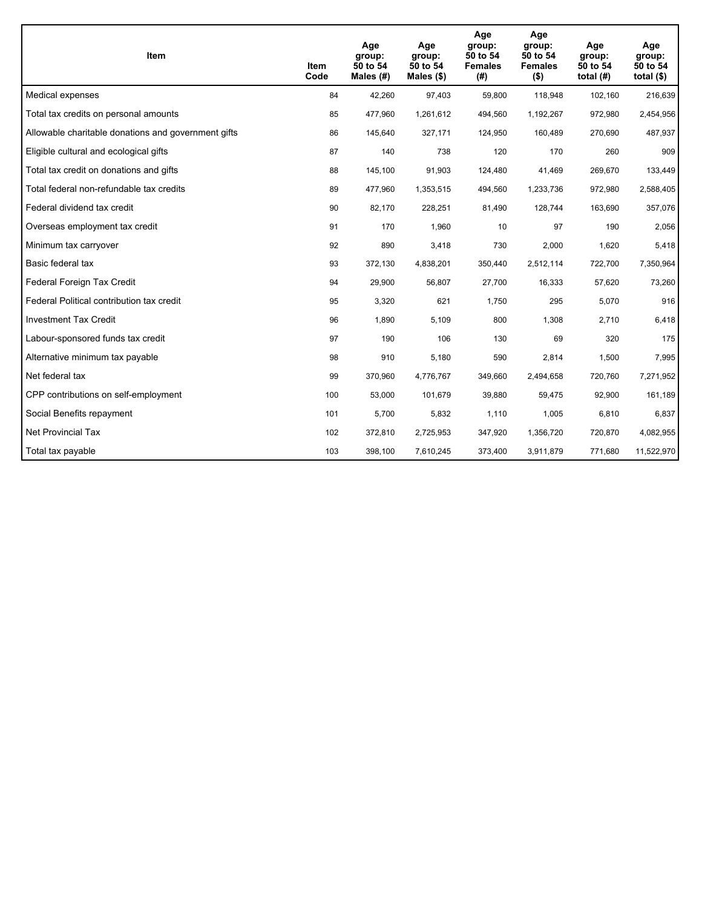| Item | Item Code | Age group: 50 to 54 Males (#) | Age group: 50 to 54 Males ($) | Age group: 50 to 54 Females (#) | Age group: 50 to 54 Females ($) | Age group: 50 to 54 total (#) | Age group: 50 to 54 total ($) |
|---|---|---|---|---|---|---|---|
| Medical expenses | 84 | 42,260 | 97,403 | 59,800 | 118,948 | 102,160 | 216,639 |
| Total tax credits on personal amounts | 85 | 477,960 | 1,261,612 | 494,560 | 1,192,267 | 972,980 | 2,454,956 |
| Allowable charitable donations and government gifts | 86 | 145,640 | 327,171 | 124,950 | 160,489 | 270,690 | 487,937 |
| Eligible cultural and ecological gifts | 87 | 140 | 738 | 120 | 170 | 260 | 909 |
| Total tax credit on donations and gifts | 88 | 145,100 | 91,903 | 124,480 | 41,469 | 269,670 | 133,449 |
| Total federal non-refundable tax credits | 89 | 477,960 | 1,353,515 | 494,560 | 1,233,736 | 972,980 | 2,588,405 |
| Federal dividend tax credit | 90 | 82,170 | 228,251 | 81,490 | 128,744 | 163,690 | 357,076 |
| Overseas employment tax credit | 91 | 170 | 1,960 | 10 | 97 | 190 | 2,056 |
| Minimum tax carryover | 92 | 890 | 3,418 | 730 | 2,000 | 1,620 | 5,418 |
| Basic federal tax | 93 | 372,130 | 4,838,201 | 350,440 | 2,512,114 | 722,700 | 7,350,964 |
| Federal Foreign Tax Credit | 94 | 29,900 | 56,807 | 27,700 | 16,333 | 57,620 | 73,260 |
| Federal Political contribution tax credit | 95 | 3,320 | 621 | 1,750 | 295 | 5,070 | 916 |
| Investment Tax Credit | 96 | 1,890 | 5,109 | 800 | 1,308 | 2,710 | 6,418 |
| Labour-sponsored funds tax credit | 97 | 190 | 106 | 130 | 69 | 320 | 175 |
| Alternative minimum tax payable | 98 | 910 | 5,180 | 590 | 2,814 | 1,500 | 7,995 |
| Net federal tax | 99 | 370,960 | 4,776,767 | 349,660 | 2,494,658 | 720,760 | 7,271,952 |
| CPP contributions on self-employment | 100 | 53,000 | 101,679 | 39,880 | 59,475 | 92,900 | 161,189 |
| Social Benefits repayment | 101 | 5,700 | 5,832 | 1,110 | 1,005 | 6,810 | 6,837 |
| Net Provincial Tax | 102 | 372,810 | 2,725,953 | 347,920 | 1,356,720 | 720,870 | 4,082,955 |
| Total tax payable | 103 | 398,100 | 7,610,245 | 373,400 | 3,911,879 | 771,680 | 11,522,970 |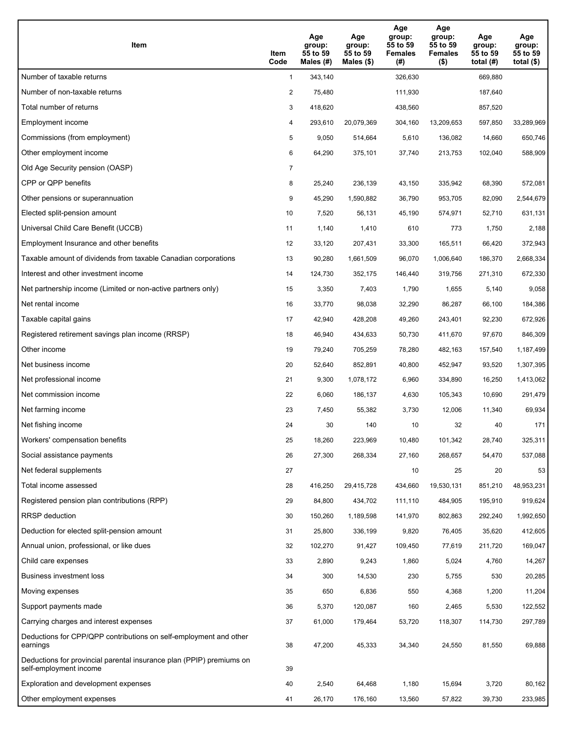| Item | Item Code | Age group: 55 to 59 Males (#) | Age group: 55 to 59 Males ($) | Age group: 55 to 59 Females (#) | Age group: 55 to 59 Females ($) | Age group: 55 to 59 total (#) | Age group: 55 to 59 total ($) |
|---|---|---|---|---|---|---|---|
| Number of taxable returns | 1 | 343,140 | | 326,630 | | 669,880 | |
| Number of non-taxable returns | 2 | 75,480 | | 111,930 | | 187,640 | |
| Total number of returns | 3 | 418,620 | | 438,560 | | 857,520 | |
| Employment income | 4 | 293,610 | 20,079,369 | 304,160 | 13,209,653 | 597,850 | 33,289,969 |
| Commissions (from employment) | 5 | 9,050 | 514,664 | 5,610 | 136,082 | 14,660 | 650,746 |
| Other employment income | 6 | 64,290 | 375,101 | 37,740 | 213,753 | 102,040 | 588,909 |
| Old Age Security pension (OASP) | 7 | | | | | | |
| CPP or QPP benefits | 8 | 25,240 | 236,139 | 43,150 | 335,942 | 68,390 | 572,081 |
| Other pensions or superannuation | 9 | 45,290 | 1,590,882 | 36,790 | 953,705 | 82,090 | 2,544,679 |
| Elected split-pension amount | 10 | 7,520 | 56,131 | 45,190 | 574,971 | 52,710 | 631,131 |
| Universal Child Care Benefit (UCCB) | 11 | 1,140 | 1,410 | 610 | 773 | 1,750 | 2,188 |
| Employment Insurance and other benefits | 12 | 33,120 | 207,431 | 33,300 | 165,511 | 66,420 | 372,943 |
| Taxable amount of dividends from taxable Canadian corporations | 13 | 90,280 | 1,661,509 | 96,070 | 1,006,640 | 186,370 | 2,668,334 |
| Interest and other investment income | 14 | 124,730 | 352,175 | 146,440 | 319,756 | 271,310 | 672,330 |
| Net partnership income (Limited or non-active partners only) | 15 | 3,350 | 7,403 | 1,790 | 1,655 | 5,140 | 9,058 |
| Net rental income | 16 | 33,770 | 98,038 | 32,290 | 86,287 | 66,100 | 184,386 |
| Taxable capital gains | 17 | 42,940 | 428,208 | 49,260 | 243,401 | 92,230 | 672,926 |
| Registered retirement savings plan income (RRSP) | 18 | 46,940 | 434,633 | 50,730 | 411,670 | 97,670 | 846,309 |
| Other income | 19 | 79,240 | 705,259 | 78,280 | 482,163 | 157,540 | 1,187,499 |
| Net business income | 20 | 52,640 | 852,891 | 40,800 | 452,947 | 93,520 | 1,307,395 |
| Net professional income | 21 | 9,300 | 1,078,172 | 6,960 | 334,890 | 16,250 | 1,413,062 |
| Net commission income | 22 | 6,060 | 186,137 | 4,630 | 105,343 | 10,690 | 291,479 |
| Net farming income | 23 | 7,450 | 55,382 | 3,730 | 12,006 | 11,340 | 69,934 |
| Net fishing income | 24 | 30 | 140 | 10 | 32 | 40 | 171 |
| Workers' compensation benefits | 25 | 18,260 | 223,969 | 10,480 | 101,342 | 28,740 | 325,311 |
| Social assistance payments | 26 | 27,300 | 268,334 | 27,160 | 268,657 | 54,470 | 537,088 |
| Net federal supplements | 27 | | | 10 | 25 | 20 | 53 |
| Total income assessed | 28 | 416,250 | 29,415,728 | 434,660 | 19,530,131 | 851,210 | 48,953,231 |
| Registered pension plan contributions (RPP) | 29 | 84,800 | 434,702 | 111,110 | 484,905 | 195,910 | 919,624 |
| RRSP deduction | 30 | 150,260 | 1,189,598 | 141,970 | 802,863 | 292,240 | 1,992,650 |
| Deduction for elected split-pension amount | 31 | 25,800 | 336,199 | 9,820 | 76,405 | 35,620 | 412,605 |
| Annual union, professional, or like dues | 32 | 102,270 | 91,427 | 109,450 | 77,619 | 211,720 | 169,047 |
| Child care expenses | 33 | 2,890 | 9,243 | 1,860 | 5,024 | 4,760 | 14,267 |
| Business investment loss | 34 | 300 | 14,530 | 230 | 5,755 | 530 | 20,285 |
| Moving expenses | 35 | 650 | 6,836 | 550 | 4,368 | 1,200 | 11,204 |
| Support payments made | 36 | 5,370 | 120,087 | 160 | 2,465 | 5,530 | 122,552 |
| Carrying charges and interest expenses | 37 | 61,000 | 179,464 | 53,720 | 118,307 | 114,730 | 297,789 |
| Deductions for CPP/QPP contributions on self-employment and other earnings | 38 | 47,200 | 45,333 | 34,340 | 24,550 | 81,550 | 69,888 |
| Deductions for provincial parental insurance plan (PPIP) premiums on self-employment income | 39 | | | | | | |
| Exploration and development expenses | 40 | 2,540 | 64,468 | 1,180 | 15,694 | 3,720 | 80,162 |
| Other employment expenses | 41 | 26,170 | 176,160 | 13,560 | 57,822 | 39,730 | 233,985 |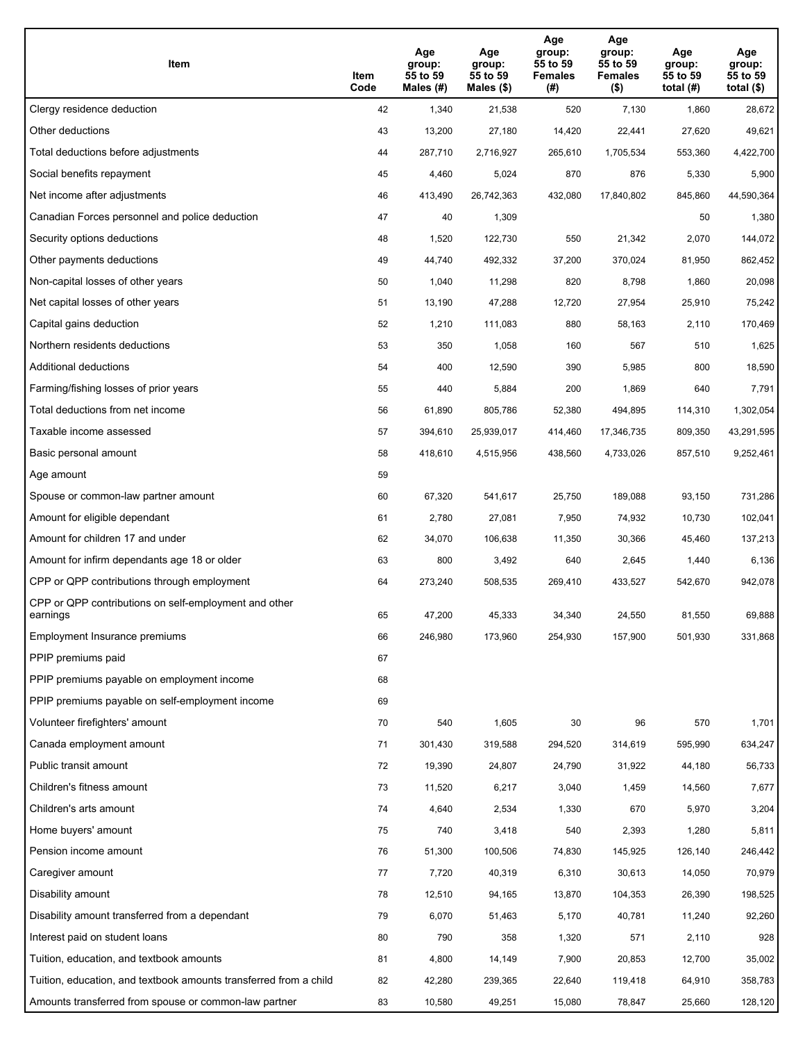| Item | Item Code | Age group: 55 to 59 Males (#) | Age group: 55 to 59 Males ($) | Age group: 55 to 59 Females (#) | Age group: 55 to 59 Females ($) | Age group: 55 to 59 total (#) | Age group: 55 to 59 total ($) |
|---|---|---|---|---|---|---|---|
| Clergy residence deduction | 42 | 1,340 | 21,538 | 520 | 7,130 | 1,860 | 28,672 |
| Other deductions | 43 | 13,200 | 27,180 | 14,420 | 22,441 | 27,620 | 49,621 |
| Total deductions before adjustments | 44 | 287,710 | 2,716,927 | 265,610 | 1,705,534 | 553,360 | 4,422,700 |
| Social benefits repayment | 45 | 4,460 | 5,024 | 870 | 876 | 5,330 | 5,900 |
| Net income after adjustments | 46 | 413,490 | 26,742,363 | 432,080 | 17,840,802 | 845,860 | 44,590,364 |
| Canadian Forces personnel and police deduction | 47 | 40 | 1,309 | | | 50 | 1,380 |
| Security options deductions | 48 | 1,520 | 122,730 | 550 | 21,342 | 2,070 | 144,072 |
| Other payments deductions | 49 | 44,740 | 492,332 | 37,200 | 370,024 | 81,950 | 862,452 |
| Non-capital losses of other years | 50 | 1,040 | 11,298 | 820 | 8,798 | 1,860 | 20,098 |
| Net capital losses of other years | 51 | 13,190 | 47,288 | 12,720 | 27,954 | 25,910 | 75,242 |
| Capital gains deduction | 52 | 1,210 | 111,083 | 880 | 58,163 | 2,110 | 170,469 |
| Northern residents deductions | 53 | 350 | 1,058 | 160 | 567 | 510 | 1,625 |
| Additional deductions | 54 | 400 | 12,590 | 390 | 5,985 | 800 | 18,590 |
| Farming/fishing losses of prior years | 55 | 440 | 5,884 | 200 | 1,869 | 640 | 7,791 |
| Total deductions from net income | 56 | 61,890 | 805,786 | 52,380 | 494,895 | 114,310 | 1,302,054 |
| Taxable income assessed | 57 | 394,610 | 25,939,017 | 414,460 | 17,346,735 | 809,350 | 43,291,595 |
| Basic personal amount | 58 | 418,610 | 4,515,956 | 438,560 | 4,733,026 | 857,510 | 9,252,461 |
| Age amount | 59 | | | | | | |
| Spouse or common-law partner amount | 60 | 67,320 | 541,617 | 25,750 | 189,088 | 93,150 | 731,286 |
| Amount for eligible dependant | 61 | 2,780 | 27,081 | 7,950 | 74,932 | 10,730 | 102,041 |
| Amount for children 17 and under | 62 | 34,070 | 106,638 | 11,350 | 30,366 | 45,460 | 137,213 |
| Amount for infirm dependants age 18 or older | 63 | 800 | 3,492 | 640 | 2,645 | 1,440 | 6,136 |
| CPP or QPP contributions through employment | 64 | 273,240 | 508,535 | 269,410 | 433,527 | 542,670 | 942,078 |
| CPP or QPP contributions on self-employment and other earnings | 65 | 47,200 | 45,333 | 34,340 | 24,550 | 81,550 | 69,888 |
| Employment Insurance premiums | 66 | 246,980 | 173,960 | 254,930 | 157,900 | 501,930 | 331,868 |
| PPIP premiums paid | 67 | | | | | | |
| PPIP premiums payable on employment income | 68 | | | | | | |
| PPIP premiums payable on self-employment income | 69 | | | | | | |
| Volunteer firefighters' amount | 70 | 540 | 1,605 | 30 | 96 | 570 | 1,701 |
| Canada employment amount | 71 | 301,430 | 319,588 | 294,520 | 314,619 | 595,990 | 634,247 |
| Public transit amount | 72 | 19,390 | 24,807 | 24,790 | 31,922 | 44,180 | 56,733 |
| Children's fitness amount | 73 | 11,520 | 6,217 | 3,040 | 1,459 | 14,560 | 7,677 |
| Children's arts amount | 74 | 4,640 | 2,534 | 1,330 | 670 | 5,970 | 3,204 |
| Home buyers' amount | 75 | 740 | 3,418 | 540 | 2,393 | 1,280 | 5,811 |
| Pension income amount | 76 | 51,300 | 100,506 | 74,830 | 145,925 | 126,140 | 246,442 |
| Caregiver amount | 77 | 7,720 | 40,319 | 6,310 | 30,613 | 14,050 | 70,979 |
| Disability amount | 78 | 12,510 | 94,165 | 13,870 | 104,353 | 26,390 | 198,525 |
| Disability amount transferred from a dependant | 79 | 6,070 | 51,463 | 5,170 | 40,781 | 11,240 | 92,260 |
| Interest paid on student loans | 80 | 790 | 358 | 1,320 | 571 | 2,110 | 928 |
| Tuition, education, and textbook amounts | 81 | 4,800 | 14,149 | 7,900 | 20,853 | 12,700 | 35,002 |
| Tuition, education, and textbook amounts transferred from a child | 82 | 42,280 | 239,365 | 22,640 | 119,418 | 64,910 | 358,783 |
| Amounts transferred from spouse or common-law partner | 83 | 10,580 | 49,251 | 15,080 | 78,847 | 25,660 | 128,120 |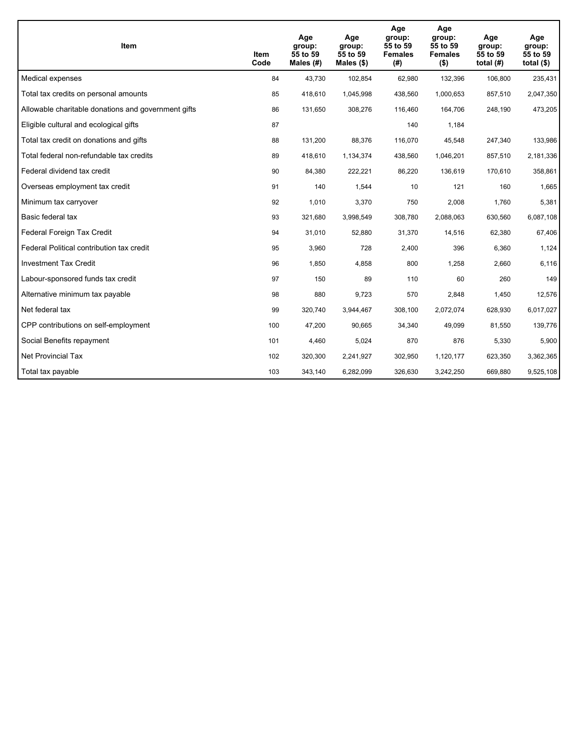| Item | Item Code | Age group: 55 to 59 Males (#) | Age group: 55 to 59 Males ($) | Age group: 55 to 59 Females (#) | Age group: 55 to 59 Females ($) | Age group: 55 to 59 total (#) | Age group: 55 to 59 total ($) |
|---|---|---|---|---|---|---|---|
| Medical expenses | 84 | 43,730 | 102,854 | 62,980 | 132,396 | 106,800 | 235,431 |
| Total tax credits on personal amounts | 85 | 418,610 | 1,045,998 | 438,560 | 1,000,653 | 857,510 | 2,047,350 |
| Allowable charitable donations and government gifts | 86 | 131,650 | 308,276 | 116,460 | 164,706 | 248,190 | 473,205 |
| Eligible cultural and ecological gifts | 87 | | | 140 | 1,184 | | |
| Total tax credit on donations and gifts | 88 | 131,200 | 88,376 | 116,070 | 45,548 | 247,340 | 133,986 |
| Total federal non-refundable tax credits | 89 | 418,610 | 1,134,374 | 438,560 | 1,046,201 | 857,510 | 2,181,336 |
| Federal dividend tax credit | 90 | 84,380 | 222,221 | 86,220 | 136,619 | 170,610 | 358,861 |
| Overseas employment tax credit | 91 | 140 | 1,544 | 10 | 121 | 160 | 1,665 |
| Minimum tax carryover | 92 | 1,010 | 3,370 | 750 | 2,008 | 1,760 | 5,381 |
| Basic federal tax | 93 | 321,680 | 3,998,549 | 308,780 | 2,088,063 | 630,560 | 6,087,108 |
| Federal Foreign Tax Credit | 94 | 31,010 | 52,880 | 31,370 | 14,516 | 62,380 | 67,406 |
| Federal Political contribution tax credit | 95 | 3,960 | 728 | 2,400 | 396 | 6,360 | 1,124 |
| Investment Tax Credit | 96 | 1,850 | 4,858 | 800 | 1,258 | 2,660 | 6,116 |
| Labour-sponsored funds tax credit | 97 | 150 | 89 | 110 | 60 | 260 | 149 |
| Alternative minimum tax payable | 98 | 880 | 9,723 | 570 | 2,848 | 1,450 | 12,576 |
| Net federal tax | 99 | 320,740 | 3,944,467 | 308,100 | 2,072,074 | 628,930 | 6,017,027 |
| CPP contributions on self-employment | 100 | 47,200 | 90,665 | 34,340 | 49,099 | 81,550 | 139,776 |
| Social Benefits repayment | 101 | 4,460 | 5,024 | 870 | 876 | 5,330 | 5,900 |
| Net Provincial Tax | 102 | 320,300 | 2,241,927 | 302,950 | 1,120,177 | 623,350 | 3,362,365 |
| Total tax payable | 103 | 343,140 | 6,282,099 | 326,630 | 3,242,250 | 669,880 | 9,525,108 |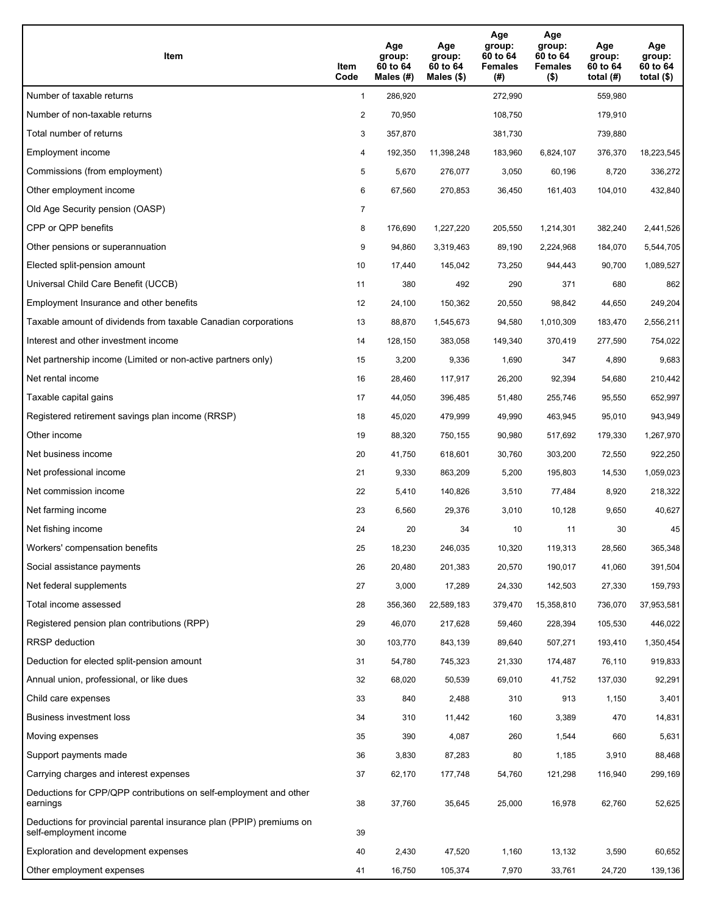| Item | Item Code | Age group: 60 to 64 Males (#) | Age group: 60 to 64 Males ($) | Age group: 60 to 64 Females (#) | Age group: 60 to 64 Females ($) | Age group: 60 to 64 total (#) | Age group: 60 to 64 total ($) |
|---|---|---|---|---|---|---|---|
| Number of taxable returns | 1 | 286,920 | | 272,990 | | 559,980 | |
| Number of non-taxable returns | 2 | 70,950 | | 108,750 | | 179,910 | |
| Total number of returns | 3 | 357,870 | | 381,730 | | 739,880 | |
| Employment income | 4 | 192,350 | 11,398,248 | 183,960 | 6,824,107 | 376,370 | 18,223,545 |
| Commissions (from employment) | 5 | 5,670 | 276,077 | 3,050 | 60,196 | 8,720 | 336,272 |
| Other employment income | 6 | 67,560 | 270,853 | 36,450 | 161,403 | 104,010 | 432,840 |
| Old Age Security pension (OASP) | 7 | | | | | | |
| CPP or QPP benefits | 8 | 176,690 | 1,227,220 | 205,550 | 1,214,301 | 382,240 | 2,441,526 |
| Other pensions or superannuation | 9 | 94,860 | 3,319,463 | 89,190 | 2,224,968 | 184,070 | 5,544,705 |
| Elected split-pension amount | 10 | 17,440 | 145,042 | 73,250 | 944,443 | 90,700 | 1,089,527 |
| Universal Child Care Benefit (UCCB) | 11 | 380 | 492 | 290 | 371 | 680 | 862 |
| Employment Insurance and other benefits | 12 | 24,100 | 150,362 | 20,550 | 98,842 | 44,650 | 249,204 |
| Taxable amount of dividends from taxable Canadian corporations | 13 | 88,870 | 1,545,673 | 94,580 | 1,010,309 | 183,470 | 2,556,211 |
| Interest and other investment income | 14 | 128,150 | 383,058 | 149,340 | 370,419 | 277,590 | 754,022 |
| Net partnership income (Limited or non-active partners only) | 15 | 3,200 | 9,336 | 1,690 | 347 | 4,890 | 9,683 |
| Net rental income | 16 | 28,460 | 117,917 | 26,200 | 92,394 | 54,680 | 210,442 |
| Taxable capital gains | 17 | 44,050 | 396,485 | 51,480 | 255,746 | 95,550 | 652,997 |
| Registered retirement savings plan income (RRSP) | 18 | 45,020 | 479,999 | 49,990 | 463,945 | 95,010 | 943,949 |
| Other income | 19 | 88,320 | 750,155 | 90,980 | 517,692 | 179,330 | 1,267,970 |
| Net business income | 20 | 41,750 | 618,601 | 30,760 | 303,200 | 72,550 | 922,250 |
| Net professional income | 21 | 9,330 | 863,209 | 5,200 | 195,803 | 14,530 | 1,059,023 |
| Net commission income | 22 | 5,410 | 140,826 | 3,510 | 77,484 | 8,920 | 218,322 |
| Net farming income | 23 | 6,560 | 29,376 | 3,010 | 10,128 | 9,650 | 40,627 |
| Net fishing income | 24 | 20 | 34 | 10 | 11 | 30 | 45 |
| Workers' compensation benefits | 25 | 18,230 | 246,035 | 10,320 | 119,313 | 28,560 | 365,348 |
| Social assistance payments | 26 | 20,480 | 201,383 | 20,570 | 190,017 | 41,060 | 391,504 |
| Net federal supplements | 27 | 3,000 | 17,289 | 24,330 | 142,503 | 27,330 | 159,793 |
| Total income assessed | 28 | 356,360 | 22,589,183 | 379,470 | 15,358,810 | 736,070 | 37,953,581 |
| Registered pension plan contributions (RPP) | 29 | 46,070 | 217,628 | 59,460 | 228,394 | 105,530 | 446,022 |
| RRSP deduction | 30 | 103,770 | 843,139 | 89,640 | 507,271 | 193,410 | 1,350,454 |
| Deduction for elected split-pension amount | 31 | 54,780 | 745,323 | 21,330 | 174,487 | 76,110 | 919,833 |
| Annual union, professional, or like dues | 32 | 68,020 | 50,539 | 69,010 | 41,752 | 137,030 | 92,291 |
| Child care expenses | 33 | 840 | 2,488 | 310 | 913 | 1,150 | 3,401 |
| Business investment loss | 34 | 310 | 11,442 | 160 | 3,389 | 470 | 14,831 |
| Moving expenses | 35 | 390 | 4,087 | 260 | 1,544 | 660 | 5,631 |
| Support payments made | 36 | 3,830 | 87,283 | 80 | 1,185 | 3,910 | 88,468 |
| Carrying charges and interest expenses | 37 | 62,170 | 177,748 | 54,760 | 121,298 | 116,940 | 299,169 |
| Deductions for CPP/QPP contributions on self-employment and other earnings | 38 | 37,760 | 35,645 | 25,000 | 16,978 | 62,760 | 52,625 |
| Deductions for provincial parental insurance plan (PPIP) premiums on self-employment income | 39 | | | | | | |
| Exploration and development expenses | 40 | 2,430 | 47,520 | 1,160 | 13,132 | 3,590 | 60,652 |
| Other employment expenses | 41 | 16,750 | 105,374 | 7,970 | 33,761 | 24,720 | 139,136 |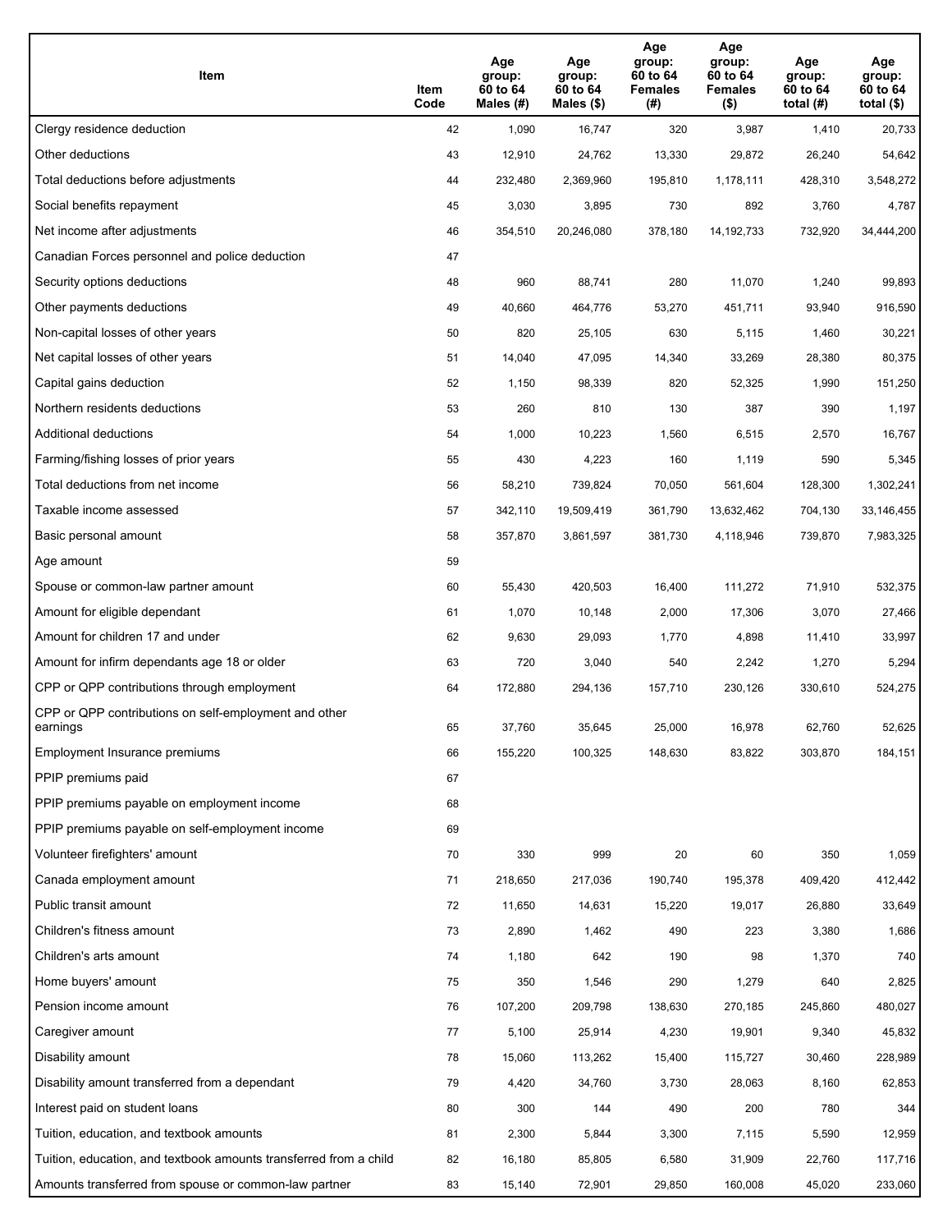| Item | Item Code | Age group: 60 to 64 Males (#) | Age group: 60 to 64 Males ($) | Age group: 60 to 64 Females (#) | Age group: 60 to 64 Females ($) | Age group: 60 to 64 total (#) | Age group: 60 to 64 total ($) |
|---|---|---|---|---|---|---|---|
| Clergy residence deduction | 42 | 1,090 | 16,747 | 320 | 3,987 | 1,410 | 20,733 |
| Other deductions | 43 | 12,910 | 24,762 | 13,330 | 29,872 | 26,240 | 54,642 |
| Total deductions before adjustments | 44 | 232,480 | 2,369,960 | 195,810 | 1,178,111 | 428,310 | 3,548,272 |
| Social benefits repayment | 45 | 3,030 | 3,895 | 730 | 892 | 3,760 | 4,787 |
| Net income after adjustments | 46 | 354,510 | 20,246,080 | 378,180 | 14,192,733 | 732,920 | 34,444,200 |
| Canadian Forces personnel and police deduction | 47 | | | | | | |
| Security options deductions | 48 | 960 | 88,741 | 280 | 11,070 | 1,240 | 99,893 |
| Other payments deductions | 49 | 40,660 | 464,776 | 53,270 | 451,711 | 93,940 | 916,590 |
| Non-capital losses of other years | 50 | 820 | 25,105 | 630 | 5,115 | 1,460 | 30,221 |
| Net capital losses of other years | 51 | 14,040 | 47,095 | 14,340 | 33,269 | 28,380 | 80,375 |
| Capital gains deduction | 52 | 1,150 | 98,339 | 820 | 52,325 | 1,990 | 151,250 |
| Northern residents deductions | 53 | 260 | 810 | 130 | 387 | 390 | 1,197 |
| Additional deductions | 54 | 1,000 | 10,223 | 1,560 | 6,515 | 2,570 | 16,767 |
| Farming/fishing losses of prior years | 55 | 430 | 4,223 | 160 | 1,119 | 590 | 5,345 |
| Total deductions from net income | 56 | 58,210 | 739,824 | 70,050 | 561,604 | 128,300 | 1,302,241 |
| Taxable income assessed | 57 | 342,110 | 19,509,419 | 361,790 | 13,632,462 | 704,130 | 33,146,455 |
| Basic personal amount | 58 | 357,870 | 3,861,597 | 381,730 | 4,118,946 | 739,870 | 7,983,325 |
| Age amount | 59 | | | | | | |
| Spouse or common-law partner amount | 60 | 55,430 | 420,503 | 16,400 | 111,272 | 71,910 | 532,375 |
| Amount for eligible dependant | 61 | 1,070 | 10,148 | 2,000 | 17,306 | 3,070 | 27,466 |
| Amount for children 17 and under | 62 | 9,630 | 29,093 | 1,770 | 4,898 | 11,410 | 33,997 |
| Amount for infirm dependants age 18 or older | 63 | 720 | 3,040 | 540 | 2,242 | 1,270 | 5,294 |
| CPP or QPP contributions through employment | 64 | 172,880 | 294,136 | 157,710 | 230,126 | 330,610 | 524,275 |
| CPP or QPP contributions on self-employment and other earnings | 65 | 37,760 | 35,645 | 25,000 | 16,978 | 62,760 | 52,625 |
| Employment Insurance premiums | 66 | 155,220 | 100,325 | 148,630 | 83,822 | 303,870 | 184,151 |
| PPIP premiums paid | 67 | | | | | | |
| PPIP premiums payable on employment income | 68 | | | | | | |
| PPIP premiums payable on self-employment income | 69 | | | | | | |
| Volunteer firefighters' amount | 70 | 330 | 999 | 20 | 60 | 350 | 1,059 |
| Canada employment amount | 71 | 218,650 | 217,036 | 190,740 | 195,378 | 409,420 | 412,442 |
| Public transit amount | 72 | 11,650 | 14,631 | 15,220 | 19,017 | 26,880 | 33,649 |
| Children's fitness amount | 73 | 2,890 | 1,462 | 490 | 223 | 3,380 | 1,686 |
| Children's arts amount | 74 | 1,180 | 642 | 190 | 98 | 1,370 | 740 |
| Home buyers' amount | 75 | 350 | 1,546 | 290 | 1,279 | 640 | 2,825 |
| Pension income amount | 76 | 107,200 | 209,798 | 138,630 | 270,185 | 245,860 | 480,027 |
| Caregiver amount | 77 | 5,100 | 25,914 | 4,230 | 19,901 | 9,340 | 45,832 |
| Disability amount | 78 | 15,060 | 113,262 | 15,400 | 115,727 | 30,460 | 228,989 |
| Disability amount transferred from a dependant | 79 | 4,420 | 34,760 | 3,730 | 28,063 | 8,160 | 62,853 |
| Interest paid on student loans | 80 | 300 | 144 | 490 | 200 | 780 | 344 |
| Tuition, education, and textbook amounts | 81 | 2,300 | 5,844 | 3,300 | 7,115 | 5,590 | 12,959 |
| Tuition, education, and textbook amounts transferred from a child | 82 | 16,180 | 85,805 | 6,580 | 31,909 | 22,760 | 117,716 |
| Amounts transferred from spouse or common-law partner | 83 | 15,140 | 72,901 | 29,850 | 160,008 | 45,020 | 233,060 |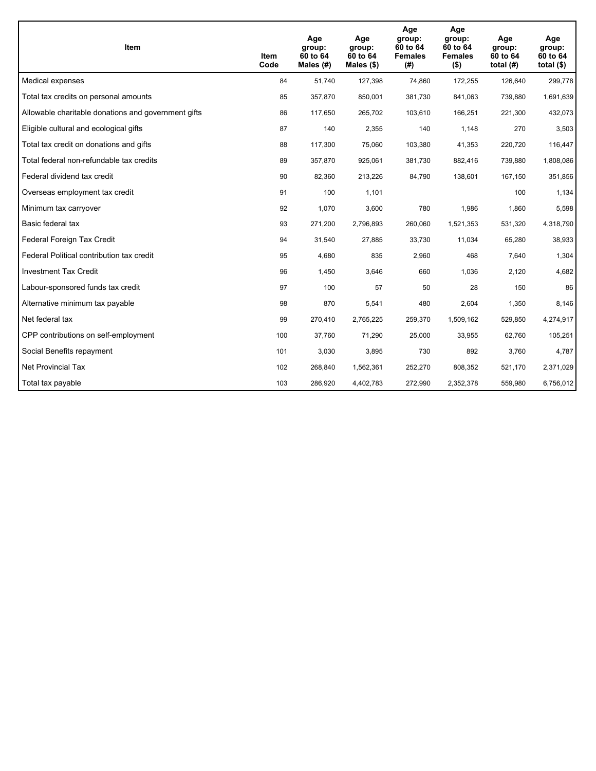| Item | Item Code | Age group: 60 to 64 Males (#) | Age group: 60 to 64 Males ($) | Age group: 60 to 64 Females (#) | Age group: 60 to 64 Females ($) | Age group: 60 to 64 total (#) | Age group: 60 to 64 total ($) |
|---|---|---|---|---|---|---|---|
| Medical expenses | 84 | 51,740 | 127,398 | 74,860 | 172,255 | 126,640 | 299,778 |
| Total tax credits on personal amounts | 85 | 357,870 | 850,001 | 381,730 | 841,063 | 739,880 | 1,691,639 |
| Allowable charitable donations and government gifts | 86 | 117,650 | 265,702 | 103,610 | 166,251 | 221,300 | 432,073 |
| Eligible cultural and ecological gifts | 87 | 140 | 2,355 | 140 | 1,148 | 270 | 3,503 |
| Total tax credit on donations and gifts | 88 | 117,300 | 75,060 | 103,380 | 41,353 | 220,720 | 116,447 |
| Total federal non-refundable tax credits | 89 | 357,870 | 925,061 | 381,730 | 882,416 | 739,880 | 1,808,086 |
| Federal dividend tax credit | 90 | 82,360 | 213,226 | 84,790 | 138,601 | 167,150 | 351,856 |
| Overseas employment tax credit | 91 | 100 | 1,101 | | | 100 | 1,134 |
| Minimum tax carryover | 92 | 1,070 | 3,600 | 780 | 1,986 | 1,860 | 5,598 |
| Basic federal tax | 93 | 271,200 | 2,796,893 | 260,060 | 1,521,353 | 531,320 | 4,318,790 |
| Federal Foreign Tax Credit | 94 | 31,540 | 27,885 | 33,730 | 11,034 | 65,280 | 38,933 |
| Federal Political contribution tax credit | 95 | 4,680 | 835 | 2,960 | 468 | 7,640 | 1,304 |
| Investment Tax Credit | 96 | 1,450 | 3,646 | 660 | 1,036 | 2,120 | 4,682 |
| Labour-sponsored funds tax credit | 97 | 100 | 57 | 50 | 28 | 150 | 86 |
| Alternative minimum tax payable | 98 | 870 | 5,541 | 480 | 2,604 | 1,350 | 8,146 |
| Net federal tax | 99 | 270,410 | 2,765,225 | 259,370 | 1,509,162 | 529,850 | 4,274,917 |
| CPP contributions on self-employment | 100 | 37,760 | 71,290 | 25,000 | 33,955 | 62,760 | 105,251 |
| Social Benefits repayment | 101 | 3,030 | 3,895 | 730 | 892 | 3,760 | 4,787 |
| Net Provincial Tax | 102 | 268,840 | 1,562,361 | 252,270 | 808,352 | 521,170 | 2,371,029 |
| Total tax payable | 103 | 286,920 | 4,402,783 | 272,990 | 2,352,378 | 559,980 | 6,756,012 |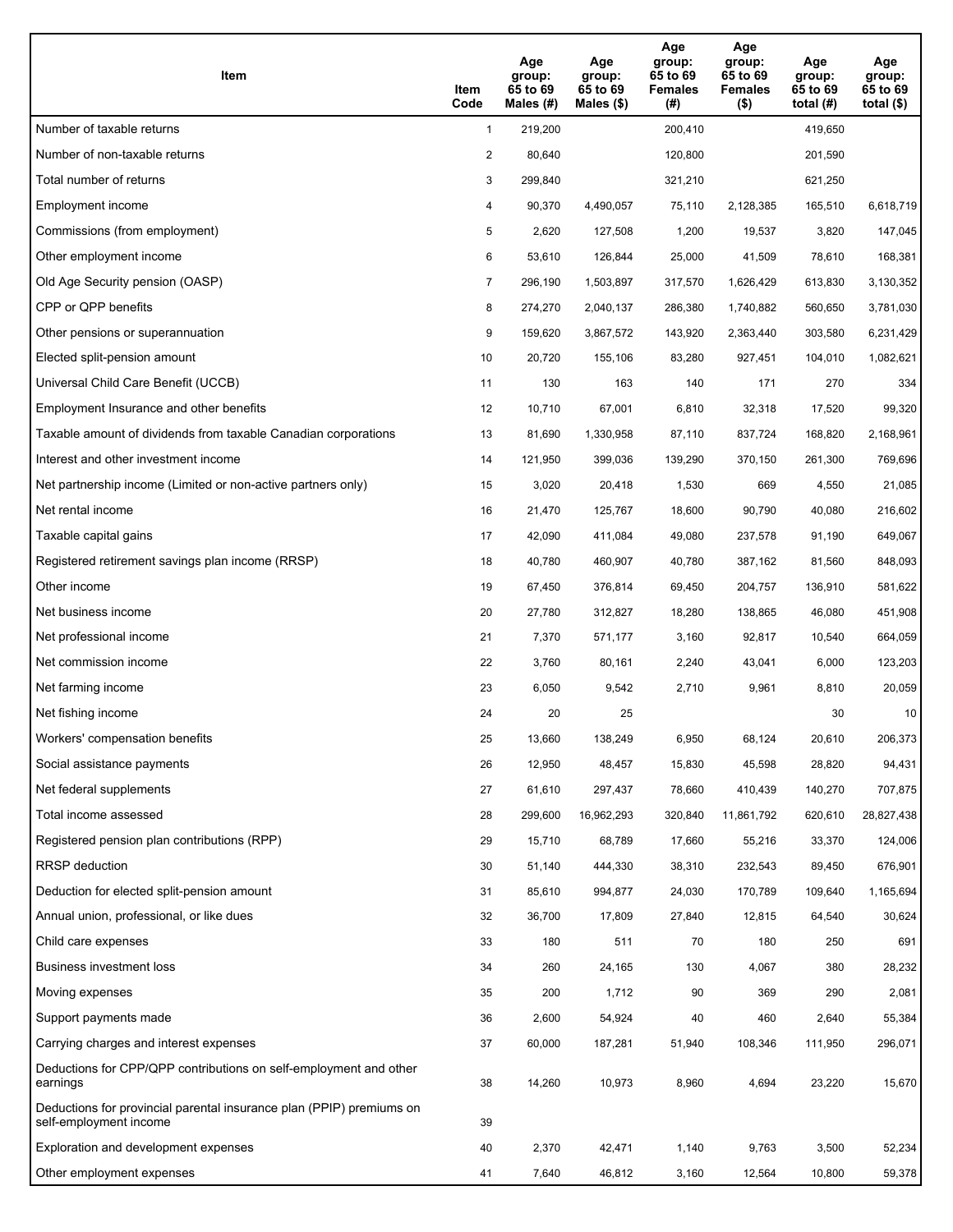| Item | Item Code | Age group: 65 to 69 Males (#) | Age group: 65 to 69 Males ($) | Age group: 65 to 69 Females (#) | Age group: 65 to 69 Females ($) | Age group: 65 to 69 total (#) | Age group: 65 to 69 total ($) |
|---|---|---|---|---|---|---|---|
| Number of taxable returns | 1 | 219,200 | | 200,410 | | 419,650 | |
| Number of non-taxable returns | 2 | 80,640 | | 120,800 | | 201,590 | |
| Total number of returns | 3 | 299,840 | | 321,210 | | 621,250 | |
| Employment income | 4 | 90,370 | 4,490,057 | 75,110 | 2,128,385 | 165,510 | 6,618,719 |
| Commissions (from employment) | 5 | 2,620 | 127,508 | 1,200 | 19,537 | 3,820 | 147,045 |
| Other employment income | 6 | 53,610 | 126,844 | 25,000 | 41,509 | 78,610 | 168,381 |
| Old Age Security pension (OASP) | 7 | 296,190 | 1,503,897 | 317,570 | 1,626,429 | 613,830 | 3,130,352 |
| CPP or QPP benefits | 8 | 274,270 | 2,040,137 | 286,380 | 1,740,882 | 560,650 | 3,781,030 |
| Other pensions or superannuation | 9 | 159,620 | 3,867,572 | 143,920 | 2,363,440 | 303,580 | 6,231,429 |
| Elected split-pension amount | 10 | 20,720 | 155,106 | 83,280 | 927,451 | 104,010 | 1,082,621 |
| Universal Child Care Benefit (UCCB) | 11 | 130 | 163 | 140 | 171 | 270 | 334 |
| Employment Insurance and other benefits | 12 | 10,710 | 67,001 | 6,810 | 32,318 | 17,520 | 99,320 |
| Taxable amount of dividends from taxable Canadian corporations | 13 | 81,690 | 1,330,958 | 87,110 | 837,724 | 168,820 | 2,168,961 |
| Interest and other investment income | 14 | 121,950 | 399,036 | 139,290 | 370,150 | 261,300 | 769,696 |
| Net partnership income (Limited or non-active partners only) | 15 | 3,020 | 20,418 | 1,530 | 669 | 4,550 | 21,085 |
| Net rental income | 16 | 21,470 | 125,767 | 18,600 | 90,790 | 40,080 | 216,602 |
| Taxable capital gains | 17 | 42,090 | 411,084 | 49,080 | 237,578 | 91,190 | 649,067 |
| Registered retirement savings plan income (RRSP) | 18 | 40,780 | 460,907 | 40,780 | 387,162 | 81,560 | 848,093 |
| Other income | 19 | 67,450 | 376,814 | 69,450 | 204,757 | 136,910 | 581,622 |
| Net business income | 20 | 27,780 | 312,827 | 18,280 | 138,865 | 46,080 | 451,908 |
| Net professional income | 21 | 7,370 | 571,177 | 3,160 | 92,817 | 10,540 | 664,059 |
| Net commission income | 22 | 3,760 | 80,161 | 2,240 | 43,041 | 6,000 | 123,203 |
| Net farming income | 23 | 6,050 | 9,542 | 2,710 | 9,961 | 8,810 | 20,059 |
| Net fishing income | 24 | 20 | 25 | | | 30 | 10 |
| Workers' compensation benefits | 25 | 13,660 | 138,249 | 6,950 | 68,124 | 20,610 | 206,373 |
| Social assistance payments | 26 | 12,950 | 48,457 | 15,830 | 45,598 | 28,820 | 94,431 |
| Net federal supplements | 27 | 61,610 | 297,437 | 78,660 | 410,439 | 140,270 | 707,875 |
| Total income assessed | 28 | 299,600 | 16,962,293 | 320,840 | 11,861,792 | 620,610 | 28,827,438 |
| Registered pension plan contributions (RPP) | 29 | 15,710 | 68,789 | 17,660 | 55,216 | 33,370 | 124,006 |
| RRSP deduction | 30 | 51,140 | 444,330 | 38,310 | 232,543 | 89,450 | 676,901 |
| Deduction for elected split-pension amount | 31 | 85,610 | 994,877 | 24,030 | 170,789 | 109,640 | 1,165,694 |
| Annual union, professional, or like dues | 32 | 36,700 | 17,809 | 27,840 | 12,815 | 64,540 | 30,624 |
| Child care expenses | 33 | 180 | 511 | 70 | 180 | 250 | 691 |
| Business investment loss | 34 | 260 | 24,165 | 130 | 4,067 | 380 | 28,232 |
| Moving expenses | 35 | 200 | 1,712 | 90 | 369 | 290 | 2,081 |
| Support payments made | 36 | 2,600 | 54,924 | 40 | 460 | 2,640 | 55,384 |
| Carrying charges and interest expenses | 37 | 60,000 | 187,281 | 51,940 | 108,346 | 111,950 | 296,071 |
| Deductions for CPP/QPP contributions on self-employment and other earnings | 38 | 14,260 | 10,973 | 8,960 | 4,694 | 23,220 | 15,670 |
| Deductions for provincial parental insurance plan (PPIP) premiums on self-employment income | 39 | | | | | | |
| Exploration and development expenses | 40 | 2,370 | 42,471 | 1,140 | 9,763 | 3,500 | 52,234 |
| Other employment expenses | 41 | 7,640 | 46,812 | 3,160 | 12,564 | 10,800 | 59,378 |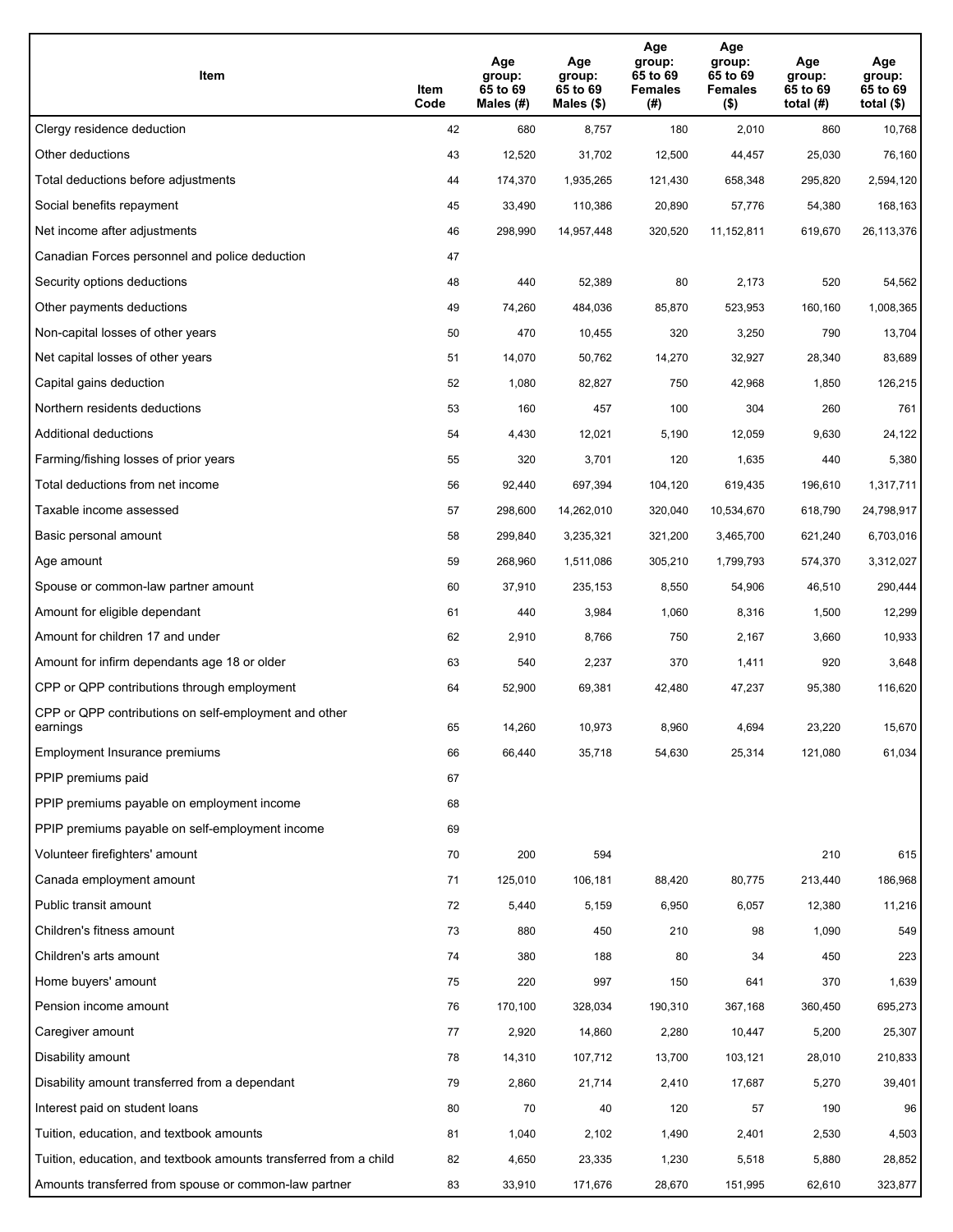| Item | Item Code | Age group: 65 to 69 Males (#) | Age group: 65 to 69 Males ($) | Age group: 65 to 69 Females (#) | Age group: 65 to 69 Females ($) | Age group: 65 to 69 total (#) | Age group: 65 to 69 total ($) |
|---|---|---|---|---|---|---|---|
| Clergy residence deduction | 42 | 680 | 8,757 | 180 | 2,010 | 860 | 10,768 |
| Other deductions | 43 | 12,520 | 31,702 | 12,500 | 44,457 | 25,030 | 76,160 |
| Total deductions before adjustments | 44 | 174,370 | 1,935,265 | 121,430 | 658,348 | 295,820 | 2,594,120 |
| Social benefits repayment | 45 | 33,490 | 110,386 | 20,890 | 57,776 | 54,380 | 168,163 |
| Net income after adjustments | 46 | 298,990 | 14,957,448 | 320,520 | 11,152,811 | 619,670 | 26,113,376 |
| Canadian Forces personnel and police deduction | 47 | | | | | | |
| Security options deductions | 48 | 440 | 52,389 | 80 | 2,173 | 520 | 54,562 |
| Other payments deductions | 49 | 74,260 | 484,036 | 85,870 | 523,953 | 160,160 | 1,008,365 |
| Non-capital losses of other years | 50 | 470 | 10,455 | 320 | 3,250 | 790 | 13,704 |
| Net capital losses of other years | 51 | 14,070 | 50,762 | 14,270 | 32,927 | 28,340 | 83,689 |
| Capital gains deduction | 52 | 1,080 | 82,827 | 750 | 42,968 | 1,850 | 126,215 |
| Northern residents deductions | 53 | 160 | 457 | 100 | 304 | 260 | 761 |
| Additional deductions | 54 | 4,430 | 12,021 | 5,190 | 12,059 | 9,630 | 24,122 |
| Farming/fishing losses of prior years | 55 | 320 | 3,701 | 120 | 1,635 | 440 | 5,380 |
| Total deductions from net income | 56 | 92,440 | 697,394 | 104,120 | 619,435 | 196,610 | 1,317,711 |
| Taxable income assessed | 57 | 298,600 | 14,262,010 | 320,040 | 10,534,670 | 618,790 | 24,798,917 |
| Basic personal amount | 58 | 299,840 | 3,235,321 | 321,200 | 3,465,700 | 621,240 | 6,703,016 |
| Age amount | 59 | 268,960 | 1,511,086 | 305,210 | 1,799,793 | 574,370 | 3,312,027 |
| Spouse or common-law partner amount | 60 | 37,910 | 235,153 | 8,550 | 54,906 | 46,510 | 290,444 |
| Amount for eligible dependant | 61 | 440 | 3,984 | 1,060 | 8,316 | 1,500 | 12,299 |
| Amount for children 17 and under | 62 | 2,910 | 8,766 | 750 | 2,167 | 3,660 | 10,933 |
| Amount for infirm dependants age 18 or older | 63 | 540 | 2,237 | 370 | 1,411 | 920 | 3,648 |
| CPP or QPP contributions through employment | 64 | 52,900 | 69,381 | 42,480 | 47,237 | 95,380 | 116,620 |
| CPP or QPP contributions on self-employment and other earnings | 65 | 14,260 | 10,973 | 8,960 | 4,694 | 23,220 | 15,670 |
| Employment Insurance premiums | 66 | 66,440 | 35,718 | 54,630 | 25,314 | 121,080 | 61,034 |
| PPIP premiums paid | 67 | | | | | | |
| PPIP premiums payable on employment income | 68 | | | | | | |
| PPIP premiums payable on self-employment income | 69 | | | | | | |
| Volunteer firefighters' amount | 70 | 200 | 594 | | | 210 | 615 |
| Canada employment amount | 71 | 125,010 | 106,181 | 88,420 | 80,775 | 213,440 | 186,968 |
| Public transit amount | 72 | 5,440 | 5,159 | 6,950 | 6,057 | 12,380 | 11,216 |
| Children's fitness amount | 73 | 880 | 450 | 210 | 98 | 1,090 | 549 |
| Children's arts amount | 74 | 380 | 188 | 80 | 34 | 450 | 223 |
| Home buyers' amount | 75 | 220 | 997 | 150 | 641 | 370 | 1,639 |
| Pension income amount | 76 | 170,100 | 328,034 | 190,310 | 367,168 | 360,450 | 695,273 |
| Caregiver amount | 77 | 2,920 | 14,860 | 2,280 | 10,447 | 5,200 | 25,307 |
| Disability amount | 78 | 14,310 | 107,712 | 13,700 | 103,121 | 28,010 | 210,833 |
| Disability amount transferred from a dependant | 79 | 2,860 | 21,714 | 2,410 | 17,687 | 5,270 | 39,401 |
| Interest paid on student loans | 80 | 70 | 40 | 120 | 57 | 190 | 96 |
| Tuition, education, and textbook amounts | 81 | 1,040 | 2,102 | 1,490 | 2,401 | 2,530 | 4,503 |
| Tuition, education, and textbook amounts transferred from a child | 82 | 4,650 | 23,335 | 1,230 | 5,518 | 5,880 | 28,852 |
| Amounts transferred from spouse or common-law partner | 83 | 33,910 | 171,676 | 28,670 | 151,995 | 62,610 | 323,877 |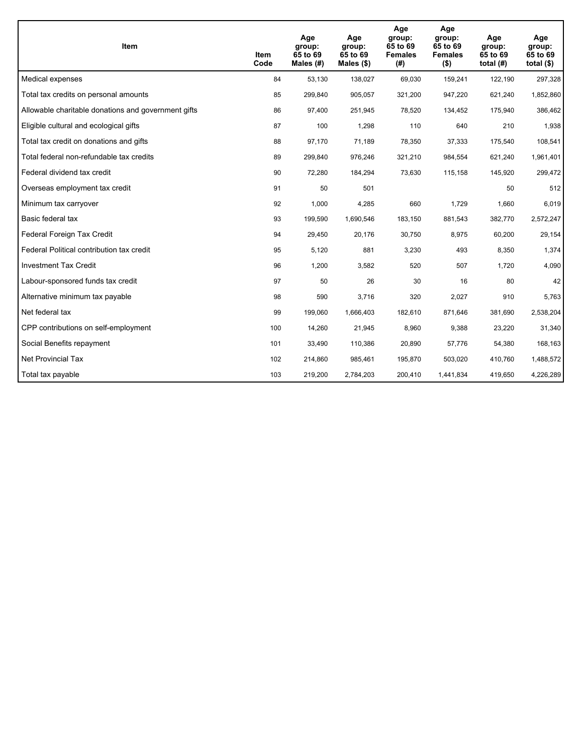| Item | Item Code | Age group: 65 to 69 Males (#) | Age group: 65 to 69 Males ($) | Age group: 65 to 69 Females (#) | Age group: 65 to 69 Females ($) | Age group: 65 to 69 total (#) | Age group: 65 to 69 total ($) |
|---|---|---|---|---|---|---|---|
| Medical expenses | 84 | 53,130 | 138,027 | 69,030 | 159,241 | 122,190 | 297,328 |
| Total tax credits on personal amounts | 85 | 299,840 | 905,057 | 321,200 | 947,220 | 621,240 | 1,852,860 |
| Allowable charitable donations and government gifts | 86 | 97,400 | 251,945 | 78,520 | 134,452 | 175,940 | 386,462 |
| Eligible cultural and ecological gifts | 87 | 100 | 1,298 | 110 | 640 | 210 | 1,938 |
| Total tax credit on donations and gifts | 88 | 97,170 | 71,189 | 78,350 | 37,333 | 175,540 | 108,541 |
| Total federal non-refundable tax credits | 89 | 299,840 | 976,246 | 321,210 | 984,554 | 621,240 | 1,961,401 |
| Federal dividend tax credit | 90 | 72,280 | 184,294 | 73,630 | 115,158 | 145,920 | 299,472 |
| Overseas employment tax credit | 91 | 50 | 501 | | | 50 | 512 |
| Minimum tax carryover | 92 | 1,000 | 4,285 | 660 | 1,729 | 1,660 | 6,019 |
| Basic federal tax | 93 | 199,590 | 1,690,546 | 183,150 | 881,543 | 382,770 | 2,572,247 |
| Federal Foreign Tax Credit | 94 | 29,450 | 20,176 | 30,750 | 8,975 | 60,200 | 29,154 |
| Federal Political contribution tax credit | 95 | 5,120 | 881 | 3,230 | 493 | 8,350 | 1,374 |
| Investment Tax Credit | 96 | 1,200 | 3,582 | 520 | 507 | 1,720 | 4,090 |
| Labour-sponsored funds tax credit | 97 | 50 | 26 | 30 | 16 | 80 | 42 |
| Alternative minimum tax payable | 98 | 590 | 3,716 | 320 | 2,027 | 910 | 5,763 |
| Net federal tax | 99 | 199,060 | 1,666,403 | 182,610 | 871,646 | 381,690 | 2,538,204 |
| CPP contributions on self-employment | 100 | 14,260 | 21,945 | 8,960 | 9,388 | 23,220 | 31,340 |
| Social Benefits repayment | 101 | 33,490 | 110,386 | 20,890 | 57,776 | 54,380 | 168,163 |
| Net Provincial Tax | 102 | 214,860 | 985,461 | 195,870 | 503,020 | 410,760 | 1,488,572 |
| Total tax payable | 103 | 219,200 | 2,784,203 | 200,410 | 1,441,834 | 419,650 | 4,226,289 |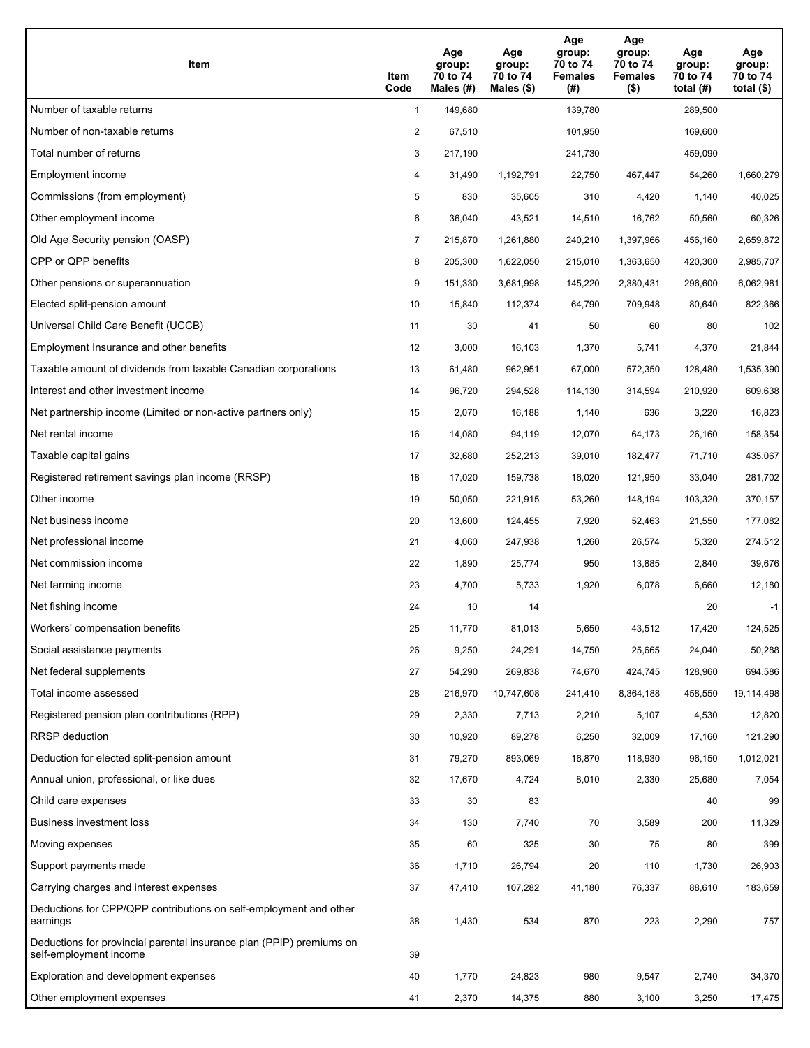| Item | Item Code | Age group: 70 to 74 Males (#) | Age group: 70 to 74 Males ($) | Age group: 70 to 74 Females (#) | Age group: 70 to 74 Females ($) | Age group: 70 to 74 total (#) | Age group: 70 to 74 total ($) |
|---|---|---|---|---|---|---|---|
| Number of taxable returns | 1 | 149,680 | | 139,780 | | 289,500 | |
| Number of non-taxable returns | 2 | 67,510 | | 101,950 | | 169,600 | |
| Total number of returns | 3 | 217,190 | | 241,730 | | 459,090 | |
| Employment income | 4 | 31,490 | 1,192,791 | 22,750 | 467,447 | 54,260 | 1,660,279 |
| Commissions (from employment) | 5 | 830 | 35,605 | 310 | 4,420 | 1,140 | 40,025 |
| Other employment income | 6 | 36,040 | 43,521 | 14,510 | 16,762 | 50,560 | 60,326 |
| Old Age Security pension (OASP) | 7 | 215,870 | 1,261,880 | 240,210 | 1,397,966 | 456,160 | 2,659,872 |
| CPP or QPP benefits | 8 | 205,300 | 1,622,050 | 215,010 | 1,363,650 | 420,300 | 2,985,707 |
| Other pensions or superannuation | 9 | 151,330 | 3,681,998 | 145,220 | 2,380,431 | 296,600 | 6,062,981 |
| Elected split-pension amount | 10 | 15,840 | 112,374 | 64,790 | 709,948 | 80,640 | 822,366 |
| Universal Child Care Benefit (UCCB) | 11 | 30 | 41 | 50 | 60 | 80 | 102 |
| Employment Insurance and other benefits | 12 | 3,000 | 16,103 | 1,370 | 5,741 | 4,370 | 21,844 |
| Taxable amount of dividends from taxable Canadian corporations | 13 | 61,480 | 962,951 | 67,000 | 572,350 | 128,480 | 1,535,390 |
| Interest and other investment income | 14 | 96,720 | 294,528 | 114,130 | 314,594 | 210,920 | 609,638 |
| Net partnership income (Limited or non-active partners only) | 15 | 2,070 | 16,188 | 1,140 | 636 | 3,220 | 16,823 |
| Net rental income | 16 | 14,080 | 94,119 | 12,070 | 64,173 | 26,160 | 158,354 |
| Taxable capital gains | 17 | 32,680 | 252,213 | 39,010 | 182,477 | 71,710 | 435,067 |
| Registered retirement savings plan income (RRSP) | 18 | 17,020 | 159,738 | 16,020 | 121,950 | 33,040 | 281,702 |
| Other income | 19 | 50,050 | 221,915 | 53,260 | 148,194 | 103,320 | 370,157 |
| Net business income | 20 | 13,600 | 124,455 | 7,920 | 52,463 | 21,550 | 177,082 |
| Net professional income | 21 | 4,060 | 247,938 | 1,260 | 26,574 | 5,320 | 274,512 |
| Net commission income | 22 | 1,890 | 25,774 | 950 | 13,885 | 2,840 | 39,676 |
| Net farming income | 23 | 4,700 | 5,733 | 1,920 | 6,078 | 6,660 | 12,180 |
| Net fishing income | 24 | 10 | 14 | | | 20 | -1 |
| Workers' compensation benefits | 25 | 11,770 | 81,013 | 5,650 | 43,512 | 17,420 | 124,525 |
| Social assistance payments | 26 | 9,250 | 24,291 | 14,750 | 25,665 | 24,040 | 50,288 |
| Net federal supplements | 27 | 54,290 | 269,838 | 74,670 | 424,745 | 128,960 | 694,586 |
| Total income assessed | 28 | 216,970 | 10,747,608 | 241,410 | 8,364,188 | 458,550 | 19,114,498 |
| Registered pension plan contributions (RPP) | 29 | 2,330 | 7,713 | 2,210 | 5,107 | 4,530 | 12,820 |
| RRSP deduction | 30 | 10,920 | 89,278 | 6,250 | 32,009 | 17,160 | 121,290 |
| Deduction for elected split-pension amount | 31 | 79,270 | 893,069 | 16,870 | 118,930 | 96,150 | 1,012,021 |
| Annual union, professional, or like dues | 32 | 17,670 | 4,724 | 8,010 | 2,330 | 25,680 | 7,054 |
| Child care expenses | 33 | 30 | 83 | | | 40 | 99 |
| Business investment loss | 34 | 130 | 7,740 | 70 | 3,589 | 200 | 11,329 |
| Moving expenses | 35 | 60 | 325 | 30 | 75 | 80 | 399 |
| Support payments made | 36 | 1,710 | 26,794 | 20 | 110 | 1,730 | 26,903 |
| Carrying charges and interest expenses | 37 | 47,410 | 107,282 | 41,180 | 76,337 | 88,610 | 183,659 |
| Deductions for CPP/QPP contributions on self-employment and other earnings | 38 | 1,430 | 534 | 870 | 223 | 2,290 | 757 |
| Deductions for provincial parental insurance plan (PPIP) premiums on self-employment income | 39 | | | | | | |
| Exploration and development expenses | 40 | 1,770 | 24,823 | 980 | 9,547 | 2,740 | 34,370 |
| Other employment expenses | 41 | 2,370 | 14,375 | 880 | 3,100 | 3,250 | 17,475 |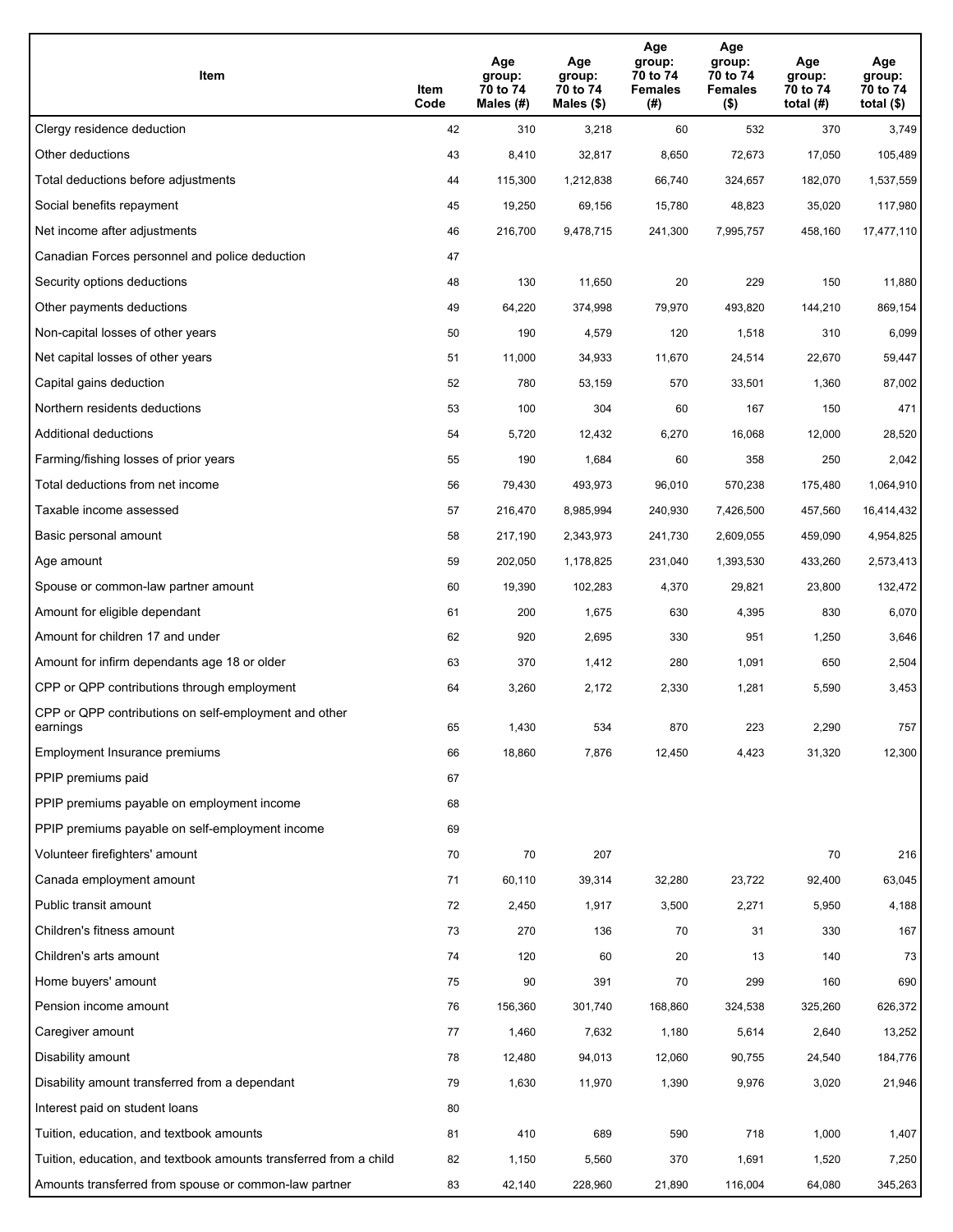| Item | Item Code | Age group: 70 to 74 Males (#) | Age group: 70 to 74 Males ($) | Age group: 70 to 74 Females (#) | Age group: 70 to 74 Females ($) | Age group: 70 to 74 total (#) | Age group: 70 to 74 total ($) |
| --- | --- | --- | --- | --- | --- | --- | --- |
| Clergy residence deduction | 42 | 310 | 3,218 | 60 | 532 | 370 | 3,749 |
| Other deductions | 43 | 8,410 | 32,817 | 8,650 | 72,673 | 17,050 | 105,489 |
| Total deductions before adjustments | 44 | 115,300 | 1,212,838 | 66,740 | 324,657 | 182,070 | 1,537,559 |
| Social benefits repayment | 45 | 19,250 | 69,156 | 15,780 | 48,823 | 35,020 | 117,980 |
| Net income after adjustments | 46 | 216,700 | 9,478,715 | 241,300 | 7,995,757 | 458,160 | 17,477,110 |
| Canadian Forces personnel and police deduction | 47 | | | | | | |
| Security options deductions | 48 | 130 | 11,650 | 20 | 229 | 150 | 11,880 |
| Other payments deductions | 49 | 64,220 | 374,998 | 79,970 | 493,820 | 144,210 | 869,154 |
| Non-capital losses of other years | 50 | 190 | 4,579 | 120 | 1,518 | 310 | 6,099 |
| Net capital losses of other years | 51 | 11,000 | 34,933 | 11,670 | 24,514 | 22,670 | 59,447 |
| Capital gains deduction | 52 | 780 | 53,159 | 570 | 33,501 | 1,360 | 87,002 |
| Northern residents deductions | 53 | 100 | 304 | 60 | 167 | 150 | 471 |
| Additional deductions | 54 | 5,720 | 12,432 | 6,270 | 16,068 | 12,000 | 28,520 |
| Farming/fishing losses of prior years | 55 | 190 | 1,684 | 60 | 358 | 250 | 2,042 |
| Total deductions from net income | 56 | 79,430 | 493,973 | 96,010 | 570,238 | 175,480 | 1,064,910 |
| Taxable income assessed | 57 | 216,470 | 8,985,994 | 240,930 | 7,426,500 | 457,560 | 16,414,432 |
| Basic personal amount | 58 | 217,190 | 2,343,973 | 241,730 | 2,609,055 | 459,090 | 4,954,825 |
| Age amount | 59 | 202,050 | 1,178,825 | 231,040 | 1,393,530 | 433,260 | 2,573,413 |
| Spouse or common-law partner amount | 60 | 19,390 | 102,283 | 4,370 | 29,821 | 23,800 | 132,472 |
| Amount for eligible dependant | 61 | 200 | 1,675 | 630 | 4,395 | 830 | 6,070 |
| Amount for children 17 and under | 62 | 920 | 2,695 | 330 | 951 | 1,250 | 3,646 |
| Amount for infirm dependants age 18 or older | 63 | 370 | 1,412 | 280 | 1,091 | 650 | 2,504 |
| CPP or QPP contributions through employment | 64 | 3,260 | 2,172 | 2,330 | 1,281 | 5,590 | 3,453 |
| CPP or QPP contributions on self-employment and other earnings | 65 | 1,430 | 534 | 870 | 223 | 2,290 | 757 |
| Employment Insurance premiums | 66 | 18,860 | 7,876 | 12,450 | 4,423 | 31,320 | 12,300 |
| PPIP premiums paid | 67 | | | | | | |
| PPIP premiums payable on employment income | 68 | | | | | | |
| PPIP premiums payable on self-employment income | 69 | | | | | | |
| Volunteer firefighters' amount | 70 | 70 | 207 | | | 70 | 216 |
| Canada employment amount | 71 | 60,110 | 39,314 | 32,280 | 23,722 | 92,400 | 63,045 |
| Public transit amount | 72 | 2,450 | 1,917 | 3,500 | 2,271 | 5,950 | 4,188 |
| Children's fitness amount | 73 | 270 | 136 | 70 | 31 | 330 | 167 |
| Children's arts amount | 74 | 120 | 60 | 20 | 13 | 140 | 73 |
| Home buyers' amount | 75 | 90 | 391 | 70 | 299 | 160 | 690 |
| Pension income amount | 76 | 156,360 | 301,740 | 168,860 | 324,538 | 325,260 | 626,372 |
| Caregiver amount | 77 | 1,460 | 7,632 | 1,180 | 5,614 | 2,640 | 13,252 |
| Disability amount | 78 | 12,480 | 94,013 | 12,060 | 90,755 | 24,540 | 184,776 |
| Disability amount transferred from a dependant | 79 | 1,630 | 11,970 | 1,390 | 9,976 | 3,020 | 21,946 |
| Interest paid on student loans | 80 | | | | | | |
| Tuition, education, and textbook amounts | 81 | 410 | 689 | 590 | 718 | 1,000 | 1,407 |
| Tuition, education, and textbook amounts transferred from a child | 82 | 1,150 | 5,560 | 370 | 1,691 | 1,520 | 7,250 |
| Amounts transferred from spouse or common-law partner | 83 | 42,140 | 228,960 | 21,890 | 116,004 | 64,080 | 345,263 |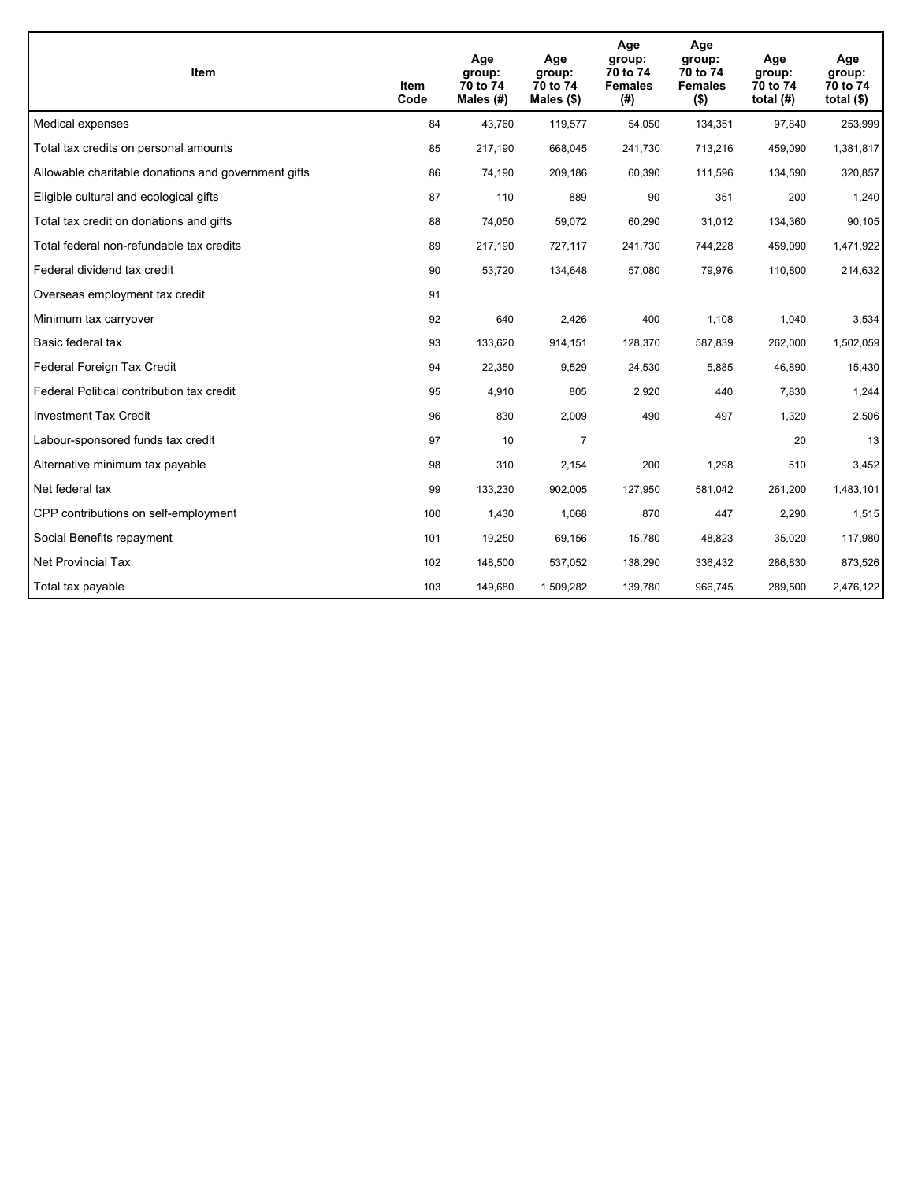| Item | Item Code | Age group: 70 to 74 Males (#) | Age group: 70 to 74 Males ($) | Age group: 70 to 74 Females (#) | Age group: 70 to 74 Females ($) | Age group: 70 to 74 total (#) | Age group: 70 to 74 total ($) |
|---|---|---|---|---|---|---|---|
| Medical expenses | 84 | 43,760 | 119,577 | 54,050 | 134,351 | 97,840 | 253,999 |
| Total tax credits on personal amounts | 85 | 217,190 | 668,045 | 241,730 | 713,216 | 459,090 | 1,381,817 |
| Allowable charitable donations and government gifts | 86 | 74,190 | 209,186 | 60,390 | 111,596 | 134,590 | 320,857 |
| Eligible cultural and ecological gifts | 87 | 110 | 889 | 90 | 351 | 200 | 1,240 |
| Total tax credit on donations and gifts | 88 | 74,050 | 59,072 | 60,290 | 31,012 | 134,360 | 90,105 |
| Total federal non-refundable tax credits | 89 | 217,190 | 727,117 | 241,730 | 744,228 | 459,090 | 1,471,922 |
| Federal dividend tax credit | 90 | 53,720 | 134,648 | 57,080 | 79,976 | 110,800 | 214,632 |
| Overseas employment tax credit | 91 | | | | | | |
| Minimum tax carryover | 92 | 640 | 2,426 | 400 | 1,108 | 1,040 | 3,534 |
| Basic federal tax | 93 | 133,620 | 914,151 | 128,370 | 587,839 | 262,000 | 1,502,059 |
| Federal Foreign Tax Credit | 94 | 22,350 | 9,529 | 24,530 | 5,885 | 46,890 | 15,430 |
| Federal Political contribution tax credit | 95 | 4,910 | 805 | 2,920 | 440 | 7,830 | 1,244 |
| Investment Tax Credit | 96 | 830 | 2,009 | 490 | 497 | 1,320 | 2,506 |
| Labour-sponsored funds tax credit | 97 | 10 | 7 | | | 20 | 13 |
| Alternative minimum tax payable | 98 | 310 | 2,154 | 200 | 1,298 | 510 | 3,452 |
| Net federal tax | 99 | 133,230 | 902,005 | 127,950 | 581,042 | 261,200 | 1,483,101 |
| CPP contributions on self-employment | 100 | 1,430 | 1,068 | 870 | 447 | 2,290 | 1,515 |
| Social Benefits repayment | 101 | 19,250 | 69,156 | 15,780 | 48,823 | 35,020 | 117,980 |
| Net Provincial Tax | 102 | 148,500 | 537,052 | 138,290 | 336,432 | 286,830 | 873,526 |
| Total tax payable | 103 | 149,680 | 1,509,282 | 139,780 | 966,745 | 289,500 | 2,476,122 |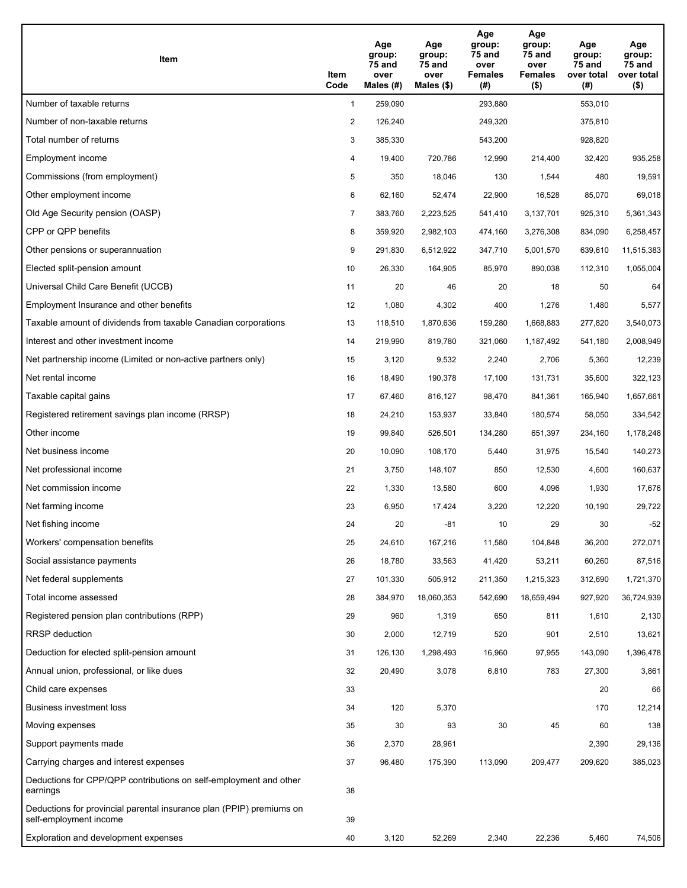| Item | Item Code | Age group: 75 and over Males (#) | Age group: 75 and over Males ($) | Age group: 75 and over Females (#) | Age group: 75 and over Females ($) | Age group: 75 and over total (#) | Age group: 75 and over total ($) |
|---|---|---|---|---|---|---|---|
| Number of taxable returns | 1 | 259,090 | | 293,880 | | 553,010 | |
| Number of non-taxable returns | 2 | 126,240 | | 249,320 | | 375,810 | |
| Total number of returns | 3 | 385,330 | | 543,200 | | 928,820 | |
| Employment income | 4 | 19,400 | 720,786 | 12,990 | 214,400 | 32,420 | 935,258 |
| Commissions (from employment) | 5 | 350 | 18,046 | 130 | 1,544 | 480 | 19,591 |
| Other employment income | 6 | 62,160 | 52,474 | 22,900 | 16,528 | 85,070 | 69,018 |
| Old Age Security pension (OASP) | 7 | 383,760 | 2,223,525 | 541,410 | 3,137,701 | 925,310 | 5,361,343 |
| CPP or QPP benefits | 8 | 359,920 | 2,982,103 | 474,160 | 3,276,308 | 834,090 | 6,258,457 |
| Other pensions or superannuation | 9 | 291,830 | 6,512,922 | 347,710 | 5,001,570 | 639,610 | 11,515,383 |
| Elected split-pension amount | 10 | 26,330 | 164,905 | 85,970 | 890,038 | 112,310 | 1,055,004 |
| Universal Child Care Benefit (UCCB) | 11 | 20 | 46 | 20 | 18 | 50 | 64 |
| Employment Insurance and other benefits | 12 | 1,080 | 4,302 | 400 | 1,276 | 1,480 | 5,577 |
| Taxable amount of dividends from taxable Canadian corporations | 13 | 118,510 | 1,870,636 | 159,280 | 1,668,883 | 277,820 | 3,540,073 |
| Interest and other investment income | 14 | 219,990 | 819,780 | 321,060 | 1,187,492 | 541,180 | 2,008,949 |
| Net partnership income (Limited or non-active partners only) | 15 | 3,120 | 9,532 | 2,240 | 2,706 | 5,360 | 12,239 |
| Net rental income | 16 | 18,490 | 190,378 | 17,100 | 131,731 | 35,600 | 322,123 |
| Taxable capital gains | 17 | 67,460 | 816,127 | 98,470 | 841,361 | 165,940 | 1,657,661 |
| Registered retirement savings plan income (RRSP) | 18 | 24,210 | 153,937 | 33,840 | 180,574 | 58,050 | 334,542 |
| Other income | 19 | 99,840 | 526,501 | 134,280 | 651,397 | 234,160 | 1,178,248 |
| Net business income | 20 | 10,090 | 108,170 | 5,440 | 31,975 | 15,540 | 140,273 |
| Net professional income | 21 | 3,750 | 148,107 | 850 | 12,530 | 4,600 | 160,637 |
| Net commission income | 22 | 1,330 | 13,580 | 600 | 4,096 | 1,930 | 17,676 |
| Net farming income | 23 | 6,950 | 17,424 | 3,220 | 12,220 | 10,190 | 29,722 |
| Net fishing income | 24 | 20 | -81 | 10 | 29 | 30 | -52 |
| Workers' compensation benefits | 25 | 24,610 | 167,216 | 11,580 | 104,848 | 36,200 | 272,071 |
| Social assistance payments | 26 | 18,780 | 33,563 | 41,420 | 53,211 | 60,260 | 87,516 |
| Net federal supplements | 27 | 101,330 | 505,912 | 211,350 | 1,215,323 | 312,690 | 1,721,370 |
| Total income assessed | 28 | 384,970 | 18,060,353 | 542,690 | 18,659,494 | 927,920 | 36,724,939 |
| Registered pension plan contributions (RPP) | 29 | 960 | 1,319 | 650 | 811 | 1,610 | 2,130 |
| RRSP deduction | 30 | 2,000 | 12,719 | 520 | 901 | 2,510 | 13,621 |
| Deduction for elected split-pension amount | 31 | 126,130 | 1,298,493 | 16,960 | 97,955 | 143,090 | 1,396,478 |
| Annual union, professional, or like dues | 32 | 20,490 | 3,078 | 6,810 | 783 | 27,300 | 3,861 |
| Child care expenses | 33 | | | | | 20 | 66 |
| Business investment loss | 34 | 120 | 5,370 | | | 170 | 12,214 |
| Moving expenses | 35 | 30 | 93 | 30 | 45 | 60 | 138 |
| Support payments made | 36 | 2,370 | 28,961 | | | 2,390 | 29,136 |
| Carrying charges and interest expenses | 37 | 96,480 | 175,390 | 113,090 | 209,477 | 209,620 | 385,023 |
| Deductions for CPP/QPP contributions on self-employment and other earnings | 38 | | | | | | |
| Deductions for provincial parental insurance plan (PPIP) premiums on self-employment income | 39 | | | | | | |
| Exploration and development expenses | 40 | 3,120 | 52,269 | 2,340 | 22,236 | 5,460 | 74,506 |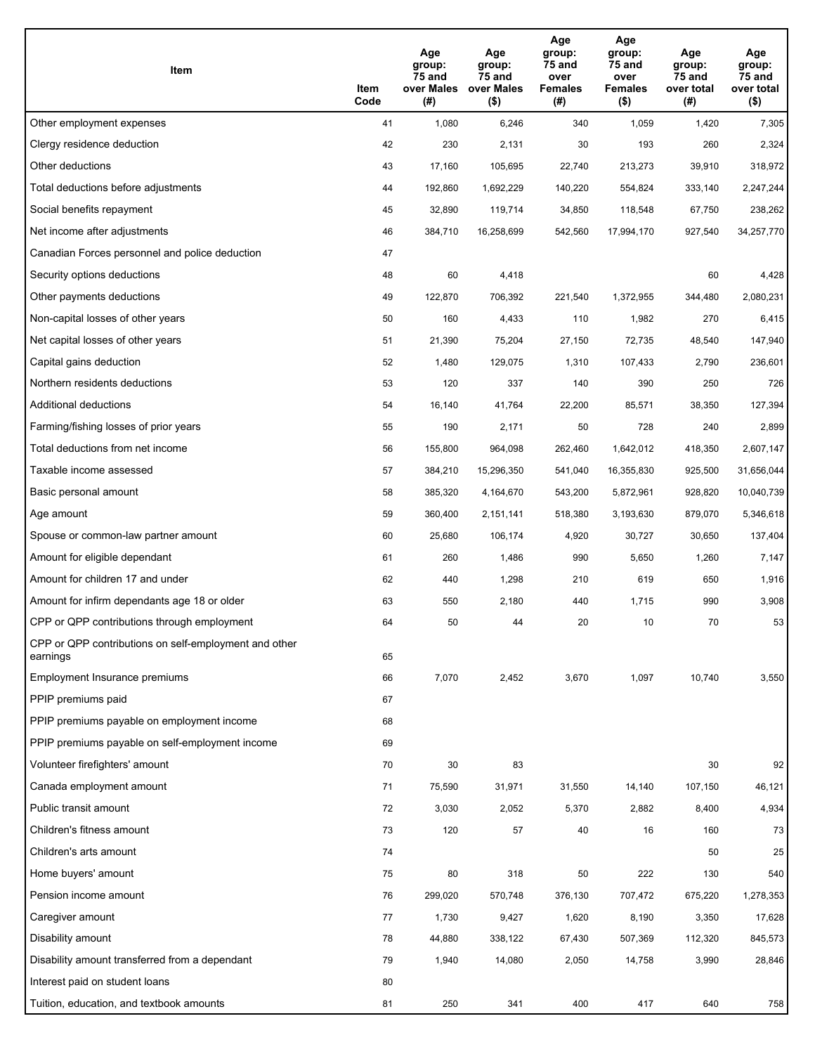| Item | Item Code | Age group: 75 and over Males (#) | Age group: 75 and over Males ($) | Age group: 75 and over Females (#) | Age group: 75 and over Females ($) | Age group: 75 and over total (#) | Age group: 75 and over total ($) |
|---|---|---|---|---|---|---|---|
| Other employment expenses | 41 | 1,080 | 6,246 | 340 | 1,059 | 1,420 | 7,305 |
| Clergy residence deduction | 42 | 230 | 2,131 | 30 | 193 | 260 | 2,324 |
| Other deductions | 43 | 17,160 | 105,695 | 22,740 | 213,273 | 39,910 | 318,972 |
| Total deductions before adjustments | 44 | 192,860 | 1,692,229 | 140,220 | 554,824 | 333,140 | 2,247,244 |
| Social benefits repayment | 45 | 32,890 | 119,714 | 34,850 | 118,548 | 67,750 | 238,262 |
| Net income after adjustments | 46 | 384,710 | 16,258,699 | 542,560 | 17,994,170 | 927,540 | 34,257,770 |
| Canadian Forces personnel and police deduction | 47 | | | | | | |
| Security options deductions | 48 | 60 | 4,418 | | | 60 | 4,428 |
| Other payments deductions | 49 | 122,870 | 706,392 | 221,540 | 1,372,955 | 344,480 | 2,080,231 |
| Non-capital losses of other years | 50 | 160 | 4,433 | 110 | 1,982 | 270 | 6,415 |
| Net capital losses of other years | 51 | 21,390 | 75,204 | 27,150 | 72,735 | 48,540 | 147,940 |
| Capital gains deduction | 52 | 1,480 | 129,075 | 1,310 | 107,433 | 2,790 | 236,601 |
| Northern residents deductions | 53 | 120 | 337 | 140 | 390 | 250 | 726 |
| Additional deductions | 54 | 16,140 | 41,764 | 22,200 | 85,571 | 38,350 | 127,394 |
| Farming/fishing losses of prior years | 55 | 190 | 2,171 | 50 | 728 | 240 | 2,899 |
| Total deductions from net income | 56 | 155,800 | 964,098 | 262,460 | 1,642,012 | 418,350 | 2,607,147 |
| Taxable income assessed | 57 | 384,210 | 15,296,350 | 541,040 | 16,355,830 | 925,500 | 31,656,044 |
| Basic personal amount | 58 | 385,320 | 4,164,670 | 543,200 | 5,872,961 | 928,820 | 10,040,739 |
| Age amount | 59 | 360,400 | 2,151,141 | 518,380 | 3,193,630 | 879,070 | 5,346,618 |
| Spouse or common-law partner amount | 60 | 25,680 | 106,174 | 4,920 | 30,727 | 30,650 | 137,404 |
| Amount for eligible dependant | 61 | 260 | 1,486 | 990 | 5,650 | 1,260 | 7,147 |
| Amount for children 17 and under | 62 | 440 | 1,298 | 210 | 619 | 650 | 1,916 |
| Amount for infirm dependants age 18 or older | 63 | 550 | 2,180 | 440 | 1,715 | 990 | 3,908 |
| CPP or QPP contributions through employment | 64 | 50 | 44 | 20 | 10 | 70 | 53 |
| CPP or QPP contributions on self-employment and other earnings | 65 | | | | | | |
| Employment Insurance premiums | 66 | 7,070 | 2,452 | 3,670 | 1,097 | 10,740 | 3,550 |
| PPIP premiums paid | 67 | | | | | | |
| PPIP premiums payable on employment income | 68 | | | | | | |
| PPIP premiums payable on self-employment income | 69 | | | | | | |
| Volunteer firefighters' amount | 70 | 30 | 83 | | | 30 | 92 |
| Canada employment amount | 71 | 75,590 | 31,971 | 31,550 | 14,140 | 107,150 | 46,121 |
| Public transit amount | 72 | 3,030 | 2,052 | 5,370 | 2,882 | 8,400 | 4,934 |
| Children's fitness amount | 73 | 120 | 57 | 40 | 16 | 160 | 73 |
| Children's arts amount | 74 | | | | | 50 | 25 |
| Home buyers' amount | 75 | 80 | 318 | 50 | 222 | 130 | 540 |
| Pension income amount | 76 | 299,020 | 570,748 | 376,130 | 707,472 | 675,220 | 1,278,353 |
| Caregiver amount | 77 | 1,730 | 9,427 | 1,620 | 8,190 | 3,350 | 17,628 |
| Disability amount | 78 | 44,880 | 338,122 | 67,430 | 507,369 | 112,320 | 845,573 |
| Disability amount transferred from a dependant | 79 | 1,940 | 14,080 | 2,050 | 14,758 | 3,990 | 28,846 |
| Interest paid on student loans | 80 | | | | | | |
| Tuition, education, and textbook amounts | 81 | 250 | 341 | 400 | 417 | 640 | 758 |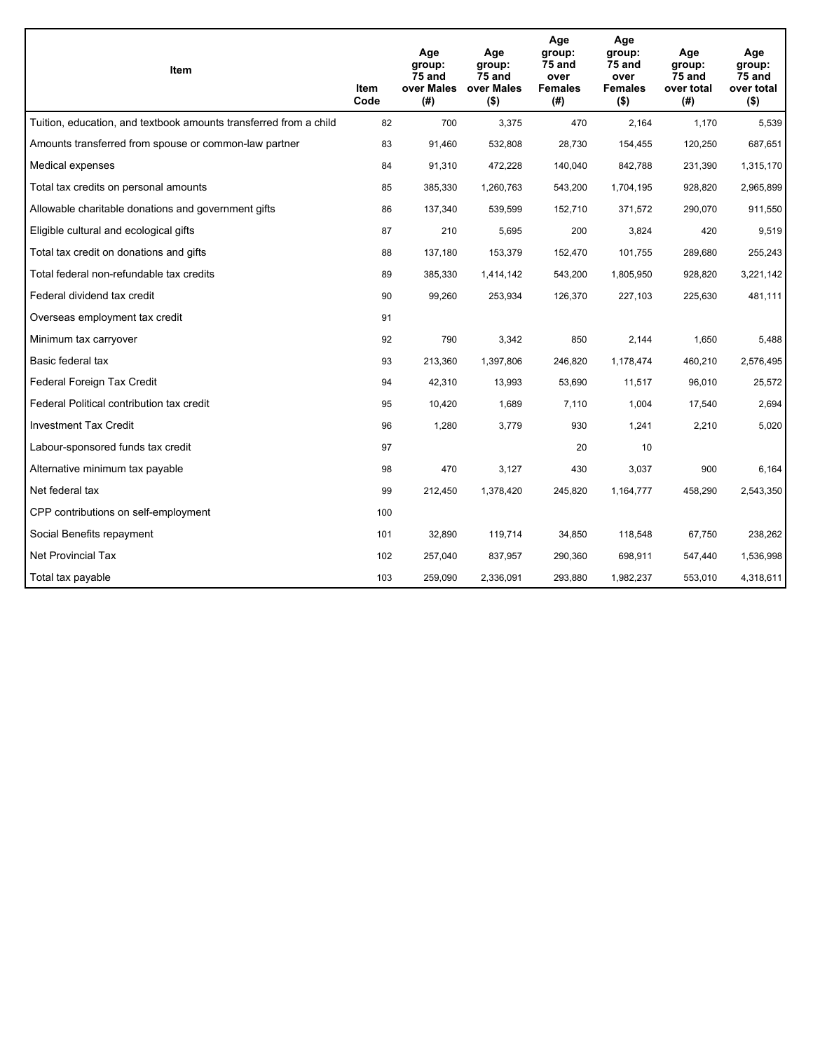| Item | Item Code | Age group: 75 and over Males (#) | Age group: 75 and over Males ($) | Age group: 75 and over Females (#) | Age group: 75 and over Females ($) | Age group: 75 and over total (#) | Age group: 75 and over total ($) |
|---|---|---|---|---|---|---|---|
| Tuition, education, and textbook amounts transferred from a child | 82 | 700 | 3,375 | 470 | 2,164 | 1,170 | 5,539 |
| Amounts transferred from spouse or common-law partner | 83 | 91,460 | 532,808 | 28,730 | 154,455 | 120,250 | 687,651 |
| Medical expenses | 84 | 91,310 | 472,228 | 140,040 | 842,788 | 231,390 | 1,315,170 |
| Total tax credits on personal amounts | 85 | 385,330 | 1,260,763 | 543,200 | 1,704,195 | 928,820 | 2,965,899 |
| Allowable charitable donations and government gifts | 86 | 137,340 | 539,599 | 152,710 | 371,572 | 290,070 | 911,550 |
| Eligible cultural and ecological gifts | 87 | 210 | 5,695 | 200 | 3,824 | 420 | 9,519 |
| Total tax credit on donations and gifts | 88 | 137,180 | 153,379 | 152,470 | 101,755 | 289,680 | 255,243 |
| Total federal non-refundable tax credits | 89 | 385,330 | 1,414,142 | 543,200 | 1,805,950 | 928,820 | 3,221,142 |
| Federal dividend tax credit | 90 | 99,260 | 253,934 | 126,370 | 227,103 | 225,630 | 481,111 |
| Overseas employment tax credit | 91 | | | | | | |
| Minimum tax carryover | 92 | 790 | 3,342 | 850 | 2,144 | 1,650 | 5,488 |
| Basic federal tax | 93 | 213,360 | 1,397,806 | 246,820 | 1,178,474 | 460,210 | 2,576,495 |
| Federal Foreign Tax Credit | 94 | 42,310 | 13,993 | 53,690 | 11,517 | 96,010 | 25,572 |
| Federal Political contribution tax credit | 95 | 10,420 | 1,689 | 7,110 | 1,004 | 17,540 | 2,694 |
| Investment Tax Credit | 96 | 1,280 | 3,779 | 930 | 1,241 | 2,210 | 5,020 |
| Labour-sponsored funds tax credit | 97 | | | 20 | 10 | | |
| Alternative minimum tax payable | 98 | 470 | 3,127 | 430 | 3,037 | 900 | 6,164 |
| Net federal tax | 99 | 212,450 | 1,378,420 | 245,820 | 1,164,777 | 458,290 | 2,543,350 |
| CPP contributions on self-employment | 100 | | | | | | |
| Social Benefits repayment | 101 | 32,890 | 119,714 | 34,850 | 118,548 | 67,750 | 238,262 |
| Net Provincial Tax | 102 | 257,040 | 837,957 | 290,360 | 698,911 | 547,440 | 1,536,998 |
| Total tax payable | 103 | 259,090 | 2,336,091 | 293,880 | 1,982,237 | 553,010 | 4,318,611 |